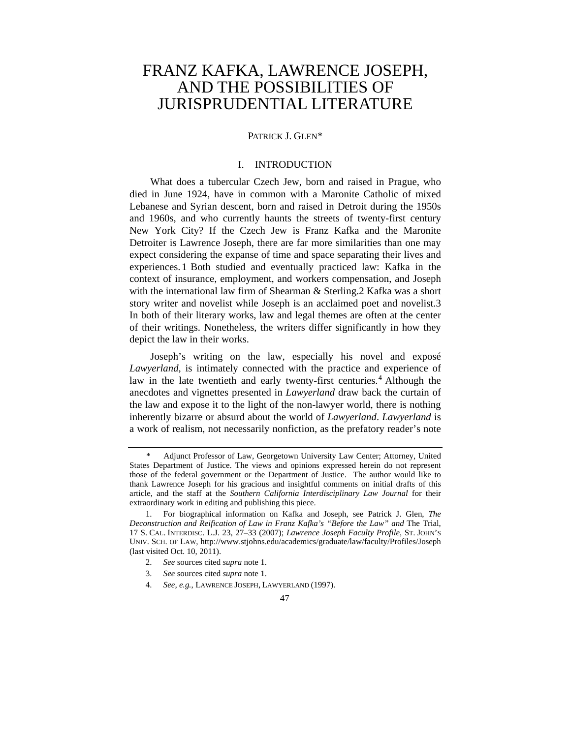# FRANZ KAFKA, LAWRENCE JOSEPH, AND THE POSSIBILITIES OF JURISPRUDENTIAL LITERATURE

PATRICK J. GLEN*

## I. INTRODUCTION

What does a tubercular Czech Jew, born and raised in Prague, who died in June 1924, have in common with a Maronite Catholic of mixed Lebanese and Syrian descent, born and raised in Detroit during the 1950s and 1960s, and who currently haunts the streets of twenty-first century New York City? If the Czech Jew is Franz Kafka and the Maronite Detroiter is Lawrence Joseph, there are far more similarities than one may expect considering the expanse of time and space separating their lives and experiences.[1] Both studied and eventually practiced law: Kafka in the context of insurance, employment, and workers compensation, and Joseph with the international law firm of Shearman & Sterling.[2] Kafka was a short story writer and novelist while Joseph is an acclaimed poet and novelist.[3] In both of their literary works, law and legal themes are often at the center of their writings. Nonetheless, the writers differ significantly in how they depict the law in their works.

Joseph's writing on the law, especially his novel and exposé *Lawyerland*, is intimately connected with the practice and experience of law in the late twentieth and early twenty-first centuries.[4] Although the anecdotes and vignettes presented in *Lawyerland* draw back the curtain of the law and expose it to the light of the non-lawyer world, there is nothing inherently bizarre or absurd about the world of *Lawyerland*. *Lawyerland* is a work of realism, not necessarily nonfiction, as the prefatory reader's note

---

\* Adjunct Professor of Law, Georgetown University Law Center; Attorney, United States Department of Justice. The views and opinions expressed herein do not represent those of the federal government or the Department of Justice. The author would like to thank Lawrence Joseph for his gracious and insightful comments on initial drafts of this article, and the staff at the *Southern California Interdisciplinary Law Journal* for their extraordinary work in editing and publishing this piece.

1. For biographical information on Kafka and Joseph, see Patrick J. Glen, *The Deconstruction and Reification of Law in Franz Kafka's "Before the Law" and* The Trial, 17 S. CAL. INTERDISC. L.J. 23, 27–33 (2007); *Lawrence Joseph Faculty Profile*, ST. JOHN'S UNIV. SCH. OF LAW, http://www.stjohns.edu/academics/graduate/law/faculty/Profiles/Joseph (last visited Oct. 10, 2011).

2. *See* sources cited *supra* note 1.

3. *See* sources cited *supra* note 1.

4. *See, e.g.*, LAWRENCE JOSEPH, LAWYERLAND (1997).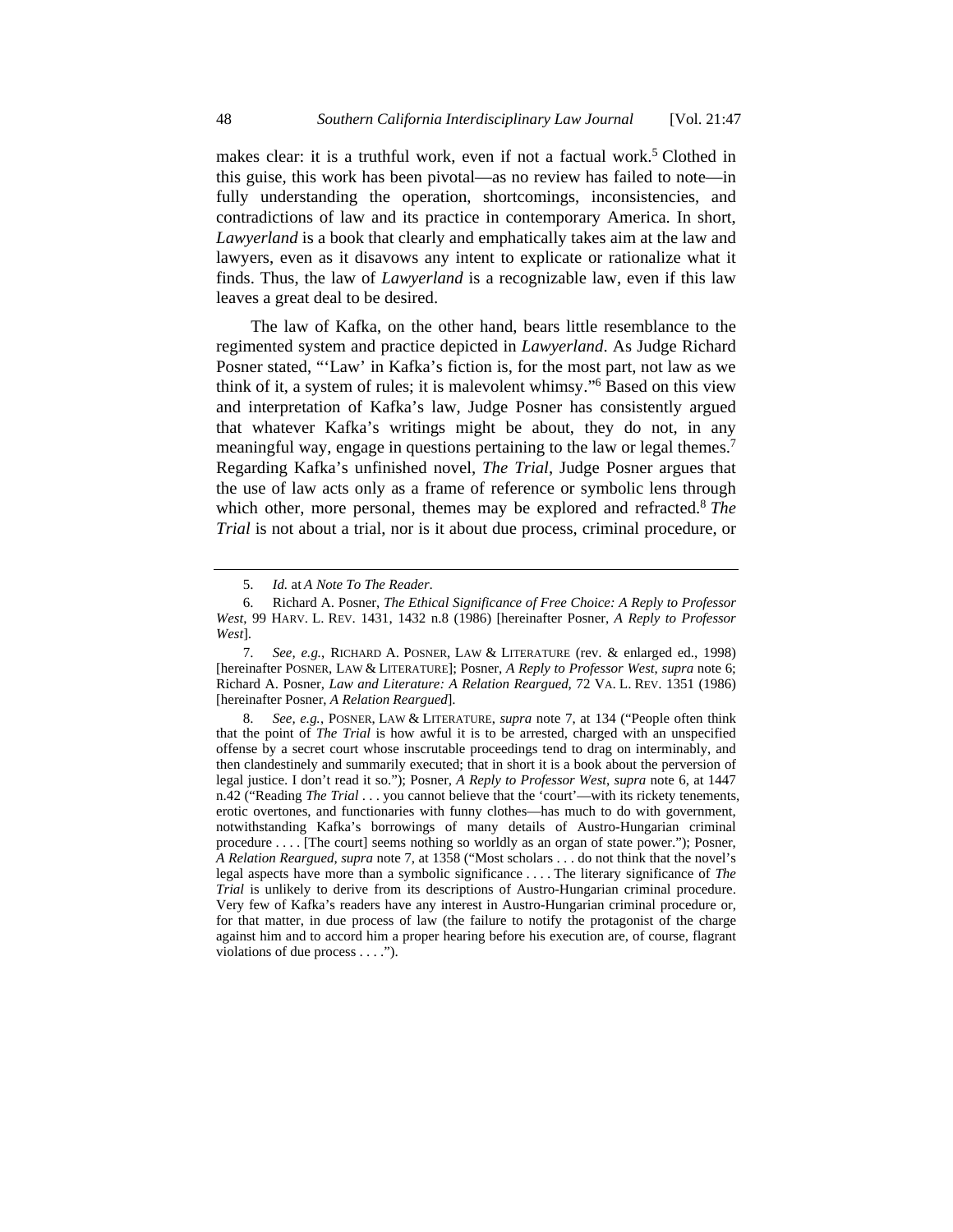makes clear: it is a truthful work, even if not a factual work.[5] Clothed in this guise, this work has been pivotal—as no review has failed to note—in fully understanding the operation, shortcomings, inconsistencies, and contradictions of law and its practice in contemporary America. In short, *Lawyerland* is a book that clearly and emphatically takes aim at the law and lawyers, even as it disavows any intent to explicate or rationalize what it finds. Thus, the law of *Lawyerland* is a recognizable law, even if this law leaves a great deal to be desired.

The law of Kafka, on the other hand, bears little resemblance to the regimented system and practice depicted in *Lawyerland*. As Judge Richard Posner stated, "'Law' in Kafka's fiction is, for the most part, not law as we think of it, a system of rules; it is malevolent whimsy."[6] Based on this view and interpretation of Kafka's law, Judge Posner has consistently argued that whatever Kafka's writings might be about, they do not, in any meaningful way, engage in questions pertaining to the law or legal themes.[7] Regarding Kafka's unfinished novel, *The Trial*, Judge Posner argues that the use of law acts only as a frame of reference or symbolic lens through which other, more personal, themes may be explored and refracted.[8] *The Trial* is not about a trial, nor is it about due process, criminal procedure, or

---

5. *Id.* at *A Note To The Reader*.

6. Richard A. Posner, *The Ethical Significance of Free Choice: A Reply to Professor West*, 99 HARV. L. REV. 1431, 1432 n.8 (1986) [hereinafter Posner, *A Reply to Professor West*].

7. *See, e.g.*, RICHARD A. POSNER, LAW & LITERATURE (rev. & enlarged ed., 1998) [hereinafter POSNER, LAW & LITERATURE]; Posner, *A Reply to Professor West*, *supra* note 6; Richard A. Posner, *Law and Literature: A Relation Reargued*, 72 VA. L. REV. 1351 (1986) [hereinafter Posner, *A Relation Reargued*].

8. *See, e.g.*, POSNER, LAW & LITERATURE, *supra* note 7, at 134 ("People often think that the point of *The Trial* is how awful it is to be arrested, charged with an unspecified offense by a secret court whose inscrutable proceedings tend to drag on interminably, and then clandestinely and summarily executed; that in short it is a book about the perversion of legal justice. I don't read it so."); Posner, *A Reply to Professor West*, *supra* note 6, at 1447 n.42 ("Reading *The Trial* . . . you cannot believe that the 'court'—with its rickety tenements, erotic overtones, and functionaries with funny clothes—has much to do with government, notwithstanding Kafka's borrowings of many details of Austro-Hungarian criminal procedure . . . . [The court] seems nothing so worldly as an organ of state power."); Posner, *A Relation Reargued*, *supra* note 7, at 1358 ("Most scholars . . . do not think that the novel's legal aspects have more than a symbolic significance . . . . The literary significance of *The Trial* is unlikely to derive from its descriptions of Austro-Hungarian criminal procedure. Very few of Kafka's readers have any interest in Austro-Hungarian criminal procedure or, for that matter, in due process of law (the failure to notify the protagonist of the charge against him and to accord him a proper hearing before his execution are, of course, flagrant violations of due process . . . .").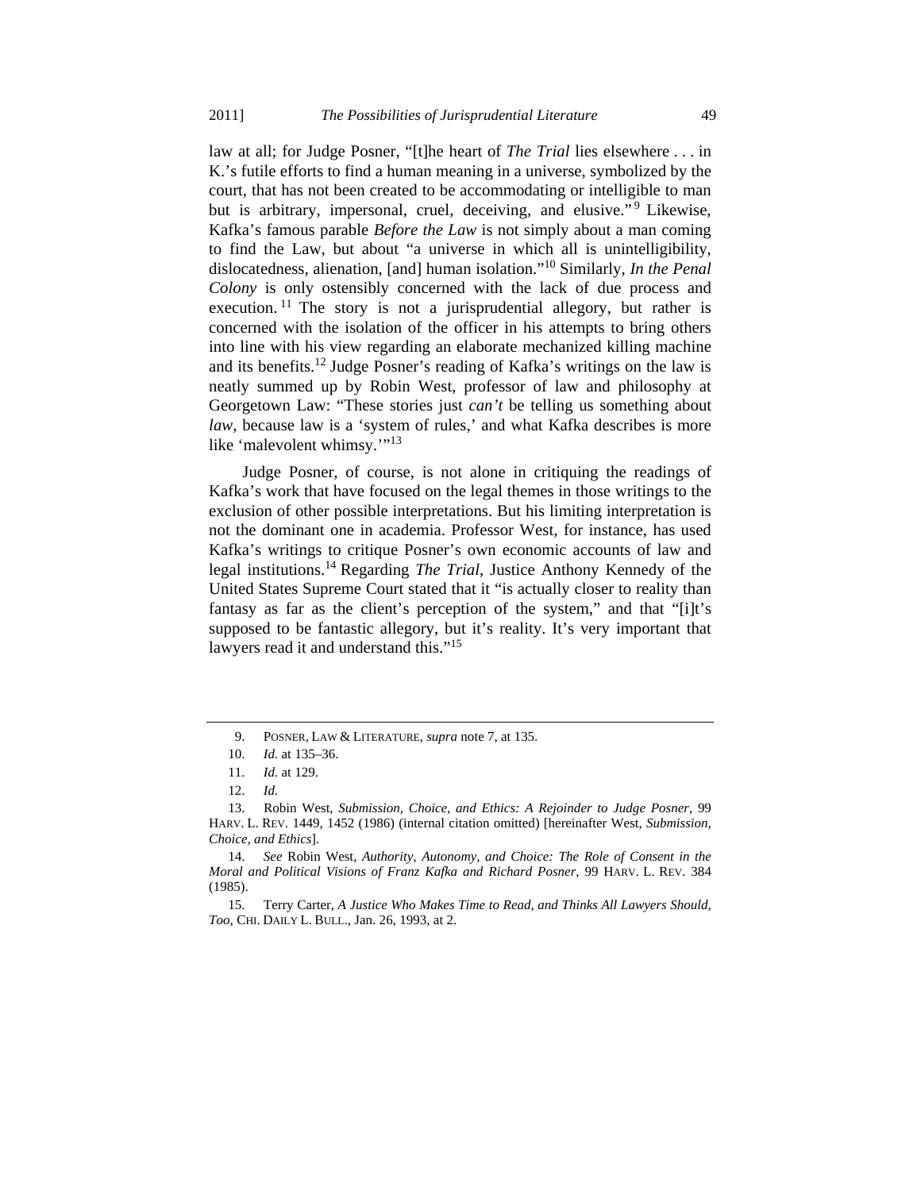law at all; for Judge Posner, "[t]he heart of *The Trial* lies elsewhere . . . in K.'s futile efforts to find a human meaning in a universe, symbolized by the court, that has not been created to be accommodating or intelligible to man but is arbitrary, impersonal, cruel, deceiving, and elusive."[9] Likewise, Kafka's famous parable *Before the Law* is not simply about a man coming to find the Law, but about "a universe in which all is unintelligibility, dislocatedness, alienation, [and] human isolation."[10] Similarly, *In the Penal Colony* is only ostensibly concerned with the lack of due process and execution.[11] The story is not a jurisprudential allegory, but rather is concerned with the isolation of the officer in his attempts to bring others into line with his view regarding an elaborate mechanized killing machine and its benefits.[12] Judge Posner's reading of Kafka's writings on the law is neatly summed up by Robin West, professor of law and philosophy at Georgetown Law: "These stories just *can't* be telling us something about *law*, because law is a 'system of rules,' and what Kafka describes is more like 'malevolent whimsy.'"[13]

Judge Posner, of course, is not alone in critiquing the readings of Kafka's work that have focused on the legal themes in those writings to the exclusion of other possible interpretations. But his limiting interpretation is not the dominant one in academia. Professor West, for instance, has used Kafka's writings to critique Posner's own economic accounts of law and legal institutions.[14] Regarding *The Trial*, Justice Anthony Kennedy of the United States Supreme Court stated that it "is actually closer to reality than fantasy as far as the client's perception of the system," and that "[i]t's supposed to be fantastic allegory, but it's reality. It's very important that lawyers read it and understand this."[15]

---

9. POSNER, LAW & LITERATURE, *supra* note 7, at 135.

10. *Id.* at 135–36.

11. *Id.* at 129.

12. *Id.*

13. Robin West, *Submission, Choice, and Ethics: A Rejoinder to Judge Posner*, 99 HARV. L. REV. 1449, 1452 (1986) (internal citation omitted) [hereinafter West, *Submission, Choice, and Ethics*].

14. *See* Robin West, *Authority, Autonomy, and Choice: The Role of Consent in the Moral and Political Visions of Franz Kafka and Richard Posner*, 99 HARV. L. REV. 384 (1985).

15. Terry Carter, *A Justice Who Makes Time to Read, and Thinks All Lawyers Should, Too*, CHI. DAILY L. BULL., Jan. 26, 1993, at 2.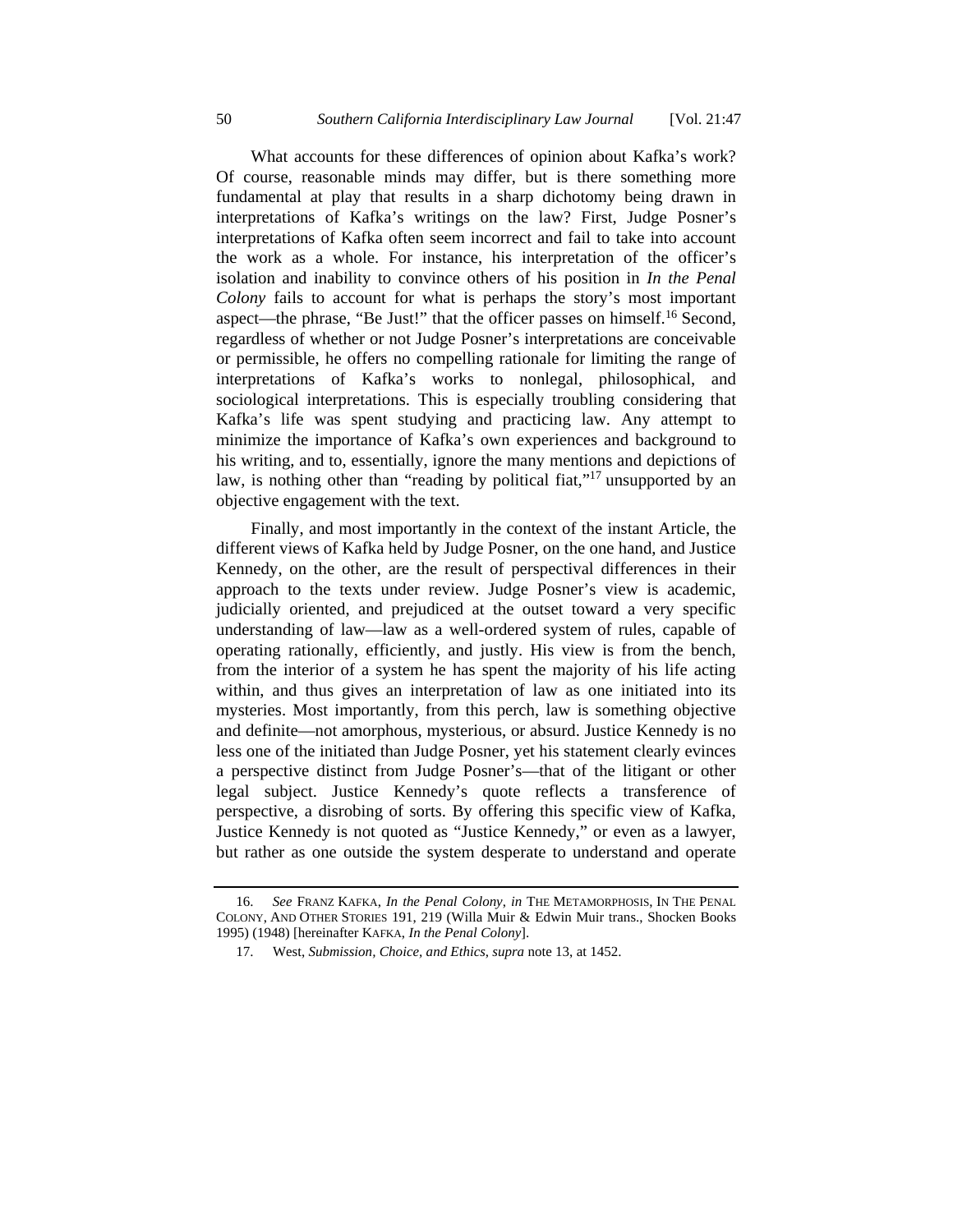What accounts for these differences of opinion about Kafka's work? Of course, reasonable minds may differ, but is there something more fundamental at play that results in a sharp dichotomy being drawn in interpretations of Kafka's writings on the law? First, Judge Posner's interpretations of Kafka often seem incorrect and fail to take into account the work as a whole. For instance, his interpretation of the officer's isolation and inability to convince others of his position in *In the Penal Colony* fails to account for what is perhaps the story's most important aspect—the phrase, "Be Just!" that the officer passes on himself.[16] Second, regardless of whether or not Judge Posner's interpretations are conceivable or permissible, he offers no compelling rationale for limiting the range of interpretations of Kafka's works to nonlegal, philosophical, and sociological interpretations. This is especially troubling considering that Kafka's life was spent studying and practicing law. Any attempt to minimize the importance of Kafka's own experiences and background to his writing, and to, essentially, ignore the many mentions and depictions of law, is nothing other than "reading by political fiat,"[17] unsupported by an objective engagement with the text.

Finally, and most importantly in the context of the instant Article, the different views of Kafka held by Judge Posner, on the one hand, and Justice Kennedy, on the other, are the result of perspectival differences in their approach to the texts under review. Judge Posner's view is academic, judicially oriented, and prejudiced at the outset toward a very specific understanding of law—law as a well-ordered system of rules, capable of operating rationally, efficiently, and justly. His view is from the bench, from the interior of a system he has spent the majority of his life acting within, and thus gives an interpretation of law as one initiated into its mysteries. Most importantly, from this perch, law is something objective and definite—not amorphous, mysterious, or absurd. Justice Kennedy is no less one of the initiated than Judge Posner, yet his statement clearly evinces a perspective distinct from Judge Posner's—that of the litigant or other legal subject. Justice Kennedy's quote reflects a transference of perspective, a disrobing of sorts. By offering this specific view of Kafka, Justice Kennedy is not quoted as "Justice Kennedy," or even as a lawyer, but rather as one outside the system desperate to understand and operate

---

16. *See* FRANZ KAFKA, *In the Penal Colony*, *in* THE METAMORPHOSIS, IN THE PENAL COLONY, AND OTHER STORIES 191, 219 (Willa Muir & Edwin Muir trans., Shocken Books 1995) (1948) [hereinafter KAFKA, *In the Penal Colony*].

17. West, *Submission, Choice, and Ethics*, *supra* note 13, at 1452.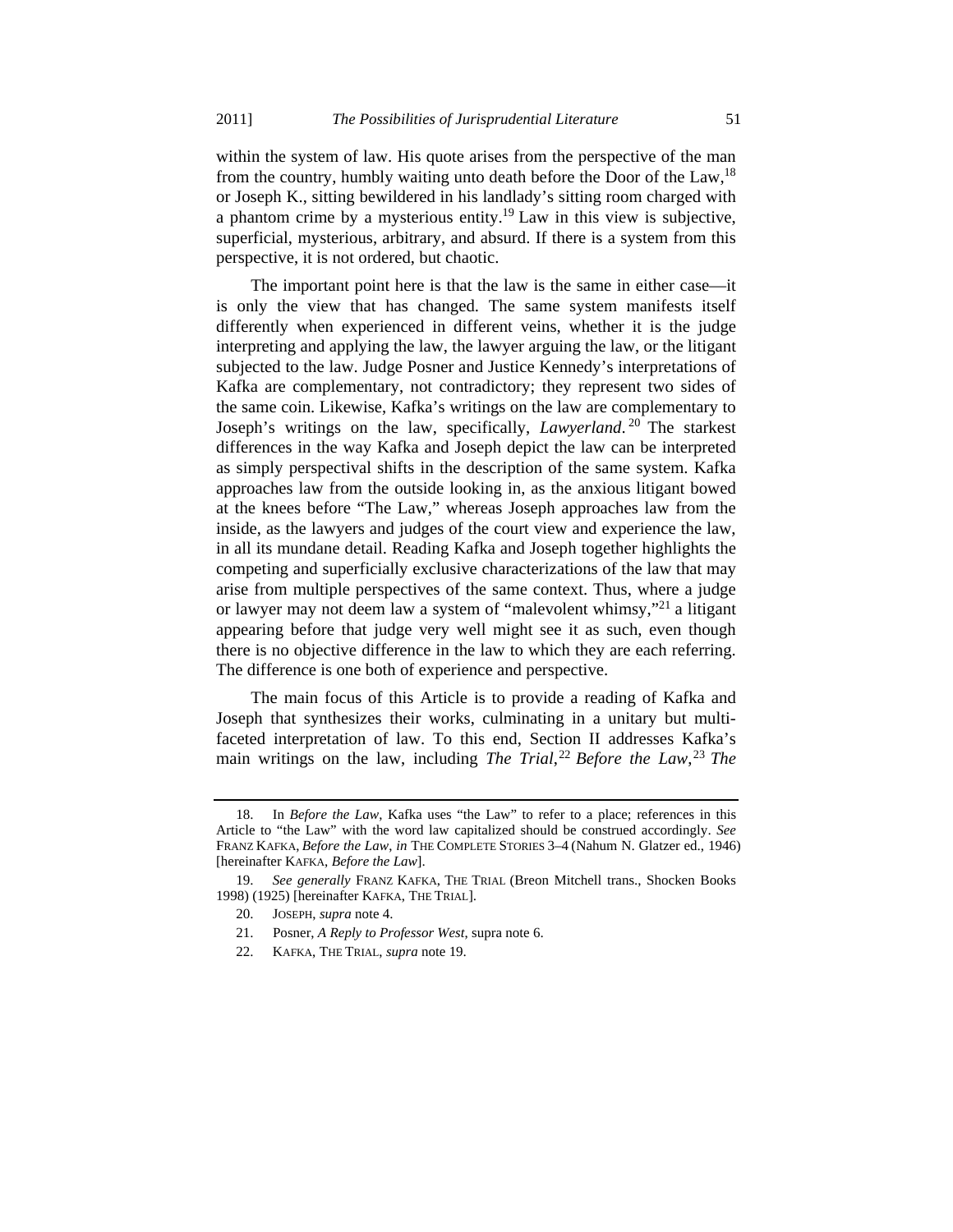within the system of law. His quote arises from the perspective of the man from the country, humbly waiting unto death before the Door of the Law,[18] or Joseph K., sitting bewildered in his landlady's sitting room charged with a phantom crime by a mysterious entity.[19] Law in this view is subjective, superficial, mysterious, arbitrary, and absurd. If there is a system from this perspective, it is not ordered, but chaotic.

The important point here is that the law is the same in either case—it is only the view that has changed. The same system manifests itself differently when experienced in different veins, whether it is the judge interpreting and applying the law, the lawyer arguing the law, or the litigant subjected to the law. Judge Posner and Justice Kennedy's interpretations of Kafka are complementary, not contradictory; they represent two sides of the same coin. Likewise, Kafka's writings on the law are complementary to Joseph's writings on the law, specifically, *Lawyerland*.[20] The starkest differences in the way Kafka and Joseph depict the law can be interpreted as simply perspectival shifts in the description of the same system. Kafka approaches law from the outside looking in, as the anxious litigant bowed at the knees before "The Law," whereas Joseph approaches law from the inside, as the lawyers and judges of the court view and experience the law, in all its mundane detail. Reading Kafka and Joseph together highlights the competing and superficially exclusive characterizations of the law that may arise from multiple perspectives of the same context. Thus, where a judge or lawyer may not deem law a system of "malevolent whimsy,"[21] a litigant appearing before that judge very well might see it as such, even though there is no objective difference in the law to which they are each referring. The difference is one both of experience and perspective.

The main focus of this Article is to provide a reading of Kafka and Joseph that synthesizes their works, culminating in a unitary but multi-faceted interpretation of law. To this end, Section II addresses Kafka's main writings on the law, including *The Trial*,[22] *Before the Law*,[23] *The*

---

18. In *Before the Law*, Kafka uses "the Law" to refer to a place; references in this Article to "the Law" with the word law capitalized should be construed accordingly. *See* FRANZ KAFKA, *Before the Law*, *in* THE COMPLETE STORIES 3–4 (Nahum N. Glatzer ed., 1946) [hereinafter KAFKA, *Before the Law*].

19. *See generally* FRANZ KAFKA, THE TRIAL (Breon Mitchell trans., Shocken Books 1998) (1925) [hereinafter KAFKA, THE TRIAL].

20. JOSEPH, *supra* note 4.

21. Posner, *A Reply to Professor West*, supra note 6.

22. KAFKA, THE TRIAL, *supra* note 19.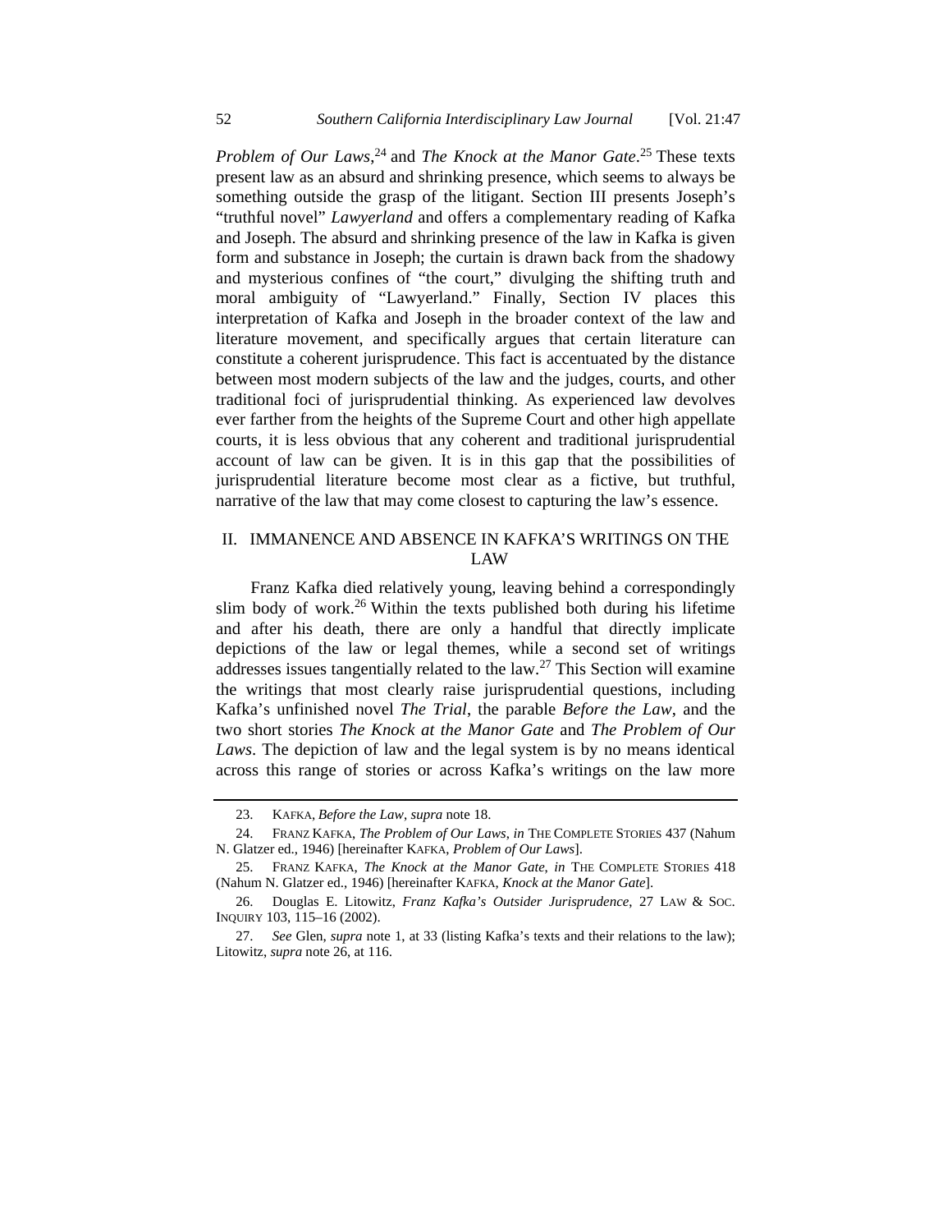*Problem of Our Laws*,[24] and *The Knock at the Manor Gate*.[25] These texts present law as an absurd and shrinking presence, which seems to always be something outside the grasp of the litigant. Section III presents Joseph's "truthful novel" *Lawyerland* and offers a complementary reading of Kafka and Joseph. The absurd and shrinking presence of the law in Kafka is given form and substance in Joseph; the curtain is drawn back from the shadowy and mysterious confines of "the court," divulging the shifting truth and moral ambiguity of "Lawyerland." Finally, Section IV places this interpretation of Kafka and Joseph in the broader context of the law and literature movement, and specifically argues that certain literature can constitute a coherent jurisprudence. This fact is accentuated by the distance between most modern subjects of the law and the judges, courts, and other traditional foci of jurisprudential thinking. As experienced law devolves ever farther from the heights of the Supreme Court and other high appellate courts, it is less obvious that any coherent and traditional jurisprudential account of law can be given. It is in this gap that the possibilities of jurisprudential literature become most clear as a fictive, but truthful, narrative of the law that may come closest to capturing the law's essence.

## II. IMMANENCE AND ABSENCE IN KAFKA'S WRITINGS ON THE LAW

Franz Kafka died relatively young, leaving behind a correspondingly slim body of work.[26] Within the texts published both during his lifetime and after his death, there are only a handful that directly implicate depictions of the law or legal themes, while a second set of writings addresses issues tangentially related to the law.[27] This Section will examine the writings that most clearly raise jurisprudential questions, including Kafka's unfinished novel *The Trial*, the parable *Before the Law*, and the two short stories *The Knock at the Manor Gate* and *The Problem of Our Laws*. The depiction of law and the legal system is by no means identical across this range of stories or across Kafka's writings on the law more

---

23. KAFKA, *Before the Law*, *supra* note 18.

24. FRANZ KAFKA, *The Problem of Our Laws*, *in* THE COMPLETE STORIES 437 (Nahum N. Glatzer ed., 1946) [hereinafter KAFKA, *Problem of Our Laws*].

25. FRANZ KAFKA, *The Knock at the Manor Gate*, *in* THE COMPLETE STORIES 418 (Nahum N. Glatzer ed., 1946) [hereinafter KAFKA, *Knock at the Manor Gate*].

26. Douglas E. Litowitz, *Franz Kafka's Outsider Jurisprudence*, 27 LAW & SOC. INQUIRY 103, 115–16 (2002).

27. *See* Glen, *supra* note 1, at 33 (listing Kafka's texts and their relations to the law); Litowitz, *supra* note 26, at 116.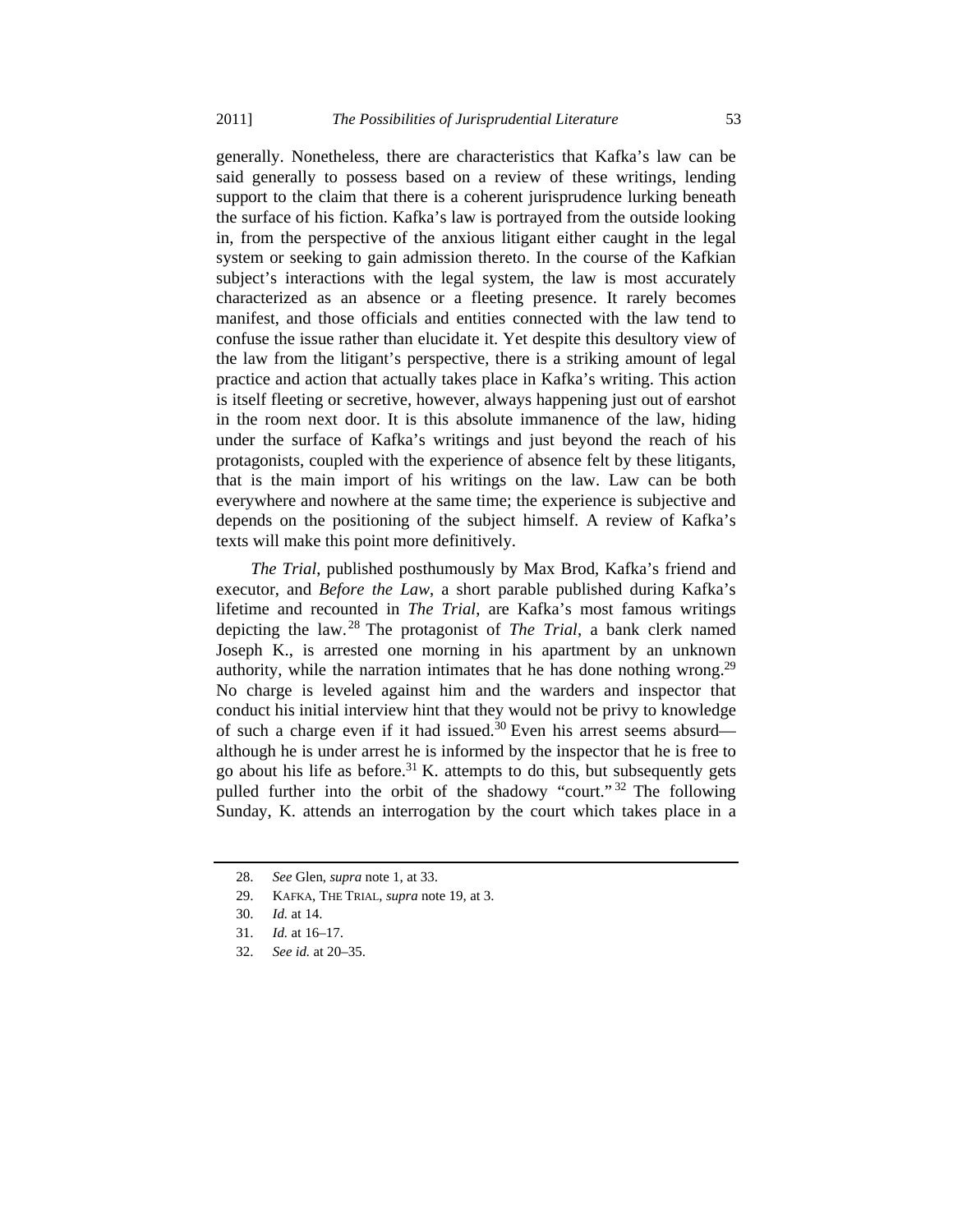generally. Nonetheless, there are characteristics that Kafka's law can be said generally to possess based on a review of these writings, lending support to the claim that there is a coherent jurisprudence lurking beneath the surface of his fiction. Kafka's law is portrayed from the outside looking in, from the perspective of the anxious litigant either caught in the legal system or seeking to gain admission thereto. In the course of the Kafkian subject's interactions with the legal system, the law is most accurately characterized as an absence or a fleeting presence. It rarely becomes manifest, and those officials and entities connected with the law tend to confuse the issue rather than elucidate it. Yet despite this desultory view of the law from the litigant's perspective, there is a striking amount of legal practice and action that actually takes place in Kafka's writing. This action is itself fleeting or secretive, however, always happening just out of earshot in the room next door. It is this absolute immanence of the law, hiding under the surface of Kafka's writings and just beyond the reach of his protagonists, coupled with the experience of absence felt by these litigants, that is the main import of his writings on the law. Law can be both everywhere and nowhere at the same time; the experience is subjective and depends on the positioning of the subject himself. A review of Kafka's texts will make this point more definitively.

*The Trial*, published posthumously by Max Brod, Kafka's friend and executor, and *Before the Law*, a short parable published during Kafka's lifetime and recounted in *The Trial*, are Kafka's most famous writings depicting the law.[28] The protagonist of *The Trial*, a bank clerk named Joseph K., is arrested one morning in his apartment by an unknown authority, while the narration intimates that he has done nothing wrong.[29] No charge is leveled against him and the warders and inspector that conduct his initial interview hint that they would not be privy to knowledge of such a charge even if it had issued.[30] Even his arrest seems absurd—although he is under arrest he is informed by the inspector that he is free to go about his life as before.[31] K. attempts to do this, but subsequently gets pulled further into the orbit of the shadowy "court."[32] The following Sunday, K. attends an interrogation by the court which takes place in a

---

28. *See* Glen, *supra* note 1, at 33.

29. KAFKA, THE TRIAL, *supra* note 19, at 3.

30. *Id.* at 14.

31. *Id.* at 16–17.

32. *See id.* at 20–35.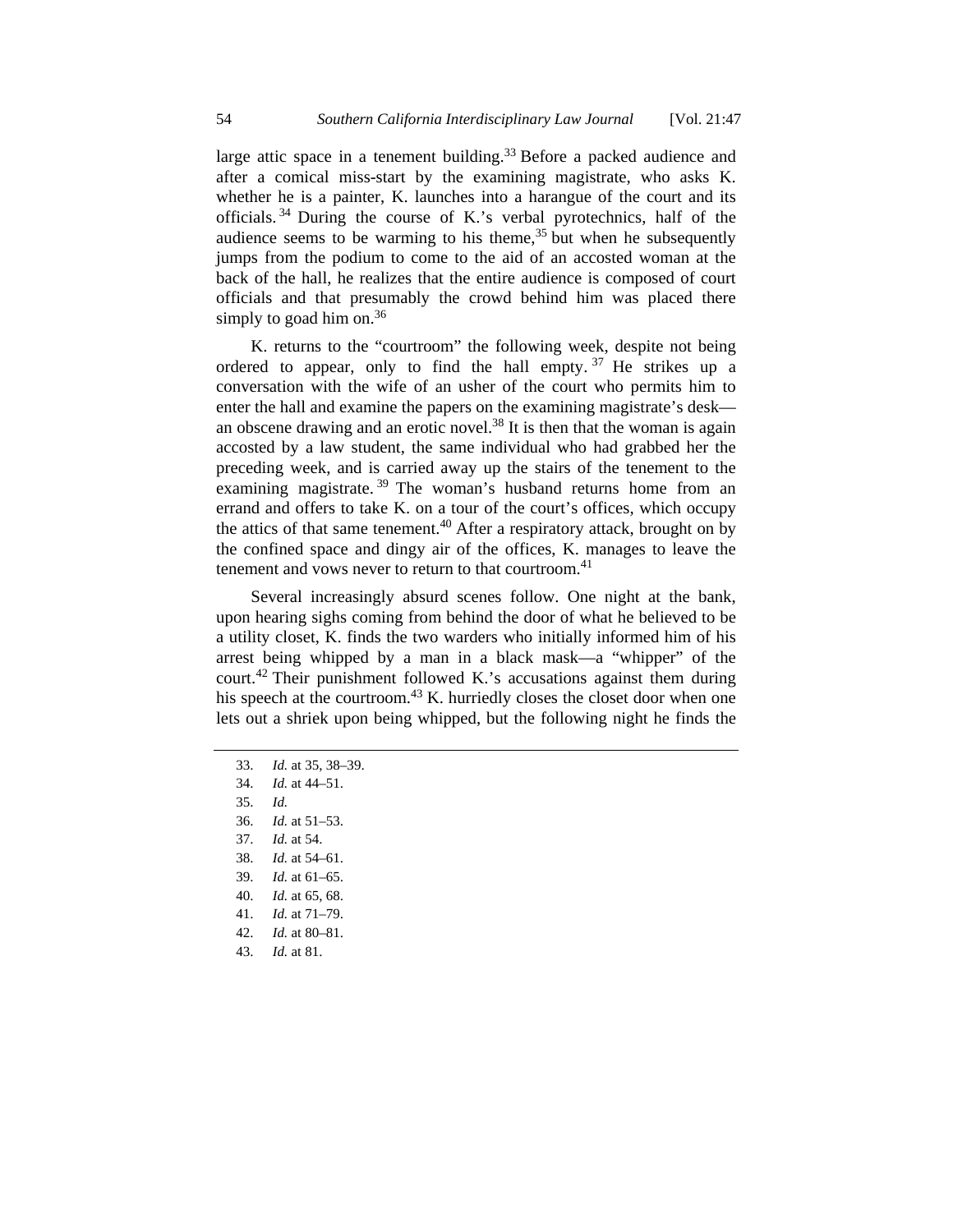large attic space in a tenement building.[33] Before a packed audience and after a comical miss-start by the examining magistrate, who asks K. whether he is a painter, K. launches into a harangue of the court and its officials.[34] During the course of K.'s verbal pyrotechnics, half of the audience seems to be warming to his theme,[35] but when he subsequently jumps from the podium to come to the aid of an accosted woman at the back of the hall, he realizes that the entire audience is composed of court officials and that presumably the crowd behind him was placed there simply to goad him on.[36]

K. returns to the "courtroom" the following week, despite not being ordered to appear, only to find the hall empty.[37] He strikes up a conversation with the wife of an usher of the court who permits him to enter the hall and examine the papers on the examining magistrate's desk—an obscene drawing and an erotic novel.[38] It is then that the woman is again accosted by a law student, the same individual who had grabbed her the preceding week, and is carried away up the stairs of the tenement to the examining magistrate.[39] The woman's husband returns home from an errand and offers to take K. on a tour of the court's offices, which occupy the attics of that same tenement.[40] After a respiratory attack, brought on by the confined space and dingy air of the offices, K. manages to leave the tenement and vows never to return to that courtroom.[41]

Several increasingly absurd scenes follow. One night at the bank, upon hearing sighs coming from behind the door of what he believed to be a utility closet, K. finds the two warders who initially informed him of his arrest being whipped by a man in a black mask—a "whipper" of the court.[42] Their punishment followed K.'s accusations against them during his speech at the courtroom.[43] K. hurriedly closes the closet door when one lets out a shriek upon being whipped, but the following night he finds the

---

33. *Id.* at 35, 38–39.
34. *Id.* at 44–51.
35. *Id.*
36. *Id.* at 51–53.
37. *Id.* at 54.
38. *Id.* at 54–61.
39. *Id.* at 61–65.
40. *Id.* at 65, 68.
41. *Id.* at 71–79.
42. *Id.* at 80–81.
43. *Id.* at 81.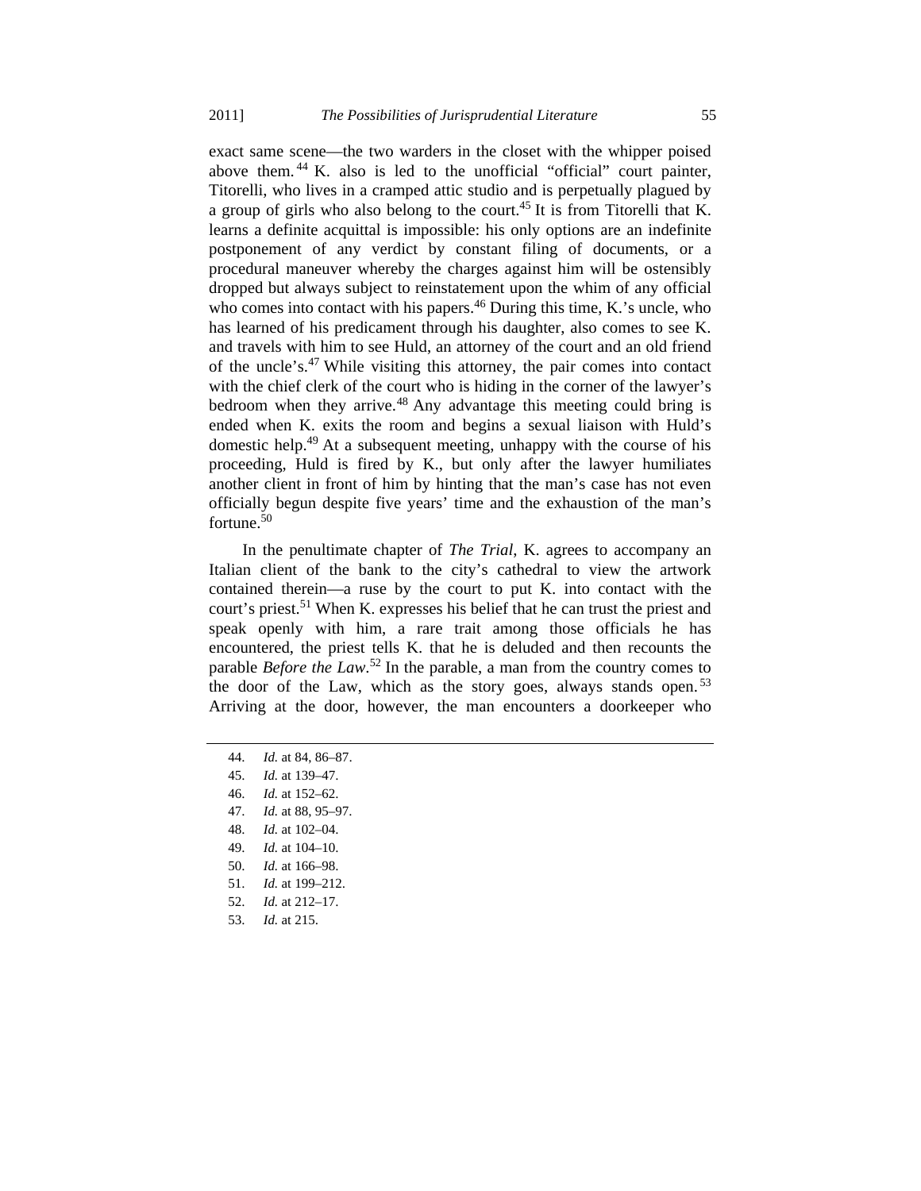exact same scene—the two warders in the closet with the whipper poised above them.[44] K. also is led to the unofficial "official" court painter, Titorelli, who lives in a cramped attic studio and is perpetually plagued by a group of girls who also belong to the court.[45] It is from Titorelli that K. learns a definite acquittal is impossible: his only options are an indefinite postponement of any verdict by constant filing of documents, or a procedural maneuver whereby the charges against him will be ostensibly dropped but always subject to reinstatement upon the whim of any official who comes into contact with his papers.[46] During this time, K.'s uncle, who has learned of his predicament through his daughter, also comes to see K. and travels with him to see Huld, an attorney of the court and an old friend of the uncle's.[47] While visiting this attorney, the pair comes into contact with the chief clerk of the court who is hiding in the corner of the lawyer's bedroom when they arrive.[48] Any advantage this meeting could bring is ended when K. exits the room and begins a sexual liaison with Huld's domestic help.[49] At a subsequent meeting, unhappy with the course of his proceeding, Huld is fired by K., but only after the lawyer humiliates another client in front of him by hinting that the man's case has not even officially begun despite five years' time and the exhaustion of the man's fortune.[50]

In the penultimate chapter of *The Trial*, K. agrees to accompany an Italian client of the bank to the city's cathedral to view the artwork contained therein—a ruse by the court to put K. into contact with the court's priest.[51] When K. expresses his belief that he can trust the priest and speak openly with him, a rare trait among those officials he has encountered, the priest tells K. that he is deluded and then recounts the parable *Before the Law*.[52] In the parable, a man from the country comes to the door of the Law, which as the story goes, always stands open.[53] Arriving at the door, however, the man encounters a doorkeeper who

---

44. *Id.* at 84, 86–87.
45. *Id.* at 139–47.
46. *Id.* at 152–62.
47. *Id.* at 88, 95–97.
48. *Id.* at 102–04.
49. *Id.* at 104–10.
50. *Id.* at 166–98.
51. *Id.* at 199–212.
52. *Id.* at 212–17.
53. *Id.* at 215.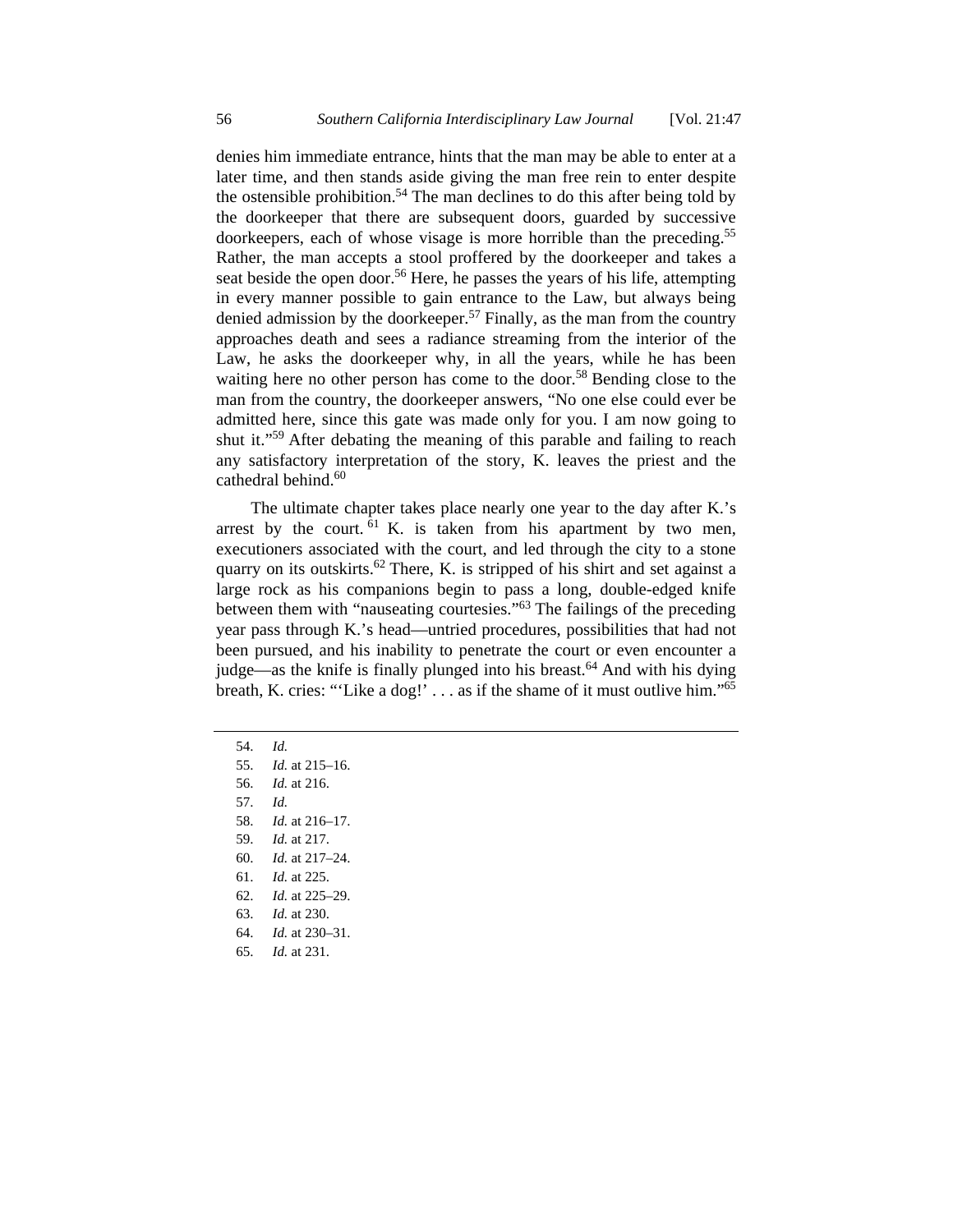denies him immediate entrance, hints that the man may be able to enter at a later time, and then stands aside giving the man free rein to enter despite the ostensible prohibition.[54] The man declines to do this after being told by the doorkeeper that there are subsequent doors, guarded by successive doorkeepers, each of whose visage is more horrible than the preceding.[55] Rather, the man accepts a stool proffered by the doorkeeper and takes a seat beside the open door.[56] Here, he passes the years of his life, attempting in every manner possible to gain entrance to the Law, but always being denied admission by the doorkeeper.[57] Finally, as the man from the country approaches death and sees a radiance streaming from the interior of the Law, he asks the doorkeeper why, in all the years, while he has been waiting here no other person has come to the door.[58] Bending close to the man from the country, the doorkeeper answers, "No one else could ever be admitted here, since this gate was made only for you. I am now going to shut it."[59] After debating the meaning of this parable and failing to reach any satisfactory interpretation of the story, K. leaves the priest and the cathedral behind.[60]

The ultimate chapter takes place nearly one year to the day after K.'s arrest by the court.[61] K. is taken from his apartment by two men, executioners associated with the court, and led through the city to a stone quarry on its outskirts.[62] There, K. is stripped of his shirt and set against a large rock as his companions begin to pass a long, double-edged knife between them with "nauseating courtesies."[63] The failings of the preceding year pass through K.'s head—untried procedures, possibilities that had not been pursued, and his inability to penetrate the court or even encounter a judge—as the knife is finally plunged into his breast.[64] And with his dying breath, K. cries: "'Like a dog!' . . . as if the shame of it must outlive him."[65]

---

54. *Id.*
55. *Id.* at 215–16.
56. *Id.* at 216.
57. *Id.*
58. *Id.* at 216–17.
59. *Id.* at 217.
60. *Id.* at 217–24.
61. *Id.* at 225.
62. *Id.* at 225–29.
63. *Id.* at 230.
64. *Id.* at 230–31.
65. *Id.* at 231.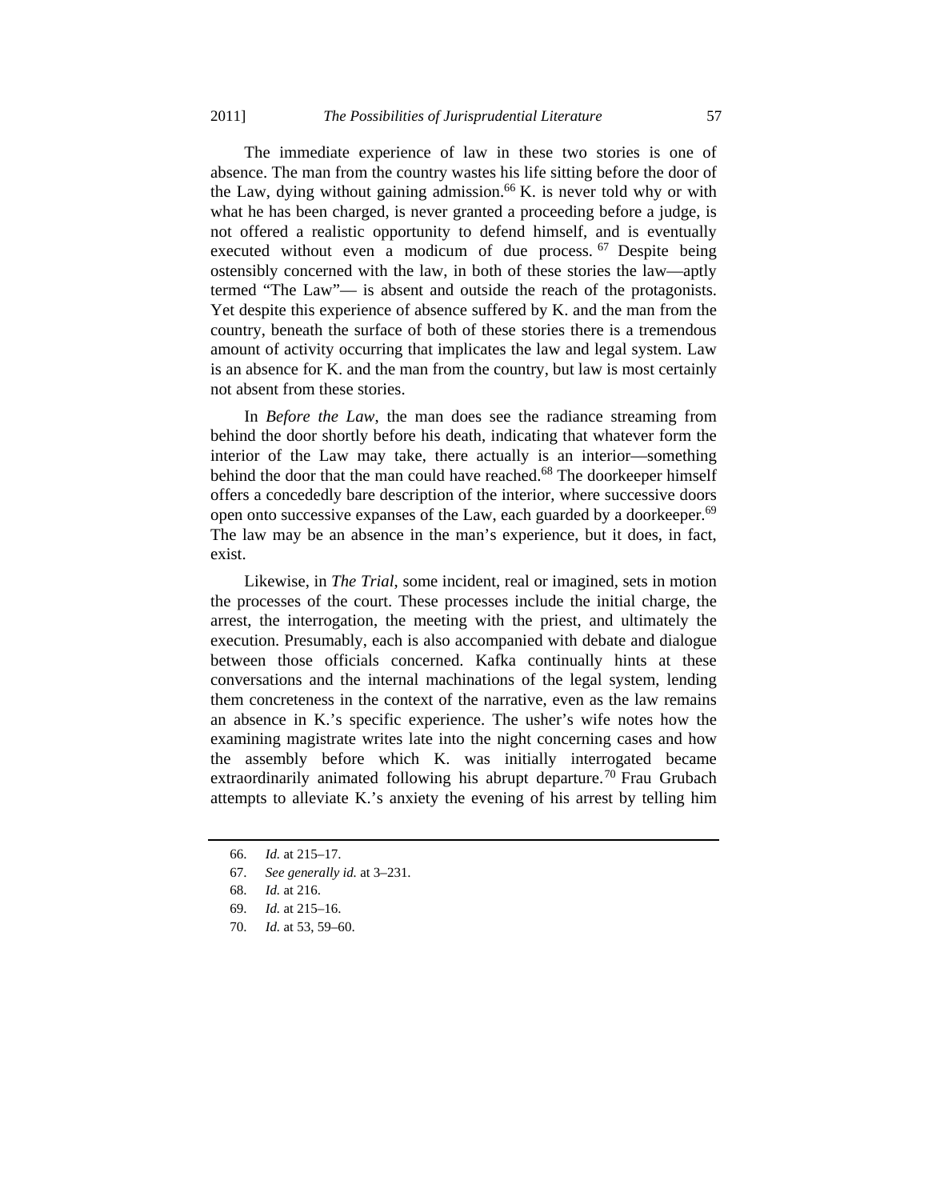The immediate experience of law in these two stories is one of absence. The man from the country wastes his life sitting before the door of the Law, dying without gaining admission.[66] K. is never told why or with what he has been charged, is never granted a proceeding before a judge, is not offered a realistic opportunity to defend himself, and is eventually executed without even a modicum of due process.[67] Despite being ostensibly concerned with the law, in both of these stories the law—aptly termed "The Law"— is absent and outside the reach of the protagonists. Yet despite this experience of absence suffered by K. and the man from the country, beneath the surface of both of these stories there is a tremendous amount of activity occurring that implicates the law and legal system. Law is an absence for K. and the man from the country, but law is most certainly not absent from these stories.

In *Before the Law*, the man does see the radiance streaming from behind the door shortly before his death, indicating that whatever form the interior of the Law may take, there actually is an interior—something behind the door that the man could have reached.[68] The doorkeeper himself offers a concededly bare description of the interior, where successive doors open onto successive expanses of the Law, each guarded by a doorkeeper.[69] The law may be an absence in the man's experience, but it does, in fact, exist.

Likewise, in *The Trial*, some incident, real or imagined, sets in motion the processes of the court. These processes include the initial charge, the arrest, the interrogation, the meeting with the priest, and ultimately the execution. Presumably, each is also accompanied with debate and dialogue between those officials concerned. Kafka continually hints at these conversations and the internal machinations of the legal system, lending them concreteness in the context of the narrative, even as the law remains an absence in K.'s specific experience. The usher's wife notes how the examining magistrate writes late into the night concerning cases and how the assembly before which K. was initially interrogated became extraordinarily animated following his abrupt departure.[70] Frau Grubach attempts to alleviate K.'s anxiety the evening of his arrest by telling him

---

66. *Id.* at 215–17.

67. *See generally id.* at 3–231.

68. *Id.* at 216.

69. *Id.* at 215–16.

70. *Id.* at 53, 59–60.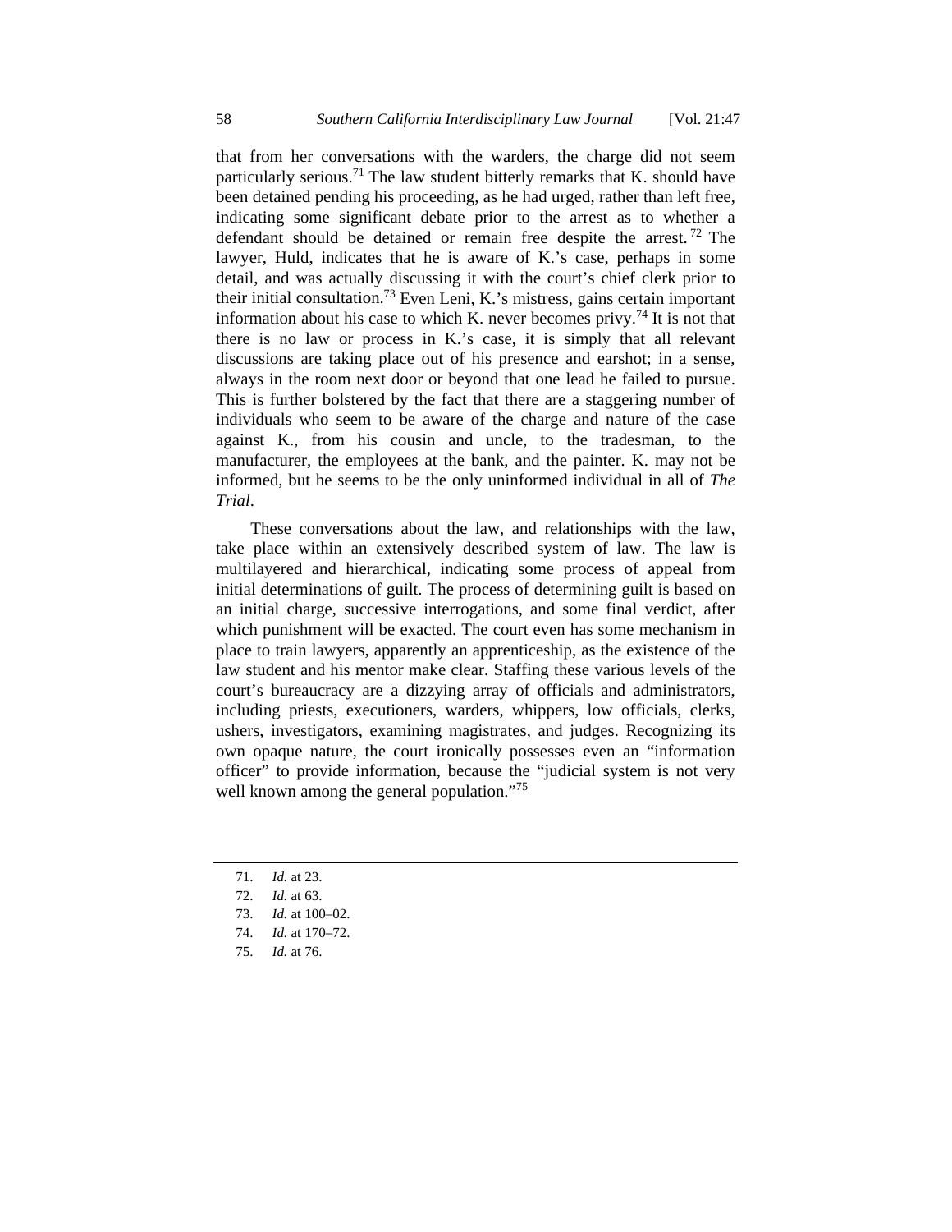that from her conversations with the warders, the charge did not seem particularly serious.[71] The law student bitterly remarks that K. should have been detained pending his proceeding, as he had urged, rather than left free, indicating some significant debate prior to the arrest as to whether a defendant should be detained or remain free despite the arrest.[72] The lawyer, Huld, indicates that he is aware of K.'s case, perhaps in some detail, and was actually discussing it with the court's chief clerk prior to their initial consultation.[73] Even Leni, K.'s mistress, gains certain important information about his case to which K. never becomes privy.[74] It is not that there is no law or process in K.'s case, it is simply that all relevant discussions are taking place out of his presence and earshot; in a sense, always in the room next door or beyond that one lead he failed to pursue. This is further bolstered by the fact that there are a staggering number of individuals who seem to be aware of the charge and nature of the case against K., from his cousin and uncle, to the tradesman, to the manufacturer, the employees at the bank, and the painter. K. may not be informed, but he seems to be the only uninformed individual in all of *The Trial*.

These conversations about the law, and relationships with the law, take place within an extensively described system of law. The law is multilayered and hierarchical, indicating some process of appeal from initial determinations of guilt. The process of determining guilt is based on an initial charge, successive interrogations, and some final verdict, after which punishment will be exacted. The court even has some mechanism in place to train lawyers, apparently an apprenticeship, as the existence of the law student and his mentor make clear. Staffing these various levels of the court's bureaucracy are a dizzying array of officials and administrators, including priests, executioners, warders, whippers, low officials, clerks, ushers, investigators, examining magistrates, and judges. Recognizing its own opaque nature, the court ironically possesses even an "information officer" to provide information, because the "judicial system is not very well known among the general population."[75]

---

71. *Id.* at 23.
72. *Id.* at 63.
73. *Id.* at 100–02.
74. *Id.* at 170–72.
75. *Id.* at 76.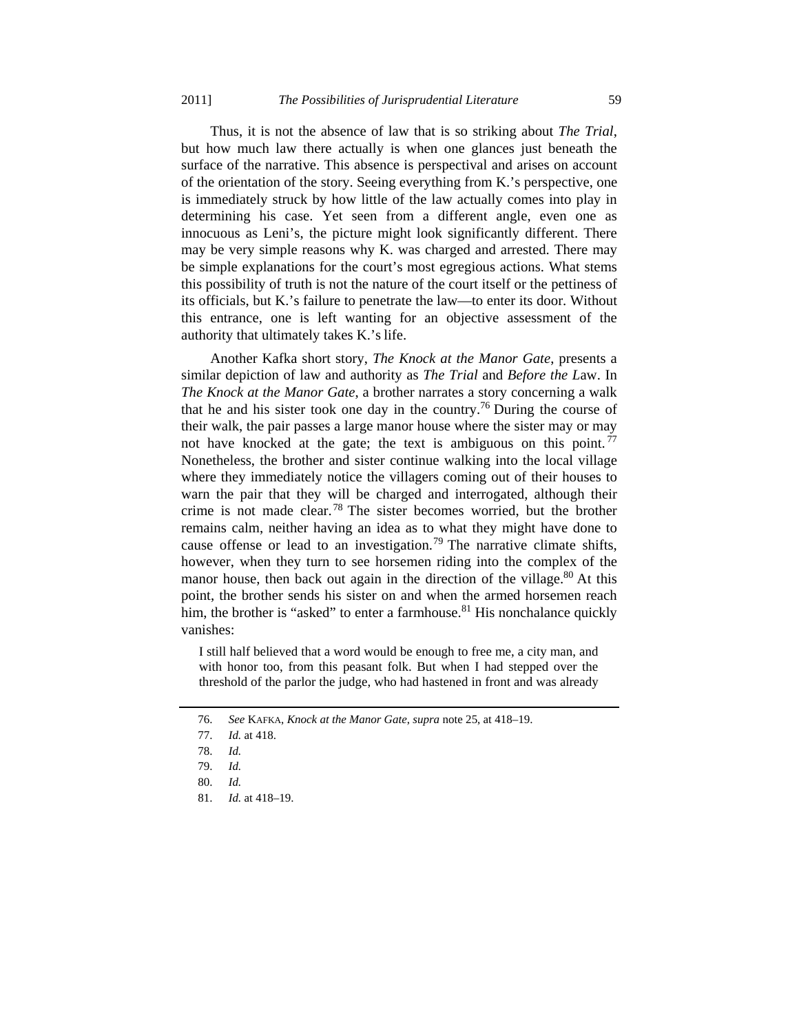Thus, it is not the absence of law that is so striking about *The Trial*, but how much law there actually is when one glances just beneath the surface of the narrative. This absence is perspectival and arises on account of the orientation of the story. Seeing everything from K.'s perspective, one is immediately struck by how little of the law actually comes into play in determining his case. Yet seen from a different angle, even one as innocuous as Leni's, the picture might look significantly different. There may be very simple reasons why K. was charged and arrested. There may be simple explanations for the court's most egregious actions. What stems this possibility of truth is not the nature of the court itself or the pettiness of its officials, but K.'s failure to penetrate the law—to enter its door. Without this entrance, one is left wanting for an objective assessment of the authority that ultimately takes K.'s life.

Another Kafka short story, *The Knock at the Manor Gate*, presents a similar depiction of law and authority as *The Trial* and *Before the L*aw. In *The Knock at the Manor Gate*, a brother narrates a story concerning a walk that he and his sister took one day in the country.[76] During the course of their walk, the pair passes a large manor house where the sister may or may not have knocked at the gate; the text is ambiguous on this point.[77] Nonetheless, the brother and sister continue walking into the local village where they immediately notice the villagers coming out of their houses to warn the pair that they will be charged and interrogated, although their crime is not made clear.[78] The sister becomes worried, but the brother remains calm, neither having an idea as to what they might have done to cause offense or lead to an investigation.[79] The narrative climate shifts, however, when they turn to see horsemen riding into the complex of the manor house, then back out again in the direction of the village.[80] At this point, the brother sends his sister on and when the armed horsemen reach him, the brother is "asked" to enter a farmhouse.[81] His nonchalance quickly vanishes:

> I still half believed that a word would be enough to free me, a city man, and with honor too, from this peasant folk. But when I had stepped over the threshold of the parlor the judge, who had hastened in front and was already

76. *See* KAFKA, *Knock at the Manor Gate*, *supra* note 25, at 418–19.

77. *Id.* at 418.

78. *Id.*

79. *Id.*

80. *Id.*

81. *Id.* at 418–19.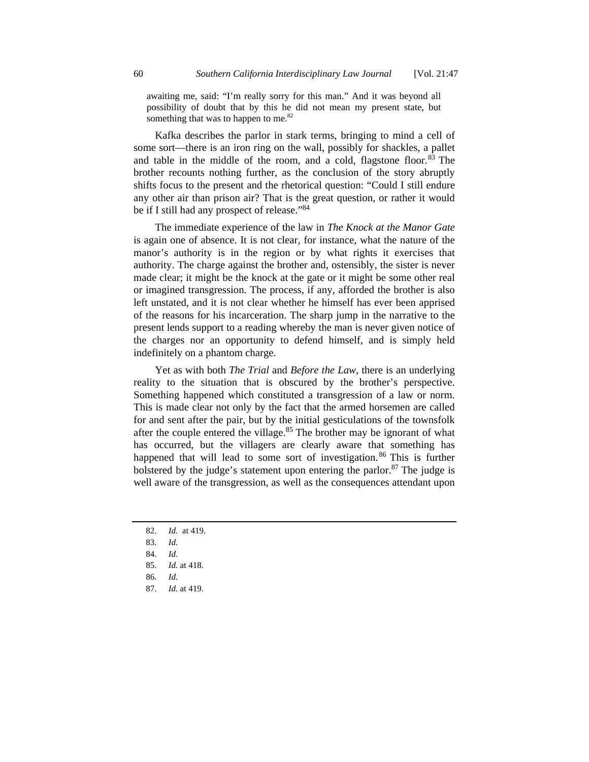> awaiting me, said: "I'm really sorry for this man." And it was beyond all possibility of doubt that by this he did not mean my present state, but something that was to happen to me.[82]

Kafka describes the parlor in stark terms, bringing to mind a cell of some sort—there is an iron ring on the wall, possibly for shackles, a pallet and table in the middle of the room, and a cold, flagstone floor.[83] The brother recounts nothing further, as the conclusion of the story abruptly shifts focus to the present and the rhetorical question: "Could I still endure any other air than prison air? That is the great question, or rather it would be if I still had any prospect of release."[84]

The immediate experience of the law in *The Knock at the Manor Gate* is again one of absence. It is not clear, for instance, what the nature of the manor's authority is in the region or by what rights it exercises that authority. The charge against the brother and, ostensibly, the sister is never made clear; it might be the knock at the gate or it might be some other real or imagined transgression. The process, if any, afforded the brother is also left unstated, and it is not clear whether he himself has ever been apprised of the reasons for his incarceration. The sharp jump in the narrative to the present lends support to a reading whereby the man is never given notice of the charges nor an opportunity to defend himself, and is simply held indefinitely on a phantom charge.

Yet as with both *The Trial* and *Before the Law*, there is an underlying reality to the situation that is obscured by the brother's perspective. Something happened which constituted a transgression of a law or norm. This is made clear not only by the fact that the armed horsemen are called for and sent after the pair, but by the initial gesticulations of the townsfolk after the couple entered the village.[85] The brother may be ignorant of what has occurred, but the villagers are clearly aware that something has happened that will lead to some sort of investigation.[86] This is further bolstered by the judge's statement upon entering the parlor.[87] The judge is well aware of the transgression, as well as the consequences attendant upon

---

82. *Id.* at 419.
83. *Id.*
84. *Id.*
85. *Id.* at 418.
86. *Id.*
87. *Id.* at 419.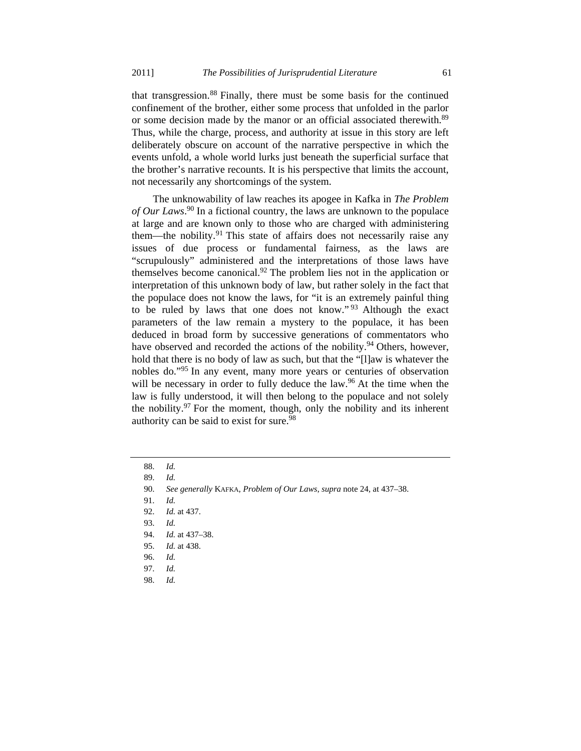that transgression.[88] Finally, there must be some basis for the continued confinement of the brother, either some process that unfolded in the parlor or some decision made by the manor or an official associated therewith.[89] Thus, while the charge, process, and authority at issue in this story are left deliberately obscure on account of the narrative perspective in which the events unfold, a whole world lurks just beneath the superficial surface that the brother's narrative recounts. It is his perspective that limits the account, not necessarily any shortcomings of the system.

The unknowability of law reaches its apogee in Kafka in *The Problem of Our Laws*.[90] In a fictional country, the laws are unknown to the populace at large and are known only to those who are charged with administering them—the nobility.[91] This state of affairs does not necessarily raise any issues of due process or fundamental fairness, as the laws are "scrupulously" administered and the interpretations of those laws have themselves become canonical.[92] The problem lies not in the application or interpretation of this unknown body of law, but rather solely in the fact that the populace does not know the laws, for "it is an extremely painful thing to be ruled by laws that one does not know."[93] Although the exact parameters of the law remain a mystery to the populace, it has been deduced in broad form by successive generations of commentators who have observed and recorded the actions of the nobility.[94] Others, however, hold that there is no body of law as such, but that the "[l]aw is whatever the nobles do."[95] In any event, many more years or centuries of observation will be necessary in order to fully deduce the law.[96] At the time when the law is fully understood, it will then belong to the populace and not solely the nobility.[97] For the moment, though, only the nobility and its inherent authority can be said to exist for sure.[98]

---

88. *Id.*
89. *Id.*
90. *See generally* KAFKA, *Problem of Our Laws*, *supra* note 24, at 437–38.
91. *Id.*
92. *Id.* at 437.
93. *Id.*
94. *Id.* at 437–38.
95. *Id.* at 438.
96. *Id.*
97. *Id.*
98. *Id.*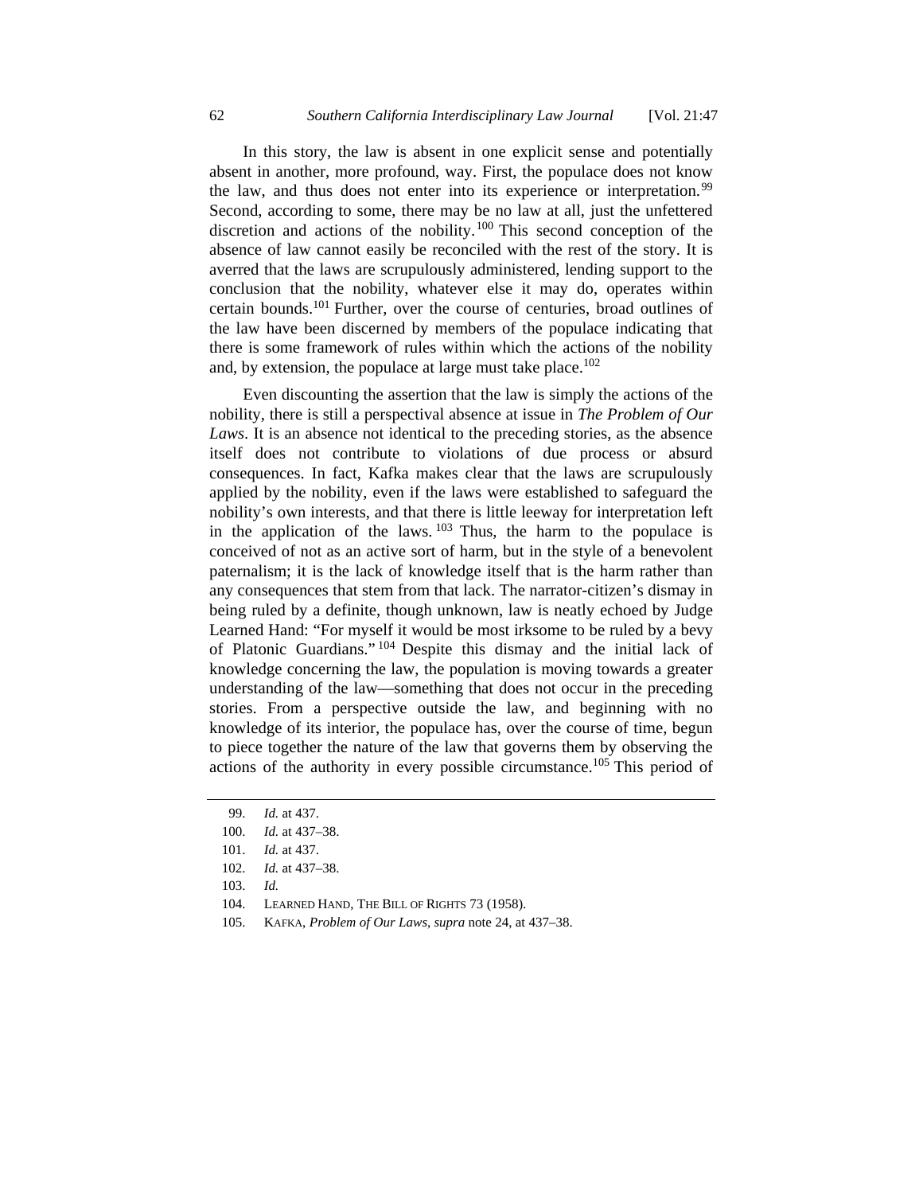In this story, the law is absent in one explicit sense and potentially absent in another, more profound, way. First, the populace does not know the law, and thus does not enter into its experience or interpretation.[99] Second, according to some, there may be no law at all, just the unfettered discretion and actions of the nobility.[100] This second conception of the absence of law cannot easily be reconciled with the rest of the story. It is averred that the laws are scrupulously administered, lending support to the conclusion that the nobility, whatever else it may do, operates within certain bounds.[101] Further, over the course of centuries, broad outlines of the law have been discerned by members of the populace indicating that there is some framework of rules within which the actions of the nobility and, by extension, the populace at large must take place.[102]

Even discounting the assertion that the law is simply the actions of the nobility, there is still a perspectival absence at issue in *The Problem of Our Laws*. It is an absence not identical to the preceding stories, as the absence itself does not contribute to violations of due process or absurd consequences. In fact, Kafka makes clear that the laws are scrupulously applied by the nobility, even if the laws were established to safeguard the nobility's own interests, and that there is little leeway for interpretation left in the application of the laws.[103] Thus, the harm to the populace is conceived of not as an active sort of harm, but in the style of a benevolent paternalism; it is the lack of knowledge itself that is the harm rather than any consequences that stem from that lack. The narrator-citizen's dismay in being ruled by a definite, though unknown, law is neatly echoed by Judge Learned Hand: "For myself it would be most irksome to be ruled by a bevy of Platonic Guardians."[104] Despite this dismay and the initial lack of knowledge concerning the law, the population is moving towards a greater understanding of the law—something that does not occur in the preceding stories. From a perspective outside the law, and beginning with no knowledge of its interior, the populace has, over the course of time, begun to piece together the nature of the law that governs them by observing the actions of the authority in every possible circumstance.[105] This period of

---

99. *Id.* at 437.

100. *Id.* at 437–38.

101. *Id.* at 437.

102. *Id.* at 437–38.

103. *Id.*

104. LEARNED HAND, THE BILL OF RIGHTS 73 (1958).

105. KAFKA, *Problem of Our Laws*, *supra* note 24, at 437–38.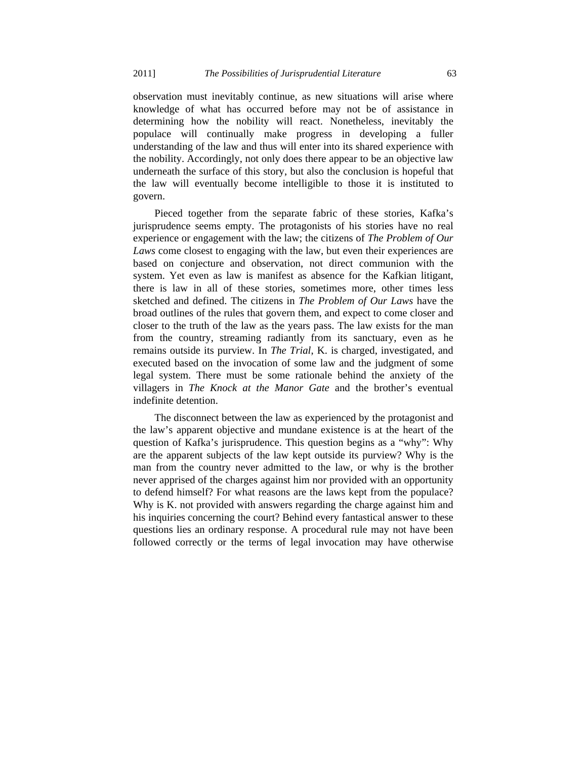observation must inevitably continue, as new situations will arise where knowledge of what has occurred before may not be of assistance in determining how the nobility will react. Nonetheless, inevitably the populace will continually make progress in developing a fuller understanding of the law and thus will enter into its shared experience with the nobility. Accordingly, not only does there appear to be an objective law underneath the surface of this story, but also the conclusion is hopeful that the law will eventually become intelligible to those it is instituted to govern.

Pieced together from the separate fabric of these stories, Kafka's jurisprudence seems empty. The protagonists of his stories have no real experience or engagement with the law; the citizens of *The Problem of Our Laws* come closest to engaging with the law, but even their experiences are based on conjecture and observation, not direct communion with the system. Yet even as law is manifest as absence for the Kafkian litigant, there is law in all of these stories, sometimes more, other times less sketched and defined. The citizens in *The Problem of Our Laws* have the broad outlines of the rules that govern them, and expect to come closer and closer to the truth of the law as the years pass. The law exists for the man from the country, streaming radiantly from its sanctuary, even as he remains outside its purview. In *The Trial*, K. is charged, investigated, and executed based on the invocation of some law and the judgment of some legal system. There must be some rationale behind the anxiety of the villagers in *The Knock at the Manor Gate* and the brother's eventual indefinite detention.

The disconnect between the law as experienced by the protagonist and the law's apparent objective and mundane existence is at the heart of the question of Kafka's jurisprudence. This question begins as a "why": Why are the apparent subjects of the law kept outside its purview? Why is the man from the country never admitted to the law, or why is the brother never apprised of the charges against him nor provided with an opportunity to defend himself? For what reasons are the laws kept from the populace? Why is K. not provided with answers regarding the charge against him and his inquiries concerning the court? Behind every fantastical answer to these questions lies an ordinary response. A procedural rule may not have been followed correctly or the terms of legal invocation may have otherwise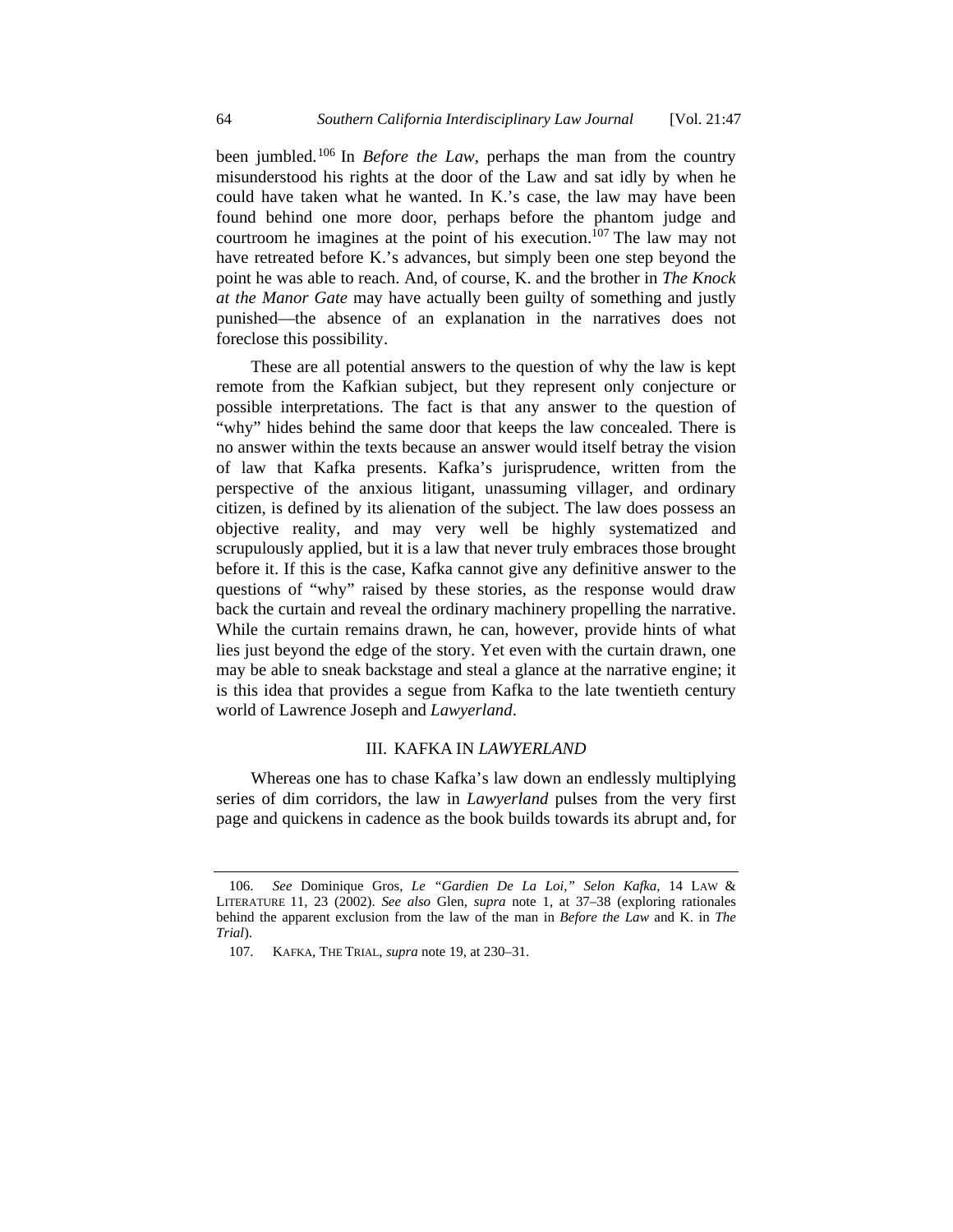been jumbled.[106] In *Before the Law*, perhaps the man from the country misunderstood his rights at the door of the Law and sat idly by when he could have taken what he wanted. In K.'s case, the law may have been found behind one more door, perhaps before the phantom judge and courtroom he imagines at the point of his execution.[107] The law may not have retreated before K.'s advances, but simply been one step beyond the point he was able to reach. And, of course, K. and the brother in *The Knock at the Manor Gate* may have actually been guilty of something and justly punished—the absence of an explanation in the narratives does not foreclose this possibility.

These are all potential answers to the question of why the law is kept remote from the Kafkian subject, but they represent only conjecture or possible interpretations. The fact is that any answer to the question of "why" hides behind the same door that keeps the law concealed. There is no answer within the texts because an answer would itself betray the vision of law that Kafka presents. Kafka's jurisprudence, written from the perspective of the anxious litigant, unassuming villager, and ordinary citizen, is defined by its alienation of the subject. The law does possess an objective reality, and may very well be highly systematized and scrupulously applied, but it is a law that never truly embraces those brought before it. If this is the case, Kafka cannot give any definitive answer to the questions of "why" raised by these stories, as the response would draw back the curtain and reveal the ordinary machinery propelling the narrative. While the curtain remains drawn, he can, however, provide hints of what lies just beyond the edge of the story. Yet even with the curtain drawn, one may be able to sneak backstage and steal a glance at the narrative engine; it is this idea that provides a segue from Kafka to the late twentieth century world of Lawrence Joseph and *Lawyerland*.

## III. KAFKA IN *LAWYERLAND*

Whereas one has to chase Kafka's law down an endlessly multiplying series of dim corridors, the law in *Lawyerland* pulses from the very first page and quickens in cadence as the book builds towards its abrupt and, for

---

106. *See* Dominique Gros, *Le "Gardien De La Loi," Selon Kafka*, 14 LAW & LITERATURE 11, 23 (2002). *See also* Glen, *supra* note 1, at 37–38 (exploring rationales behind the apparent exclusion from the law of the man in *Before the Law* and K. in *The Trial*).

107. KAFKA, THE TRIAL, *supra* note 19, at 230–31.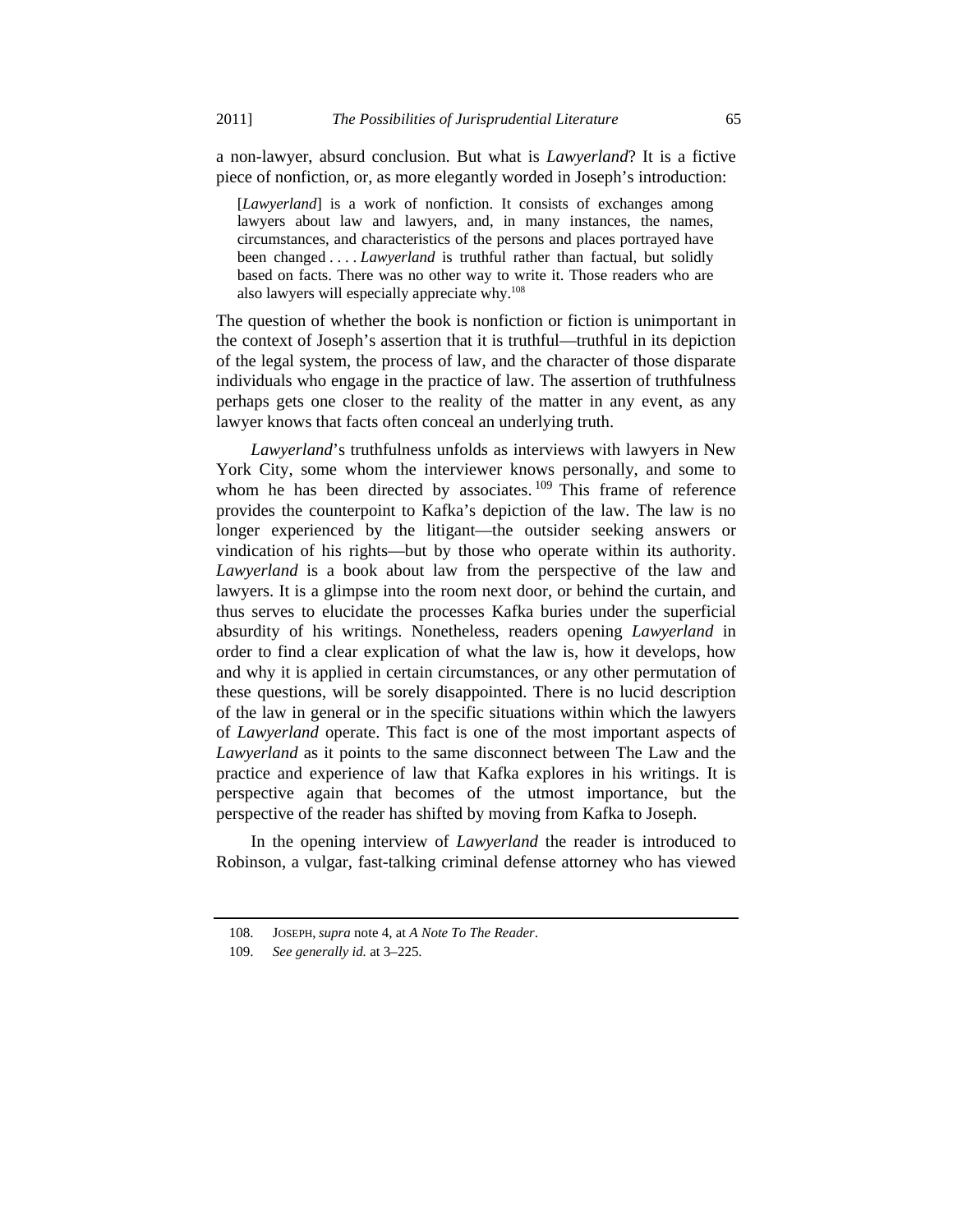a non-lawyer, absurd conclusion. But what is *Lawyerland*? It is a fictive piece of nonfiction, or, as more elegantly worded in Joseph's introduction:

> [*Lawyerland*] is a work of nonfiction. It consists of exchanges among lawyers about law and lawyers, and, in many instances, the names, circumstances, and characteristics of the persons and places portrayed have been changed . . . . *Lawyerland* is truthful rather than factual, but solidly based on facts. There was no other way to write it. Those readers who are also lawyers will especially appreciate why.[108]

The question of whether the book is nonfiction or fiction is unimportant in the context of Joseph's assertion that it is truthful—truthful in its depiction of the legal system, the process of law, and the character of those disparate individuals who engage in the practice of law. The assertion of truthfulness perhaps gets one closer to the reality of the matter in any event, as any lawyer knows that facts often conceal an underlying truth.

*Lawyerland*'s truthfulness unfolds as interviews with lawyers in New York City, some whom the interviewer knows personally, and some to whom he has been directed by associates.[109] This frame of reference provides the counterpoint to Kafka's depiction of the law. The law is no longer experienced by the litigant—the outsider seeking answers or vindication of his rights—but by those who operate within its authority. *Lawyerland* is a book about law from the perspective of the law and lawyers. It is a glimpse into the room next door, or behind the curtain, and thus serves to elucidate the processes Kafka buries under the superficial absurdity of his writings. Nonetheless, readers opening *Lawyerland* in order to find a clear explication of what the law is, how it develops, how and why it is applied in certain circumstances, or any other permutation of these questions, will be sorely disappointed. There is no lucid description of the law in general or in the specific situations within which the lawyers of *Lawyerland* operate. This fact is one of the most important aspects of *Lawyerland* as it points to the same disconnect between The Law and the practice and experience of law that Kafka explores in his writings. It is perspective again that becomes of the utmost importance, but the perspective of the reader has shifted by moving from Kafka to Joseph.

In the opening interview of *Lawyerland* the reader is introduced to Robinson, a vulgar, fast-talking criminal defense attorney who has viewed

---

108. JOSEPH, *supra* note 4, at *A Note To The Reader*.

109. *See generally id.* at 3–225.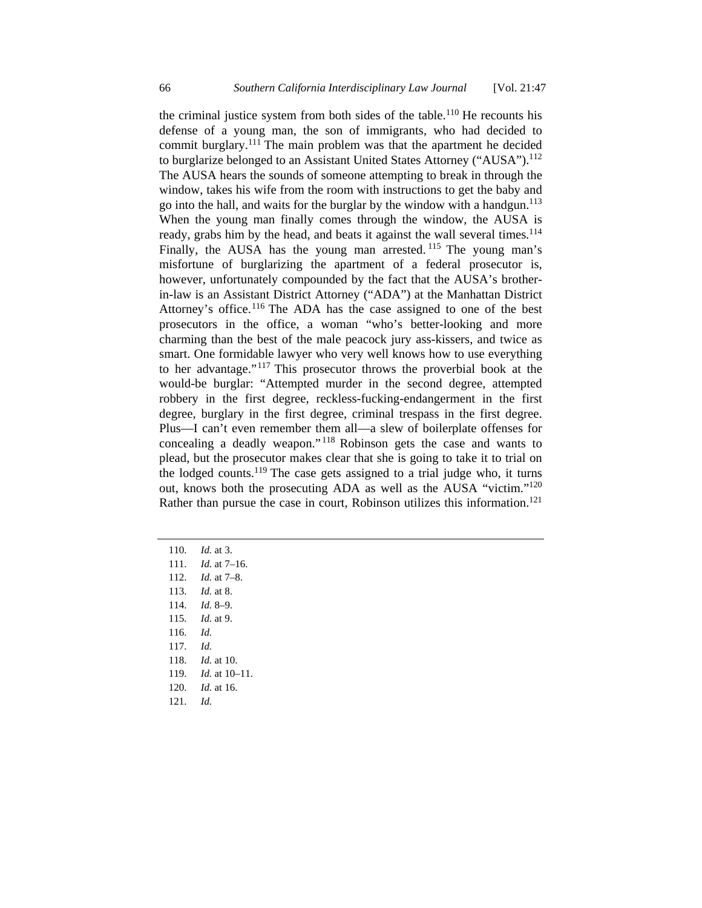the criminal justice system from both sides of the table.[110] He recounts his defense of a young man, the son of immigrants, who had decided to commit burglary.[111] The main problem was that the apartment he decided to burglarize belonged to an Assistant United States Attorney ("AUSA").[112] The AUSA hears the sounds of someone attempting to break in through the window, takes his wife from the room with instructions to get the baby and go into the hall, and waits for the burglar by the window with a handgun.[113] When the young man finally comes through the window, the AUSA is ready, grabs him by the head, and beats it against the wall several times.[114] Finally, the AUSA has the young man arrested.[115] The young man's misfortune of burglarizing the apartment of a federal prosecutor is, however, unfortunately compounded by the fact that the AUSA's brother-in-law is an Assistant District Attorney ("ADA") at the Manhattan District Attorney's office.[116] The ADA has the case assigned to one of the best prosecutors in the office, a woman "who's better-looking and more charming than the best of the male peacock jury ass-kissers, and twice as smart. One formidable lawyer who very well knows how to use everything to her advantage."[117] This prosecutor throws the proverbial book at the would-be burglar: "Attempted murder in the second degree, attempted robbery in the first degree, reckless-fucking-endangerment in the first degree, burglary in the first degree, criminal trespass in the first degree. Plus—I can't even remember them all—a slew of boilerplate offenses for concealing a deadly weapon."[118] Robinson gets the case and wants to plead, but the prosecutor makes clear that she is going to take it to trial on the lodged counts.[119] The case gets assigned to a trial judge who, it turns out, knows both the prosecuting ADA as well as the AUSA "victim."[120] Rather than pursue the case in court, Robinson utilizes this information.[121]

---

110. *Id.* at 3.
111. *Id.* at 7–16.
112. *Id.* at 7–8.
113. *Id.* at 8.
114. *Id.* 8–9.
115. *Id.* at 9.
116. *Id.*
117. *Id.*
118. *Id.* at 10.
119. *Id.* at 10–11.
120. *Id.* at 16.
121. *Id.*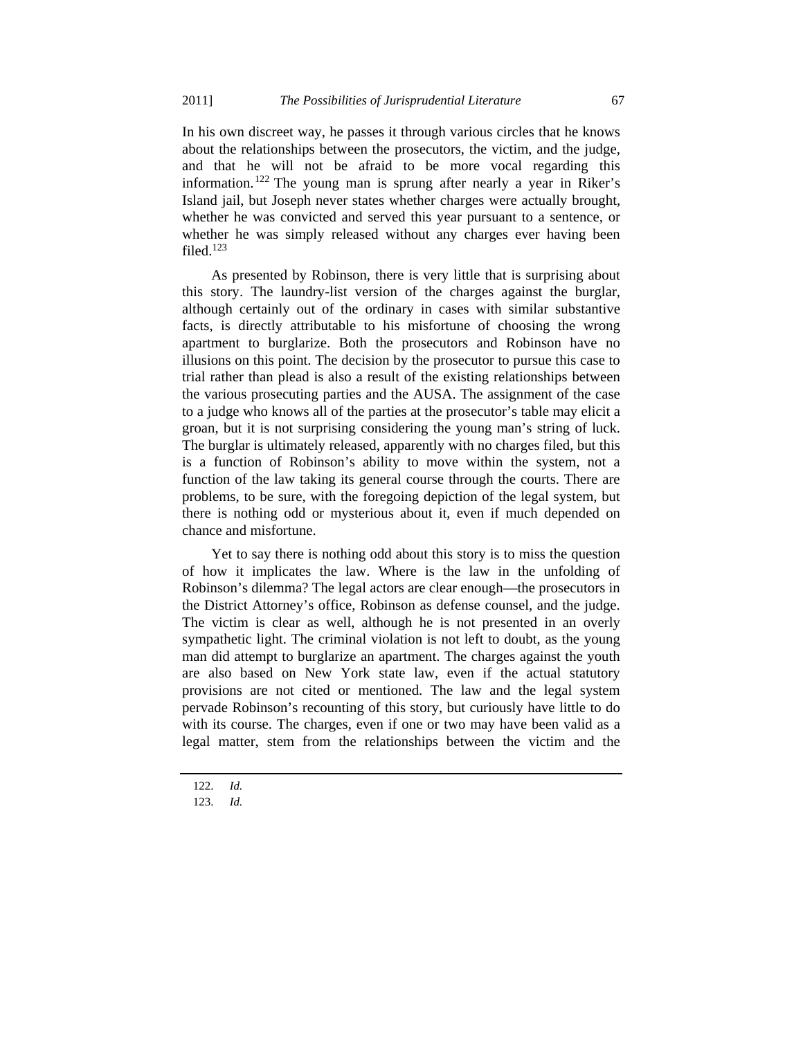In his own discreet way, he passes it through various circles that he knows about the relationships between the prosecutors, the victim, and the judge, and that he will not be afraid to be more vocal regarding this information.[122] The young man is sprung after nearly a year in Riker's Island jail, but Joseph never states whether charges were actually brought, whether he was convicted and served this year pursuant to a sentence, or whether he was simply released without any charges ever having been filed.[123]

As presented by Robinson, there is very little that is surprising about this story. The laundry-list version of the charges against the burglar, although certainly out of the ordinary in cases with similar substantive facts, is directly attributable to his misfortune of choosing the wrong apartment to burglarize. Both the prosecutors and Robinson have no illusions on this point. The decision by the prosecutor to pursue this case to trial rather than plead is also a result of the existing relationships between the various prosecuting parties and the AUSA. The assignment of the case to a judge who knows all of the parties at the prosecutor's table may elicit a groan, but it is not surprising considering the young man's string of luck. The burglar is ultimately released, apparently with no charges filed, but this is a function of Robinson's ability to move within the system, not a function of the law taking its general course through the courts. There are problems, to be sure, with the foregoing depiction of the legal system, but there is nothing odd or mysterious about it, even if much depended on chance and misfortune.

Yet to say there is nothing odd about this story is to miss the question of how it implicates the law. Where is the law in the unfolding of Robinson's dilemma? The legal actors are clear enough—the prosecutors in the District Attorney's office, Robinson as defense counsel, and the judge. The victim is clear as well, although he is not presented in an overly sympathetic light. The criminal violation is not left to doubt, as the young man did attempt to burglarize an apartment. The charges against the youth are also based on New York state law, even if the actual statutory provisions are not cited or mentioned. The law and the legal system pervade Robinson's recounting of this story, but curiously have little to do with its course. The charges, even if one or two may have been valid as a legal matter, stem from the relationships between the victim and the

---

122. *Id.*

123. *Id.*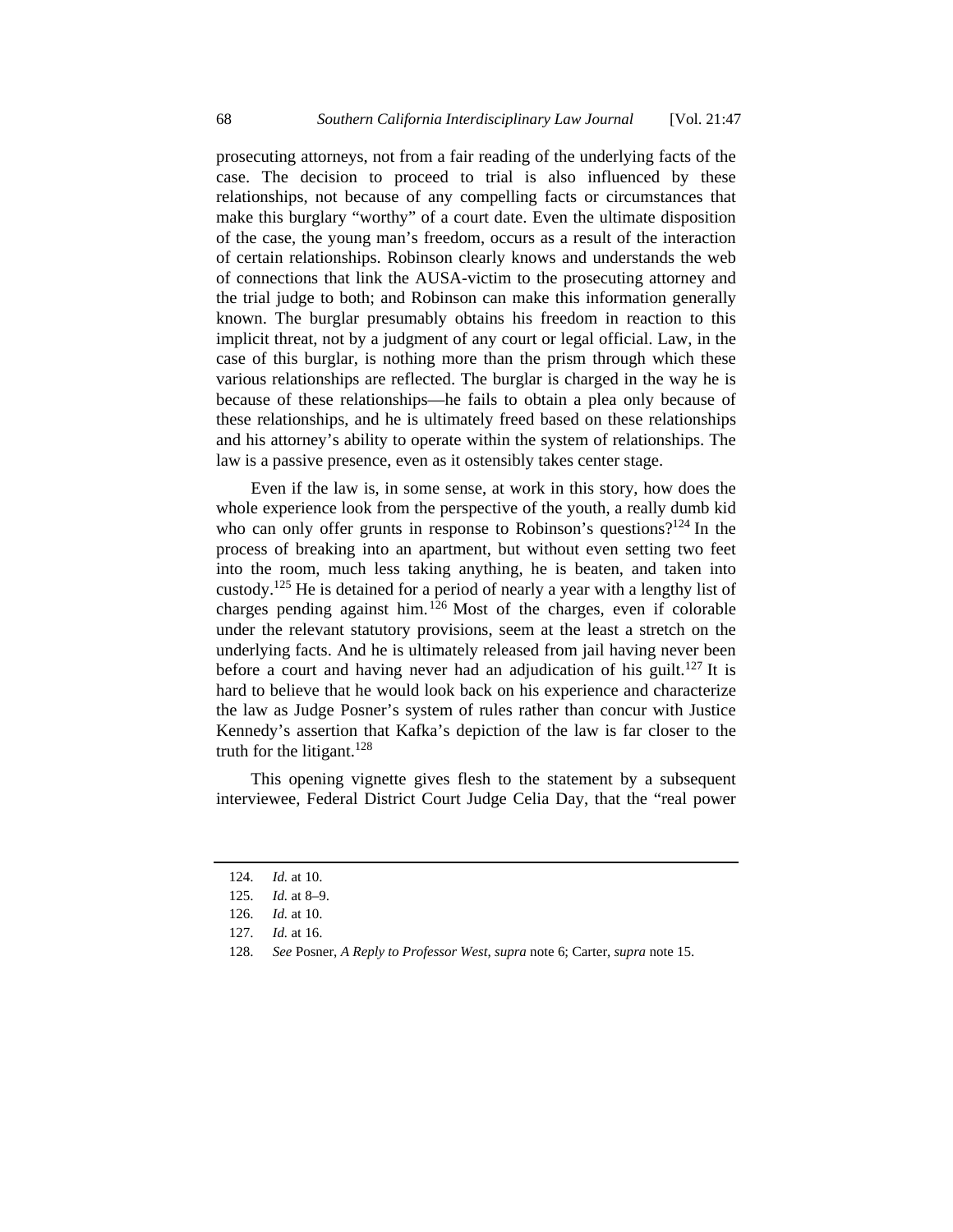prosecuting attorneys, not from a fair reading of the underlying facts of the case. The decision to proceed to trial is also influenced by these relationships, not because of any compelling facts or circumstances that make this burglary "worthy" of a court date. Even the ultimate disposition of the case, the young man's freedom, occurs as a result of the interaction of certain relationships. Robinson clearly knows and understands the web of connections that link the AUSA-victim to the prosecuting attorney and the trial judge to both; and Robinson can make this information generally known. The burglar presumably obtains his freedom in reaction to this implicit threat, not by a judgment of any court or legal official. Law, in the case of this burglar, is nothing more than the prism through which these various relationships are reflected. The burglar is charged in the way he is because of these relationships—he fails to obtain a plea only because of these relationships, and he is ultimately freed based on these relationships and his attorney's ability to operate within the system of relationships. The law is a passive presence, even as it ostensibly takes center stage.

Even if the law is, in some sense, at work in this story, how does the whole experience look from the perspective of the youth, a really dumb kid who can only offer grunts in response to Robinson's questions?[124] In the process of breaking into an apartment, but without even setting two feet into the room, much less taking anything, he is beaten, and taken into custody.[125] He is detained for a period of nearly a year with a lengthy list of charges pending against him.[126] Most of the charges, even if colorable under the relevant statutory provisions, seem at the least a stretch on the underlying facts. And he is ultimately released from jail having never been before a court and having never had an adjudication of his guilt.[127] It is hard to believe that he would look back on his experience and characterize the law as Judge Posner's system of rules rather than concur with Justice Kennedy's assertion that Kafka's depiction of the law is far closer to the truth for the litigant.[128]

This opening vignette gives flesh to the statement by a subsequent interviewee, Federal District Court Judge Celia Day, that the "real power

---

124. *Id.* at 10.

125. *Id.* at 8–9.

126. *Id.* at 10.

127. *Id.* at 16.

128. *See* Posner, *A Reply to Professor West*, *supra* note 6; Carter, *supra* note 15.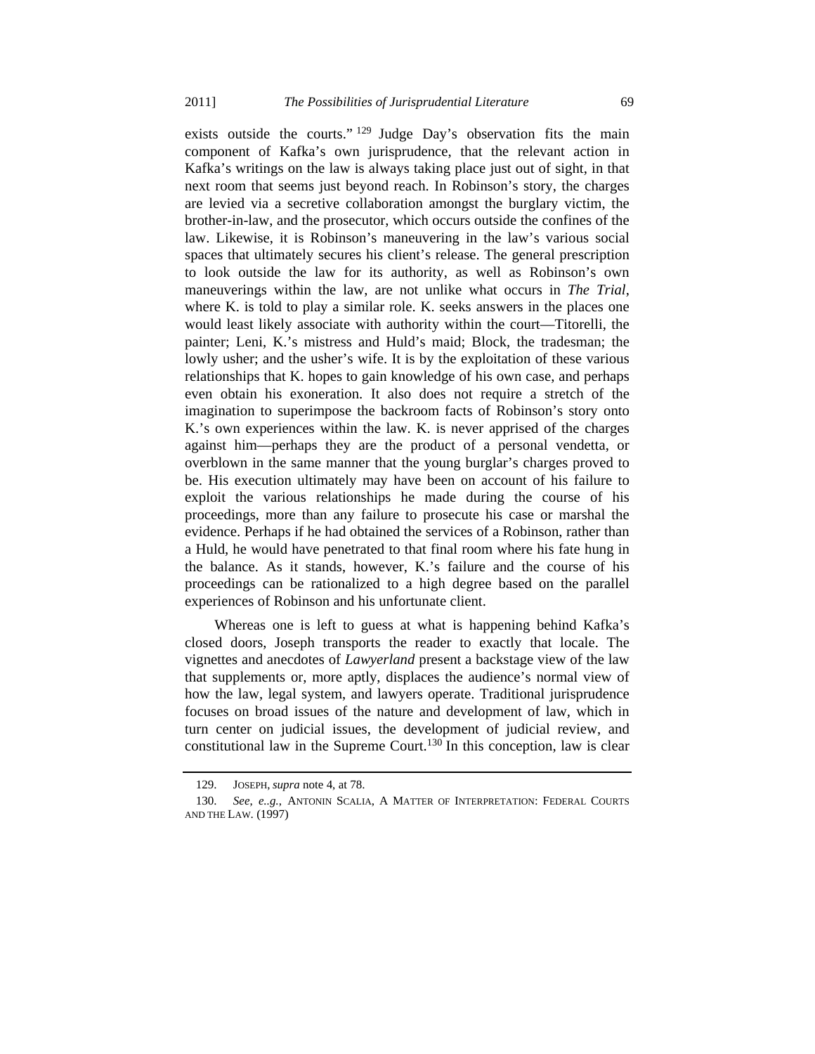exists outside the courts."[129] Judge Day's observation fits the main component of Kafka's own jurisprudence, that the relevant action in Kafka's writings on the law is always taking place just out of sight, in that next room that seems just beyond reach. In Robinson's story, the charges are levied via a secretive collaboration amongst the burglary victim, the brother-in-law, and the prosecutor, which occurs outside the confines of the law. Likewise, it is Robinson's maneuvering in the law's various social spaces that ultimately secures his client's release. The general prescription to look outside the law for its authority, as well as Robinson's own maneuverings within the law, are not unlike what occurs in *The Trial*, where K. is told to play a similar role. K. seeks answers in the places one would least likely associate with authority within the court—Titorelli, the painter; Leni, K.'s mistress and Huld's maid; Block, the tradesman; the lowly usher; and the usher's wife. It is by the exploitation of these various relationships that K. hopes to gain knowledge of his own case, and perhaps even obtain his exoneration. It also does not require a stretch of the imagination to superimpose the backroom facts of Robinson's story onto K.'s own experiences within the law. K. is never apprised of the charges against him—perhaps they are the product of a personal vendetta, or overblown in the same manner that the young burglar's charges proved to be. His execution ultimately may have been on account of his failure to exploit the various relationships he made during the course of his proceedings, more than any failure to prosecute his case or marshal the evidence. Perhaps if he had obtained the services of a Robinson, rather than a Huld, he would have penetrated to that final room where his fate hung in the balance. As it stands, however, K.'s failure and the course of his proceedings can be rationalized to a high degree based on the parallel experiences of Robinson and his unfortunate client.

Whereas one is left to guess at what is happening behind Kafka's closed doors, Joseph transports the reader to exactly that locale. The vignettes and anecdotes of *Lawyerland* present a backstage view of the law that supplements or, more aptly, displaces the audience's normal view of how the law, legal system, and lawyers operate. Traditional jurisprudence focuses on broad issues of the nature and development of law, which in turn center on judicial issues, the development of judicial review, and constitutional law in the Supreme Court.[130] In this conception, law is clear

---

129. JOSEPH, *supra* note 4, at 78.

130. *See, e..g.*, ANTONIN SCALIA, A MATTER OF INTERPRETATION: FEDERAL COURTS AND THE LAW. (1997)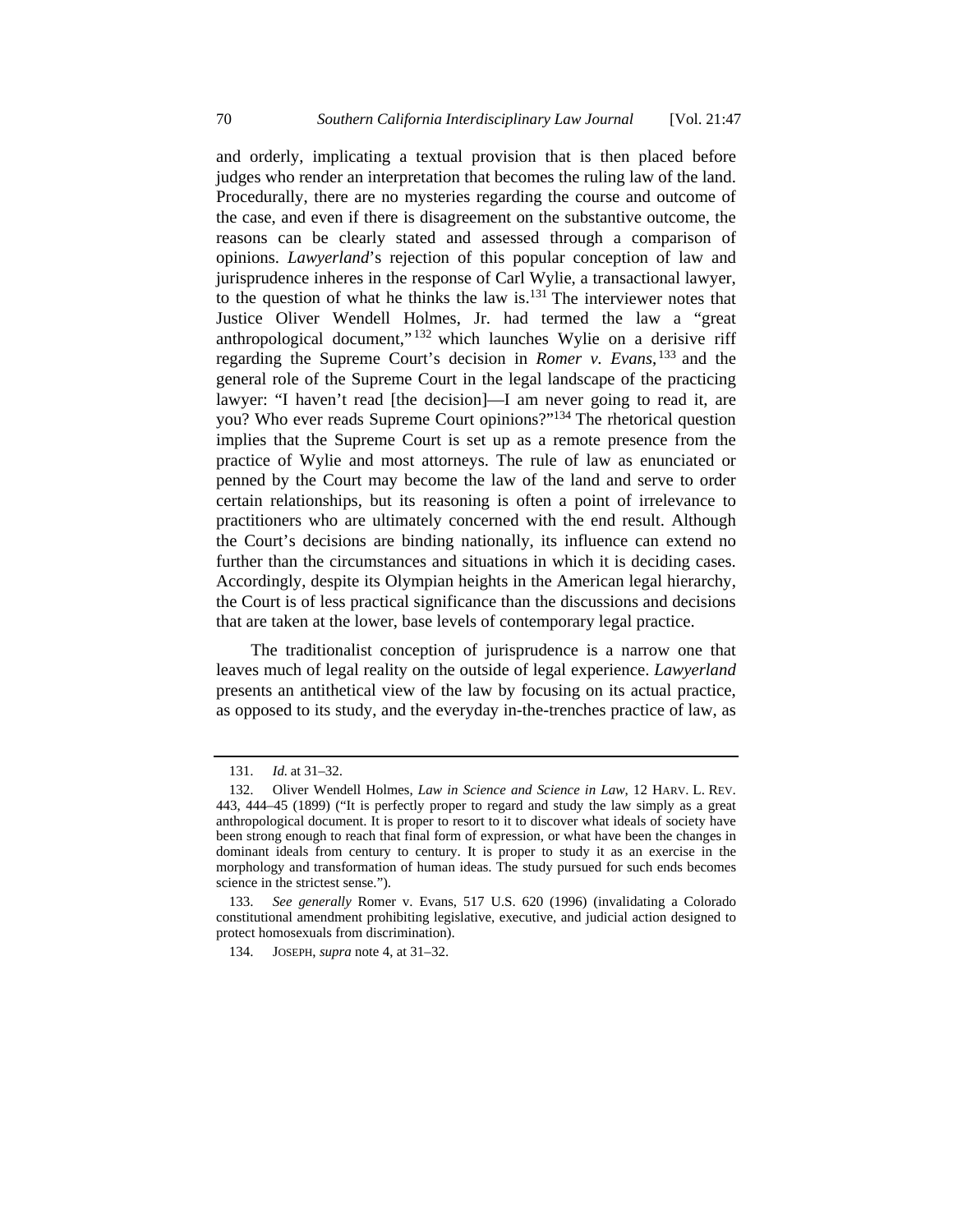and orderly, implicating a textual provision that is then placed before judges who render an interpretation that becomes the ruling law of the land. Procedurally, there are no mysteries regarding the course and outcome of the case, and even if there is disagreement on the substantive outcome, the reasons can be clearly stated and assessed through a comparison of opinions. *Lawyerland*'s rejection of this popular conception of law and jurisprudence inheres in the response of Carl Wylie, a transactional lawyer, to the question of what he thinks the law is.[131] The interviewer notes that Justice Oliver Wendell Holmes, Jr. had termed the law a "great anthropological document,"[132] which launches Wylie on a derisive riff regarding the Supreme Court's decision in *Romer v. Evans*,[133] and the general role of the Supreme Court in the legal landscape of the practicing lawyer: "I haven't read [the decision]—I am never going to read it, are you? Who ever reads Supreme Court opinions?"[134] The rhetorical question implies that the Supreme Court is set up as a remote presence from the practice of Wylie and most attorneys. The rule of law as enunciated or penned by the Court may become the law of the land and serve to order certain relationships, but its reasoning is often a point of irrelevance to practitioners who are ultimately concerned with the end result. Although the Court's decisions are binding nationally, its influence can extend no further than the circumstances and situations in which it is deciding cases. Accordingly, despite its Olympian heights in the American legal hierarchy, the Court is of less practical significance than the discussions and decisions that are taken at the lower, base levels of contemporary legal practice.

The traditionalist conception of jurisprudence is a narrow one that leaves much of legal reality on the outside of legal experience. *Lawyerland* presents an antithetical view of the law by focusing on its actual practice, as opposed to its study, and the everyday in-the-trenches practice of law, as

---

131. *Id.* at 31–32.

132. Oliver Wendell Holmes, *Law in Science and Science in Law*, 12 HARV. L. REV. 443, 444–45 (1899) ("It is perfectly proper to regard and study the law simply as a great anthropological document. It is proper to resort to it to discover what ideals of society have been strong enough to reach that final form of expression, or what have been the changes in dominant ideals from century to century. It is proper to study it as an exercise in the morphology and transformation of human ideas. The study pursued for such ends becomes science in the strictest sense.").

133. *See generally* Romer v. Evans, 517 U.S. 620 (1996) (invalidating a Colorado constitutional amendment prohibiting legislative, executive, and judicial action designed to protect homosexuals from discrimination).

134. JOSEPH, *supra* note 4, at 31–32.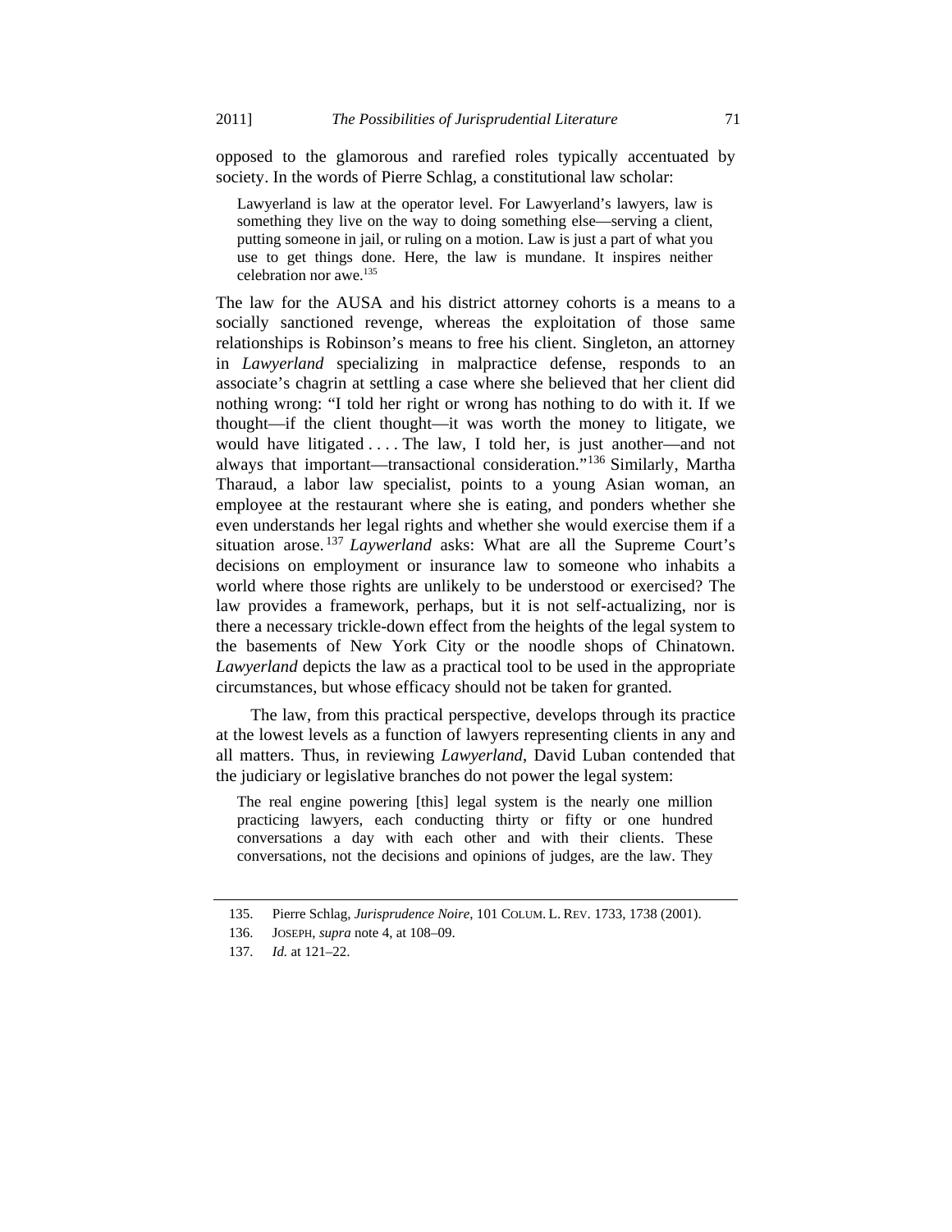opposed to the glamorous and rarefied roles typically accentuated by society. In the words of Pierre Schlag, a constitutional law scholar:

> Lawyerland is law at the operator level. For Lawyerland's lawyers, law is something they live on the way to doing something else—serving a client, putting someone in jail, or ruling on a motion. Law is just a part of what you use to get things done. Here, the law is mundane. It inspires neither celebration nor awe.[135]

The law for the AUSA and his district attorney cohorts is a means to a socially sanctioned revenge, whereas the exploitation of those same relationships is Robinson's means to free his client. Singleton, an attorney in *Lawyerland* specializing in malpractice defense, responds to an associate's chagrin at settling a case where she believed that her client did nothing wrong: "I told her right or wrong has nothing to do with it. If we thought—if the client thought—it was worth the money to litigate, we would have litigated . . . . The law, I told her, is just another—and not always that important—transactional consideration."[136] Similarly, Martha Tharaud, a labor law specialist, points to a young Asian woman, an employee at the restaurant where she is eating, and ponders whether she even understands her legal rights and whether she would exercise them if a situation arose.[137] *Laywerland* asks: What are all the Supreme Court's decisions on employment or insurance law to someone who inhabits a world where those rights are unlikely to be understood or exercised? The law provides a framework, perhaps, but it is not self-actualizing, nor is there a necessary trickle-down effect from the heights of the legal system to the basements of New York City or the noodle shops of Chinatown. *Lawyerland* depicts the law as a practical tool to be used in the appropriate circumstances, but whose efficacy should not be taken for granted.

The law, from this practical perspective, develops through its practice at the lowest levels as a function of lawyers representing clients in any and all matters. Thus, in reviewing *Lawyerland*, David Luban contended that the judiciary or legislative branches do not power the legal system:

> The real engine powering [this] legal system is the nearly one million practicing lawyers, each conducting thirty or fifty or one hundred conversations a day with each other and with their clients. These conversations, not the decisions and opinions of judges, are the law. They

---

135. Pierre Schlag, *Jurisprudence Noire*, 101 COLUM. L. REV. 1733, 1738 (2001).

136. JOSEPH, *supra* note 4, at 108–09.

137. *Id.* at 121–22.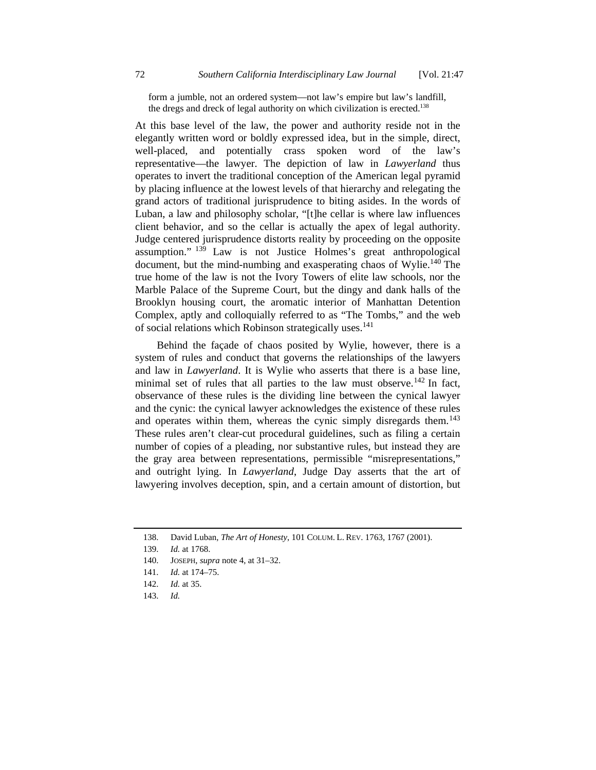> form a jumble, not an ordered system—not law's empire but law's landfill, the dregs and dreck of legal authority on which civilization is erected.[138]

At this base level of the law, the power and authority reside not in the elegantly written word or boldly expressed idea, but in the simple, direct, well-placed, and potentially crass spoken word of the law's representative—the lawyer. The depiction of law in *Lawyerland* thus operates to invert the traditional conception of the American legal pyramid by placing influence at the lowest levels of that hierarchy and relegating the grand actors of traditional jurisprudence to biting asides. In the words of Luban, a law and philosophy scholar, "[t]he cellar is where law influences client behavior, and so the cellar is actually the apex of legal authority. Judge centered jurisprudence distorts reality by proceeding on the opposite assumption."[139] Law is not Justice Holmes's great anthropological document, but the mind-numbing and exasperating chaos of Wylie.[140] The true home of the law is not the Ivory Towers of elite law schools, nor the Marble Palace of the Supreme Court, but the dingy and dank halls of the Brooklyn housing court, the aromatic interior of Manhattan Detention Complex, aptly and colloquially referred to as "The Tombs," and the web of social relations which Robinson strategically uses.[141]

Behind the façade of chaos posited by Wylie, however, there is a system of rules and conduct that governs the relationships of the lawyers and law in *Lawyerland*. It is Wylie who asserts that there is a base line, minimal set of rules that all parties to the law must observe.[142] In fact, observance of these rules is the dividing line between the cynical lawyer and the cynic: the cynical lawyer acknowledges the existence of these rules and operates within them, whereas the cynic simply disregards them.[143] These rules aren't clear-cut procedural guidelines, such as filing a certain number of copies of a pleading, nor substantive rules, but instead they are the gray area between representations, permissible "misrepresentations," and outright lying. In *Lawyerland*, Judge Day asserts that the art of lawyering involves deception, spin, and a certain amount of distortion, but

---

138. David Luban, *The Art of Honesty*, 101 COLUM. L. REV. 1763, 1767 (2001).

139. *Id.* at 1768.

140. JOSEPH, *supra* note 4, at 31–32.

141. *Id.* at 174–75.

142. *Id.* at 35.

143. *Id.*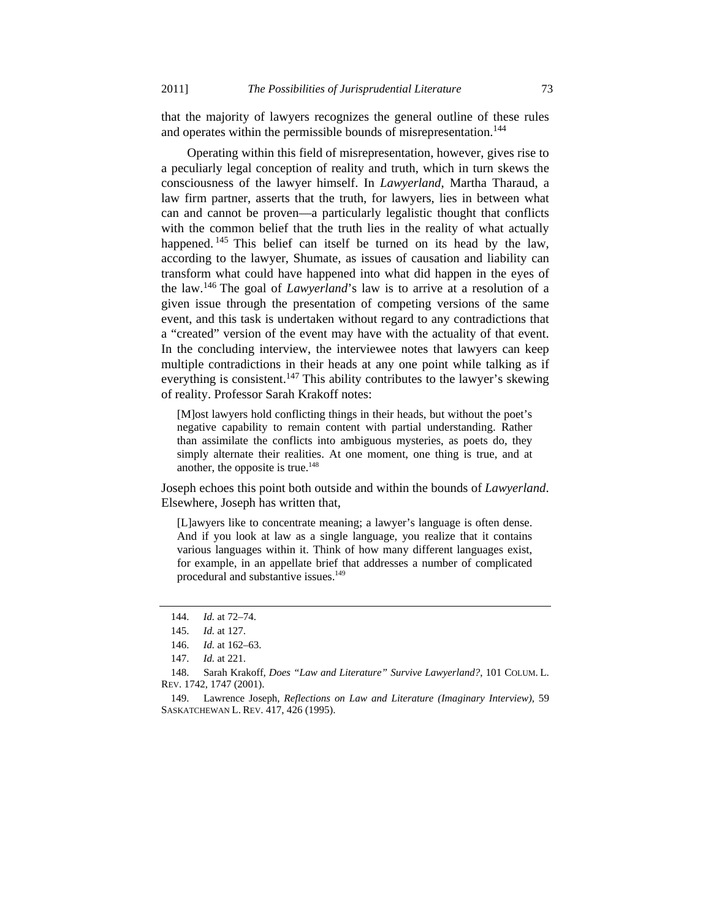that the majority of lawyers recognizes the general outline of these rules and operates within the permissible bounds of misrepresentation.[144]

Operating within this field of misrepresentation, however, gives rise to a peculiarly legal conception of reality and truth, which in turn skews the consciousness of the lawyer himself. In *Lawyerland*, Martha Tharaud, a law firm partner, asserts that the truth, for lawyers, lies in between what can and cannot be proven—a particularly legalistic thought that conflicts with the common belief that the truth lies in the reality of what actually happened.[145] This belief can itself be turned on its head by the law, according to the lawyer, Shumate, as issues of causation and liability can transform what could have happened into what did happen in the eyes of the law.[146] The goal of *Lawyerland*'s law is to arrive at a resolution of a given issue through the presentation of competing versions of the same event, and this task is undertaken without regard to any contradictions that a "created" version of the event may have with the actuality of that event. In the concluding interview, the interviewee notes that lawyers can keep multiple contradictions in their heads at any one point while talking as if everything is consistent.[147] This ability contributes to the lawyer's skewing of reality. Professor Sarah Krakoff notes:

> [M]ost lawyers hold conflicting things in their heads, but without the poet's negative capability to remain content with partial understanding. Rather than assimilate the conflicts into ambiguous mysteries, as poets do, they simply alternate their realities. At one moment, one thing is true, and at another, the opposite is true.[148]

Joseph echoes this point both outside and within the bounds of *Lawyerland*. Elsewhere, Joseph has written that,

> [L]awyers like to concentrate meaning; a lawyer's language is often dense. And if you look at law as a single language, you realize that it contains various languages within it. Think of how many different languages exist, for example, in an appellate brief that addresses a number of complicated procedural and substantive issues.[149]

---

144. *Id.* at 72–74.

145. *Id.* at 127.

146. *Id.* at 162–63.

147. *Id.* at 221.

148. Sarah Krakoff, *Does "Law and Literature" Survive Lawyerland?*, 101 COLUM. L. REV. 1742, 1747 (2001).

149. Lawrence Joseph, *Reflections on Law and Literature (Imaginary Interview)*, 59 SASKATCHEWAN L. REV. 417, 426 (1995).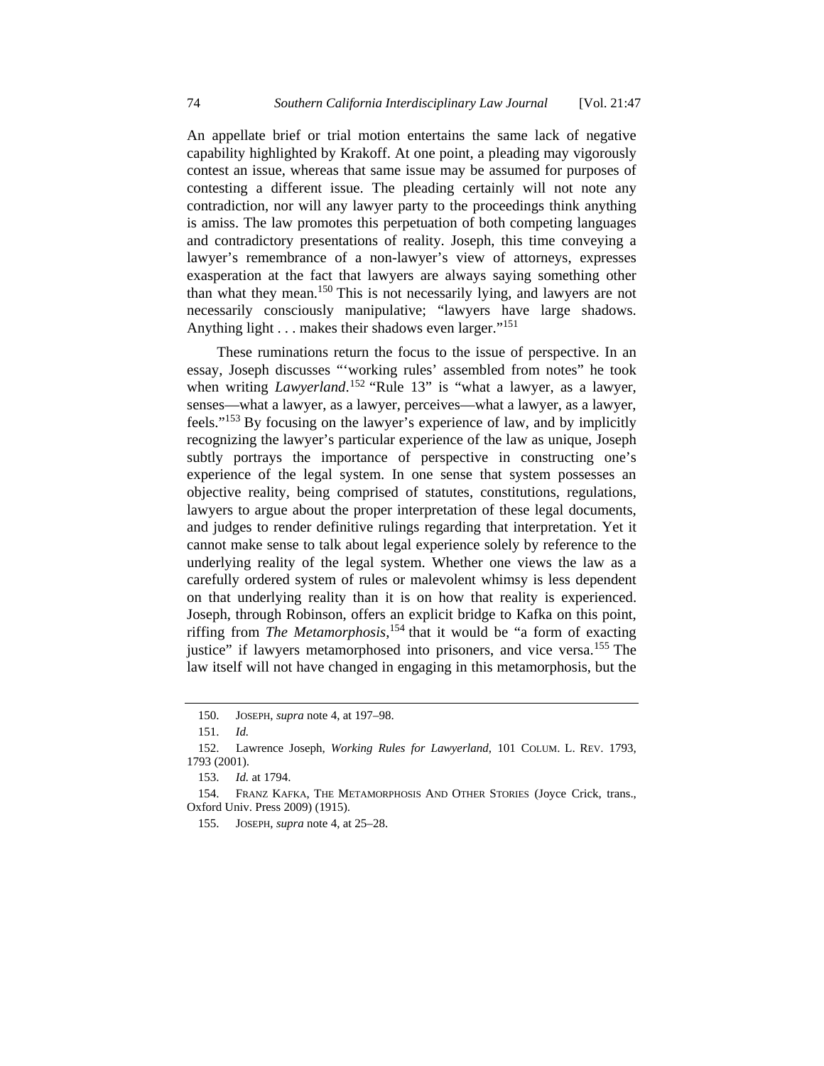An appellate brief or trial motion entertains the same lack of negative capability highlighted by Krakoff. At one point, a pleading may vigorously contest an issue, whereas that same issue may be assumed for purposes of contesting a different issue. The pleading certainly will not note any contradiction, nor will any lawyer party to the proceedings think anything is amiss. The law promotes this perpetuation of both competing languages and contradictory presentations of reality. Joseph, this time conveying a lawyer's remembrance of a non-lawyer's view of attorneys, expresses exasperation at the fact that lawyers are always saying something other than what they mean.[150] This is not necessarily lying, and lawyers are not necessarily consciously manipulative; "lawyers have large shadows. Anything light . . . makes their shadows even larger."[151]

These ruminations return the focus to the issue of perspective. In an essay, Joseph discusses "'working rules' assembled from notes" he took when writing *Lawyerland*.[152] "Rule 13" is "what a lawyer, as a lawyer, senses—what a lawyer, as a lawyer, perceives—what a lawyer, as a lawyer, feels."[153] By focusing on the lawyer's experience of law, and by implicitly recognizing the lawyer's particular experience of the law as unique, Joseph subtly portrays the importance of perspective in constructing one's experience of the legal system. In one sense that system possesses an objective reality, being comprised of statutes, constitutions, regulations, lawyers to argue about the proper interpretation of these legal documents, and judges to render definitive rulings regarding that interpretation. Yet it cannot make sense to talk about legal experience solely by reference to the underlying reality of the legal system. Whether one views the law as a carefully ordered system of rules or malevolent whimsy is less dependent on that underlying reality than it is on how that reality is experienced. Joseph, through Robinson, offers an explicit bridge to Kafka on this point, riffing from *The Metamorphosis*,[154] that it would be "a form of exacting justice" if lawyers metamorphosed into prisoners, and vice versa.[155] The law itself will not have changed in engaging in this metamorphosis, but the

---

150. JOSEPH, *supra* note 4, at 197–98.

151. *Id.*

152. Lawrence Joseph, *Working Rules for Lawyerland*, 101 COLUM. L. REV. 1793, 1793 (2001).

153. *Id.* at 1794.

154. FRANZ KAFKA, THE METAMORPHOSIS AND OTHER STORIES (Joyce Crick, trans., Oxford Univ. Press 2009) (1915).

155. JOSEPH, *supra* note 4, at 25–28.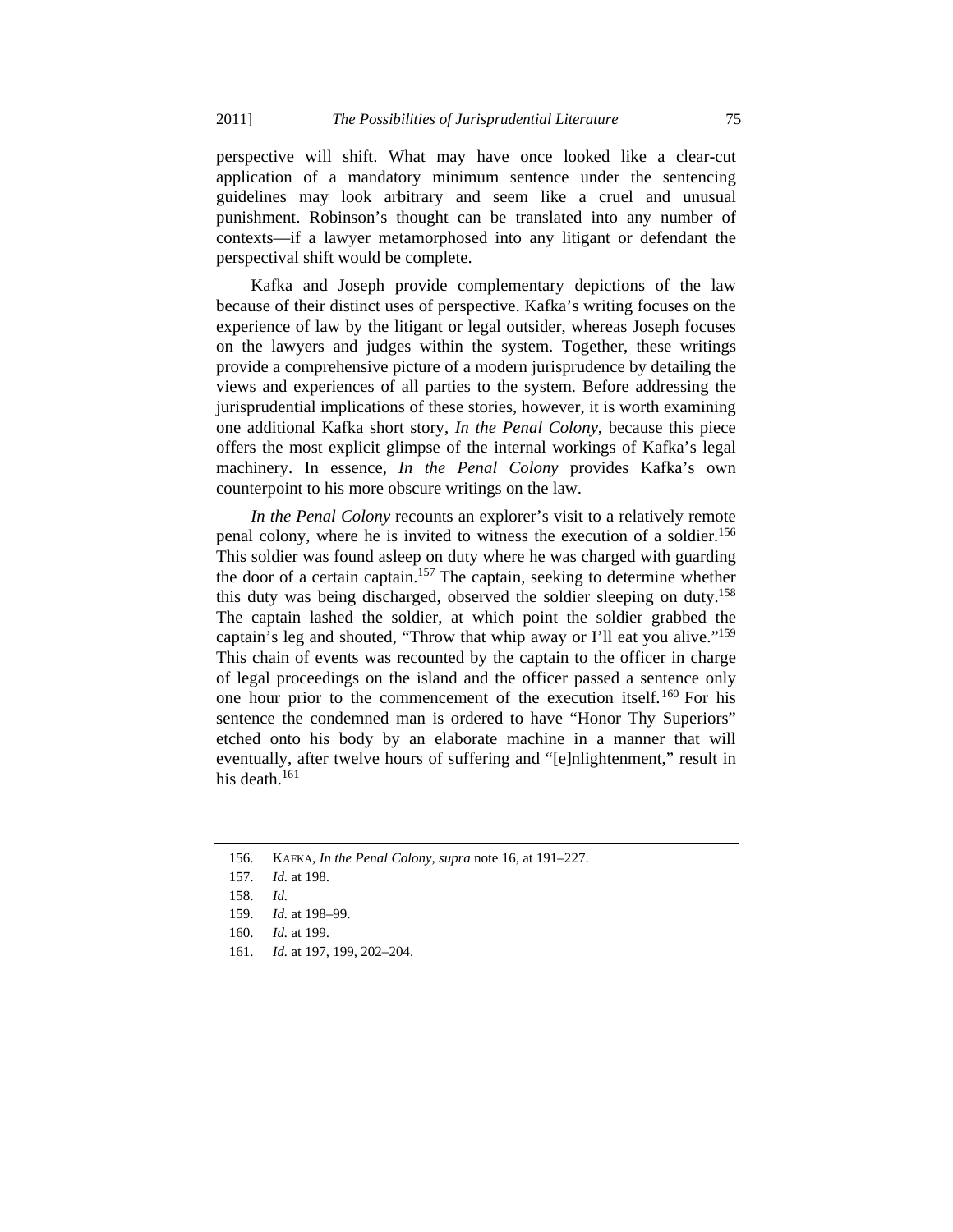perspective will shift. What may have once looked like a clear-cut application of a mandatory minimum sentence under the sentencing guidelines may look arbitrary and seem like a cruel and unusual punishment. Robinson's thought can be translated into any number of contexts—if a lawyer metamorphosed into any litigant or defendant the perspectival shift would be complete.

Kafka and Joseph provide complementary depictions of the law because of their distinct uses of perspective. Kafka's writing focuses on the experience of law by the litigant or legal outsider, whereas Joseph focuses on the lawyers and judges within the system. Together, these writings provide a comprehensive picture of a modern jurisprudence by detailing the views and experiences of all parties to the system. Before addressing the jurisprudential implications of these stories, however, it is worth examining one additional Kafka short story, *In the Penal Colony*, because this piece offers the most explicit glimpse of the internal workings of Kafka's legal machinery. In essence, *In the Penal Colony* provides Kafka's own counterpoint to his more obscure writings on the law.

*In the Penal Colony* recounts an explorer's visit to a relatively remote penal colony, where he is invited to witness the execution of a soldier.[156] This soldier was found asleep on duty where he was charged with guarding the door of a certain captain.[157] The captain, seeking to determine whether this duty was being discharged, observed the soldier sleeping on duty.[158] The captain lashed the soldier, at which point the soldier grabbed the captain's leg and shouted, "Throw that whip away or I'll eat you alive."[159] This chain of events was recounted by the captain to the officer in charge of legal proceedings on the island and the officer passed a sentence only one hour prior to the commencement of the execution itself.[160] For his sentence the condemned man is ordered to have "Honor Thy Superiors" etched onto his body by an elaborate machine in a manner that will eventually, after twelve hours of suffering and "[e]nlightenment," result in his death.[161]

---

156. KAFKA, *In the Penal Colony*, *supra* note 16, at 191–227.

157. *Id.* at 198.

158. *Id.*

159. *Id.* at 198–99.

160. *Id.* at 199.

161. *Id.* at 197, 199, 202–204.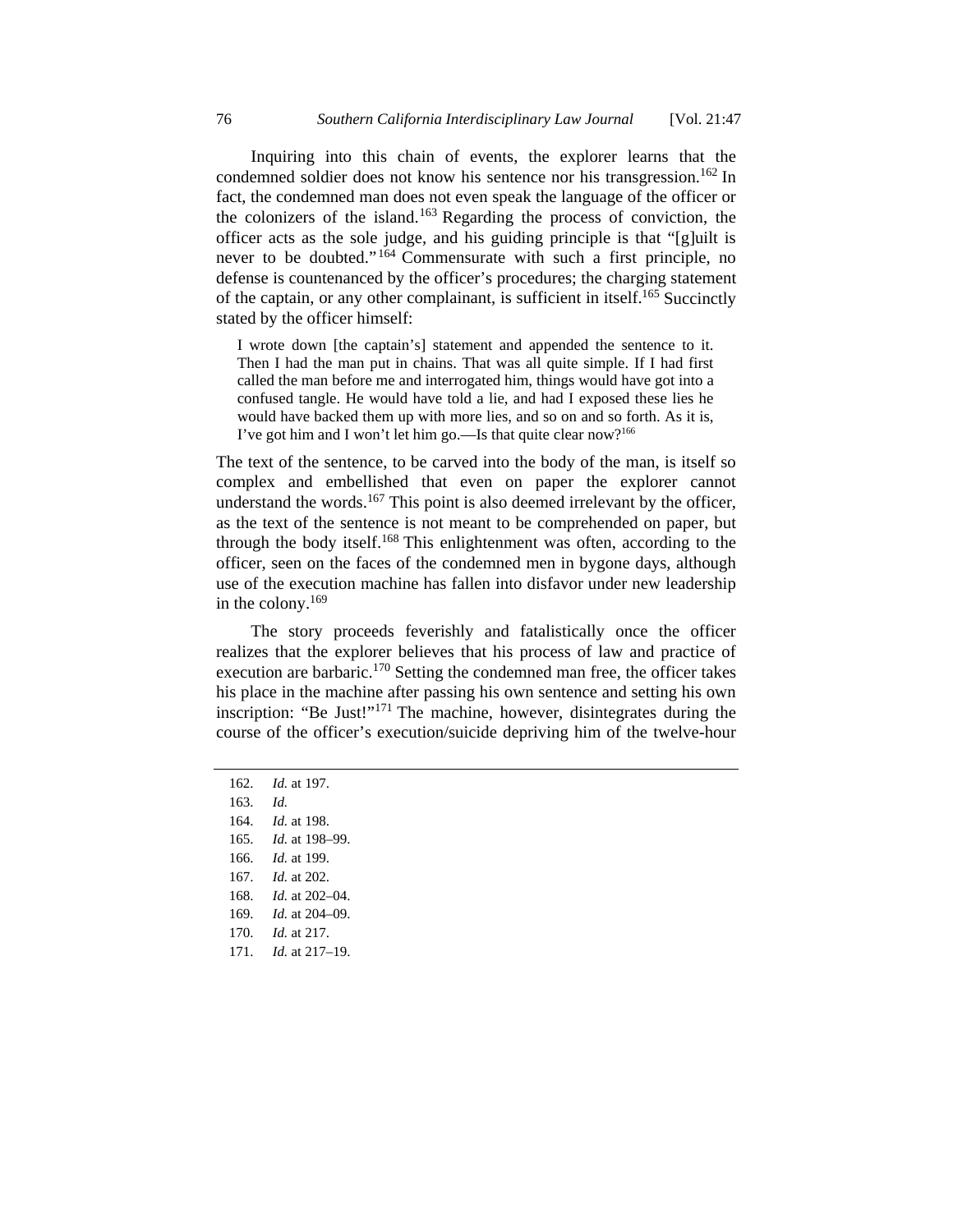Inquiring into this chain of events, the explorer learns that the condemned soldier does not know his sentence nor his transgression.[162] In fact, the condemned man does not even speak the language of the officer or the colonizers of the island.[163] Regarding the process of conviction, the officer acts as the sole judge, and his guiding principle is that "[g]uilt is never to be doubted."[164] Commensurate with such a first principle, no defense is countenanced by the officer's procedures; the charging statement of the captain, or any other complainant, is sufficient in itself.[165] Succinctly stated by the officer himself:

> I wrote down [the captain's] statement and appended the sentence to it. Then I had the man put in chains. That was all quite simple. If I had first called the man before me and interrogated him, things would have got into a confused tangle. He would have told a lie, and had I exposed these lies he would have backed them up with more lies, and so on and so forth. As it is, I've got him and I won't let him go.—Is that quite clear now?[166]

The text of the sentence, to be carved into the body of the man, is itself so complex and embellished that even on paper the explorer cannot understand the words.[167] This point is also deemed irrelevant by the officer, as the text of the sentence is not meant to be comprehended on paper, but through the body itself.[168] This enlightenment was often, according to the officer, seen on the faces of the condemned men in bygone days, although use of the execution machine has fallen into disfavor under new leadership in the colony.[169]

The story proceeds feverishly and fatalistically once the officer realizes that the explorer believes that his process of law and practice of execution are barbaric.[170] Setting the condemned man free, the officer takes his place in the machine after passing his own sentence and setting his own inscription: "Be Just!"[171] The machine, however, disintegrates during the course of the officer's execution/suicide depriving him of the twelve-hour

---

162. *Id.* at 197.
163. *Id.*
164. *Id.* at 198.
165. *Id.* at 198–99.
166. *Id.* at 199.
167. *Id.* at 202.
168. *Id.* at 202–04.
169. *Id.* at 204–09.
170. *Id.* at 217.
171. *Id.* at 217–19.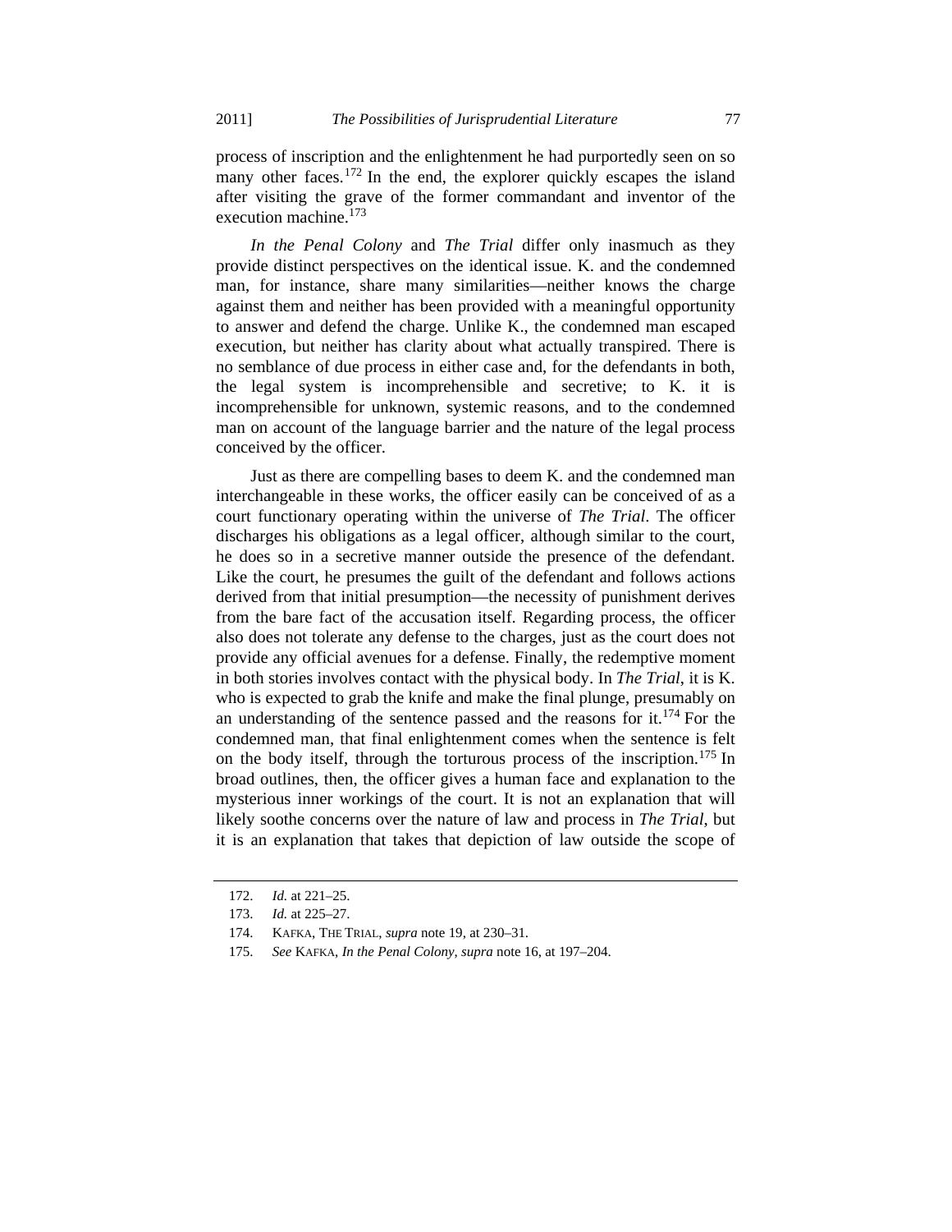process of inscription and the enlightenment he had purportedly seen on so many other faces.[172] In the end, the explorer quickly escapes the island after visiting the grave of the former commandant and inventor of the execution machine.[173]

*In the Penal Colony* and *The Trial* differ only inasmuch as they provide distinct perspectives on the identical issue. K. and the condemned man, for instance, share many similarities—neither knows the charge against them and neither has been provided with a meaningful opportunity to answer and defend the charge. Unlike K., the condemned man escaped execution, but neither has clarity about what actually transpired. There is no semblance of due process in either case and, for the defendants in both, the legal system is incomprehensible and secretive; to K. it is incomprehensible for unknown, systemic reasons, and to the condemned man on account of the language barrier and the nature of the legal process conceived by the officer.

Just as there are compelling bases to deem K. and the condemned man interchangeable in these works, the officer easily can be conceived of as a court functionary operating within the universe of *The Trial*. The officer discharges his obligations as a legal officer, although similar to the court, he does so in a secretive manner outside the presence of the defendant. Like the court, he presumes the guilt of the defendant and follows actions derived from that initial presumption—the necessity of punishment derives from the bare fact of the accusation itself. Regarding process, the officer also does not tolerate any defense to the charges, just as the court does not provide any official avenues for a defense. Finally, the redemptive moment in both stories involves contact with the physical body. In *The Trial*, it is K. who is expected to grab the knife and make the final plunge, presumably on an understanding of the sentence passed and the reasons for it.[174] For the condemned man, that final enlightenment comes when the sentence is felt on the body itself, through the torturous process of the inscription.[175] In broad outlines, then, the officer gives a human face and explanation to the mysterious inner workings of the court. It is not an explanation that will likely soothe concerns over the nature of law and process in *The Trial*, but it is an explanation that takes that depiction of law outside the scope of

---

172. *Id.* at 221–25.

173. *Id.* at 225–27.

174. KAFKA, THE TRIAL, *supra* note 19, at 230–31.

175. *See* KAFKA, *In the Penal Colony*, *supra* note 16, at 197–204.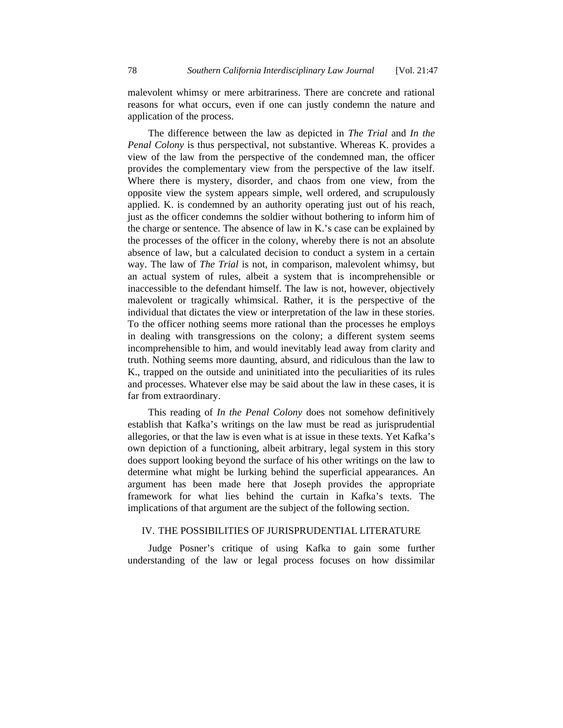malevolent whimsy or mere arbitrariness. There are concrete and rational reasons for what occurs, even if one can justly condemn the nature and application of the process.

The difference between the law as depicted in *The Trial* and *In the Penal Colony* is thus perspectival, not substantive. Whereas K. provides a view of the law from the perspective of the condemned man, the officer provides the complementary view from the perspective of the law itself. Where there is mystery, disorder, and chaos from one view, from the opposite view the system appears simple, well ordered, and scrupulously applied. K. is condemned by an authority operating just out of his reach, just as the officer condemns the soldier without bothering to inform him of the charge or sentence. The absence of law in K.'s case can be explained by the processes of the officer in the colony, whereby there is not an absolute absence of law, but a calculated decision to conduct a system in a certain way. The law of *The Trial* is not, in comparison, malevolent whimsy, but an actual system of rules, albeit a system that is incomprehensible or inaccessible to the defendant himself. The law is not, however, objectively malevolent or tragically whimsical. Rather, it is the perspective of the individual that dictates the view or interpretation of the law in these stories. To the officer nothing seems more rational than the processes he employs in dealing with transgressions on the colony; a different system seems incomprehensible to him, and would inevitably lead away from clarity and truth. Nothing seems more daunting, absurd, and ridiculous than the law to K., trapped on the outside and uninitiated into the peculiarities of its rules and processes. Whatever else may be said about the law in these cases, it is far from extraordinary.

This reading of *In the Penal Colony* does not somehow definitively establish that Kafka's writings on the law must be read as jurisprudential allegories, or that the law is even what is at issue in these texts. Yet Kafka's own depiction of a functioning, albeit arbitrary, legal system in this story does support looking beyond the surface of his other writings on the law to determine what might be lurking behind the superficial appearances. An argument has been made here that Joseph provides the appropriate framework for what lies behind the curtain in Kafka's texts. The implications of that argument are the subject of the following section.

## IV. THE POSSIBILITIES OF JURISPRUDENTIAL LITERATURE

Judge Posner's critique of using Kafka to gain some further understanding of the law or legal process focuses on how dissimilar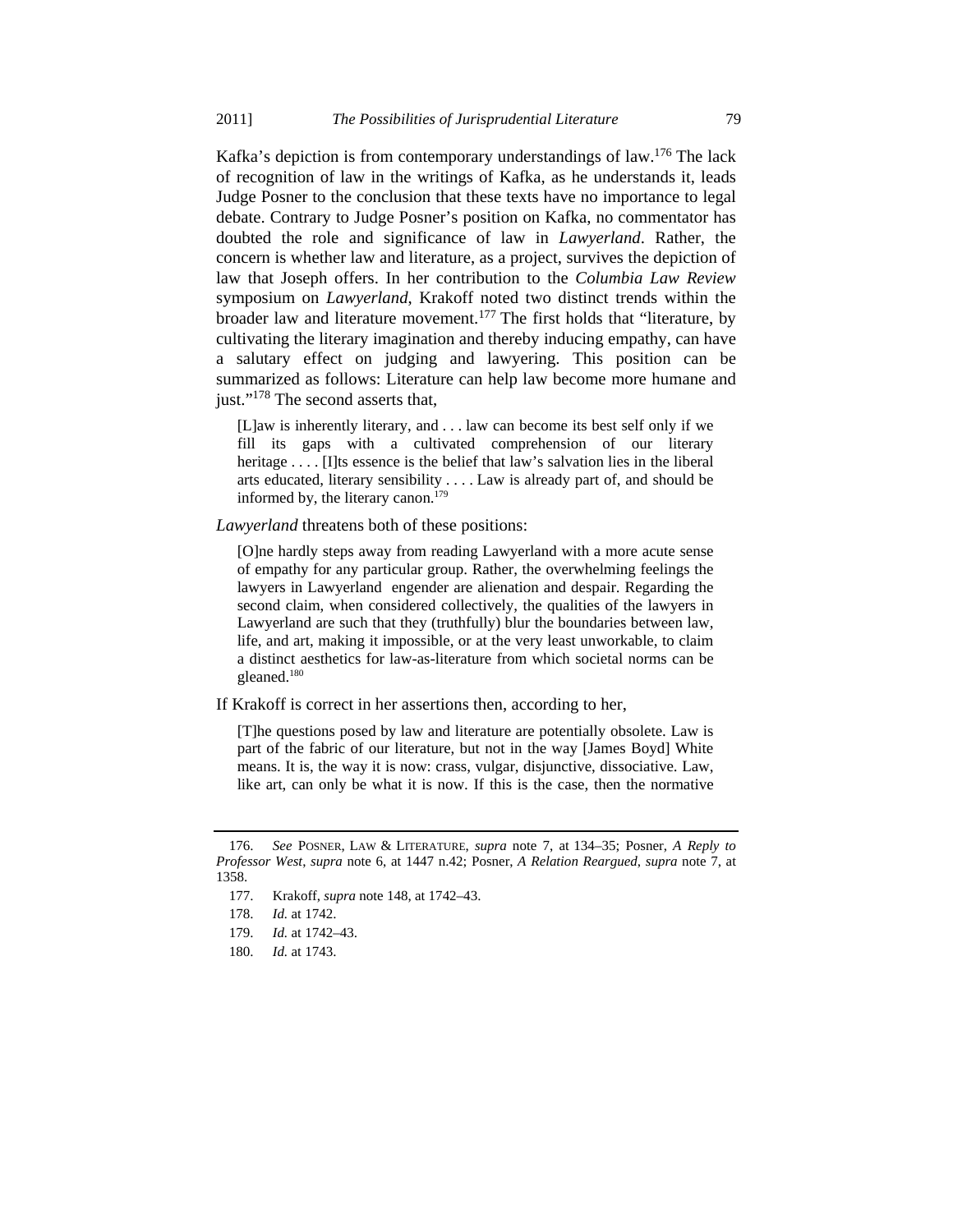Kafka's depiction is from contemporary understandings of law.[176] The lack of recognition of law in the writings of Kafka, as he understands it, leads Judge Posner to the conclusion that these texts have no importance to legal debate. Contrary to Judge Posner's position on Kafka, no commentator has doubted the role and significance of law in *Lawyerland*. Rather, the concern is whether law and literature, as a project, survives the depiction of law that Joseph offers. In her contribution to the *Columbia Law Review* symposium on *Lawyerland*, Krakoff noted two distinct trends within the broader law and literature movement.[177] The first holds that "literature, by cultivating the literary imagination and thereby inducing empathy, can have a salutary effect on judging and lawyering. This position can be summarized as follows: Literature can help law become more humane and just."[178] The second asserts that,

> [L]aw is inherently literary, and . . . law can become its best self only if we fill its gaps with a cultivated comprehension of our literary heritage . . . . [I]ts essence is the belief that law's salvation lies in the liberal arts educated, literary sensibility . . . . Law is already part of, and should be informed by, the literary canon.[179]

*Lawyerland* threatens both of these positions:

> [O]ne hardly steps away from reading Lawyerland with a more acute sense of empathy for any particular group. Rather, the overwhelming feelings the lawyers in Lawyerland engender are alienation and despair. Regarding the second claim, when considered collectively, the qualities of the lawyers in Lawyerland are such that they (truthfully) blur the boundaries between law, life, and art, making it impossible, or at the very least unworkable, to claim a distinct aesthetics for law-as-literature from which societal norms can be gleaned.[180]

If Krakoff is correct in her assertions then, according to her,

> [T]he questions posed by law and literature are potentially obsolete. Law is part of the fabric of our literature, but not in the way [James Boyd] White means. It is, the way it is now: crass, vulgar, disjunctive, dissociative. Law, like art, can only be what it is now. If this is the case, then the normative

---

176. *See* POSNER, LAW & LITERATURE, *supra* note 7, at 134–35; Posner, *A Reply to Professor West*, *supra* note 6, at 1447 n.42; Posner, *A Relation Reargued*, *supra* note 7, at 1358.

177. Krakoff, *supra* note 148, at 1742–43.

178. *Id.* at 1742.

179. *Id.* at 1742–43.

180. *Id.* at 1743.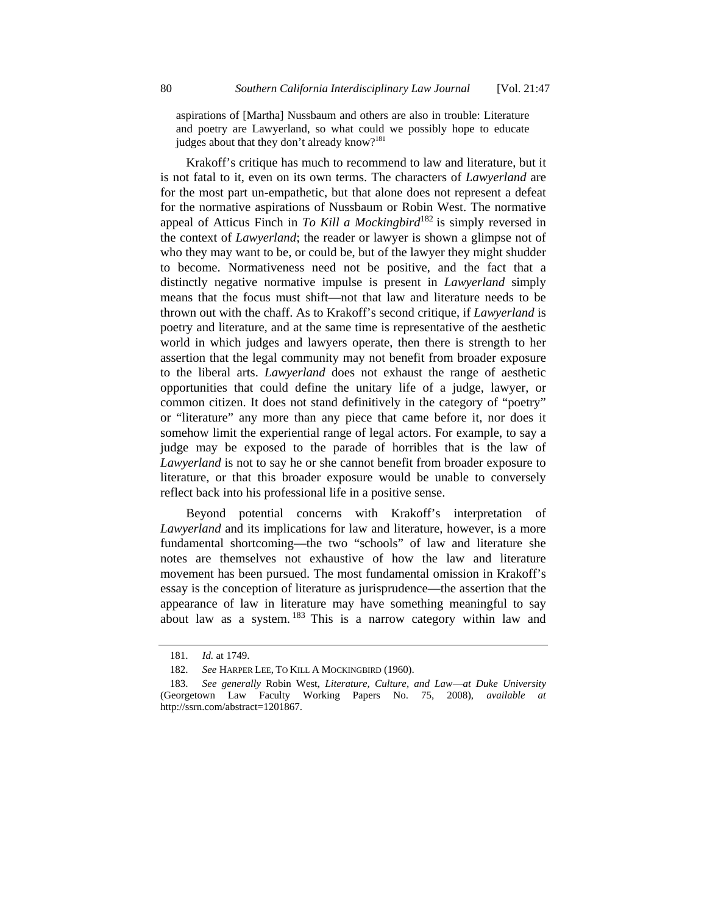> aspirations of [Martha] Nussbaum and others are also in trouble: Literature and poetry are Lawyerland, so what could we possibly hope to educate judges about that they don't already know?[181]

Krakoff's critique has much to recommend to law and literature, but it is not fatal to it, even on its own terms. The characters of *Lawyerland* are for the most part un-empathetic, but that alone does not represent a defeat for the normative aspirations of Nussbaum or Robin West. The normative appeal of Atticus Finch in *To Kill a Mockingbird*[182] is simply reversed in the context of *Lawyerland*; the reader or lawyer is shown a glimpse not of who they may want to be, or could be, but of the lawyer they might shudder to become. Normativeness need not be positive, and the fact that a distinctly negative normative impulse is present in *Lawyerland* simply means that the focus must shift—not that law and literature needs to be thrown out with the chaff. As to Krakoff's second critique, if *Lawyerland* is poetry and literature, and at the same time is representative of the aesthetic world in which judges and lawyers operate, then there is strength to her assertion that the legal community may not benefit from broader exposure to the liberal arts. *Lawyerland* does not exhaust the range of aesthetic opportunities that could define the unitary life of a judge, lawyer, or common citizen. It does not stand definitively in the category of "poetry" or "literature" any more than any piece that came before it, nor does it somehow limit the experiential range of legal actors. For example, to say a judge may be exposed to the parade of horribles that is the law of *Lawyerland* is not to say he or she cannot benefit from broader exposure to literature, or that this broader exposure would be unable to conversely reflect back into his professional life in a positive sense.

Beyond potential concerns with Krakoff's interpretation of *Lawyerland* and its implications for law and literature, however, is a more fundamental shortcoming—the two "schools" of law and literature she notes are themselves not exhaustive of how the law and literature movement has been pursued. The most fundamental omission in Krakoff's essay is the conception of literature as jurisprudence—the assertion that the appearance of law in literature may have something meaningful to say about law as a system.[183] This is a narrow category within law and

---

181. *Id.* at 1749.

182. *See* HARPER LEE, TO KILL A MOCKINGBIRD (1960).

183. *See generally* Robin West, *Literature, Culture, and Law—at Duke University* (Georgetown Law Faculty Working Papers No. 75, 2008), *available at* http://ssrn.com/abstract=1201867.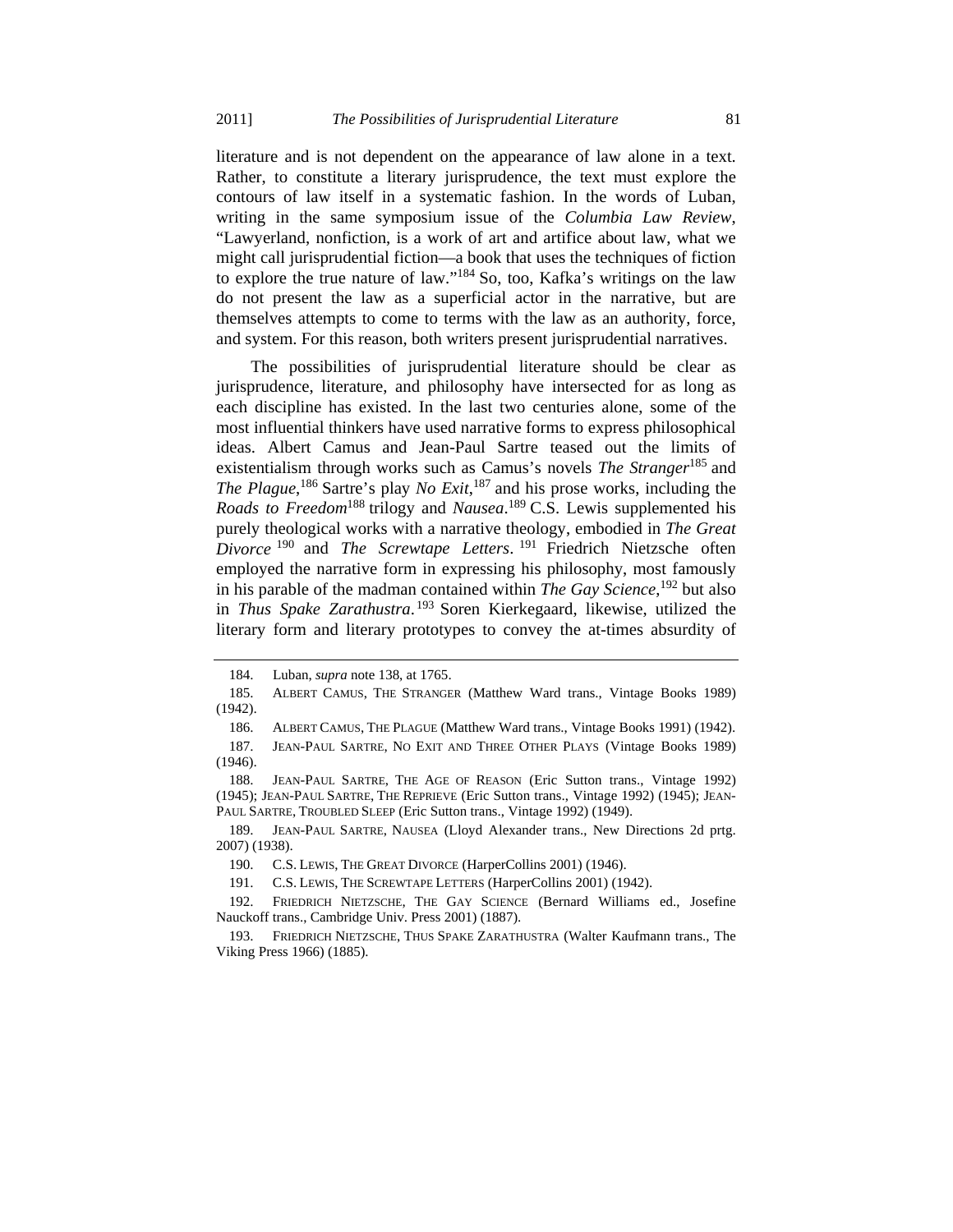literature and is not dependent on the appearance of law alone in a text. Rather, to constitute a literary jurisprudence, the text must explore the contours of law itself in a systematic fashion. In the words of Luban, writing in the same symposium issue of the *Columbia Law Review*, "Lawyerland, nonfiction, is a work of art and artifice about law, what we might call jurisprudential fiction—a book that uses the techniques of fiction to explore the true nature of law."[184] So, too, Kafka's writings on the law do not present the law as a superficial actor in the narrative, but are themselves attempts to come to terms with the law as an authority, force, and system. For this reason, both writers present jurisprudential narratives.

The possibilities of jurisprudential literature should be clear as jurisprudence, literature, and philosophy have intersected for as long as each discipline has existed. In the last two centuries alone, some of the most influential thinkers have used narrative forms to express philosophical ideas. Albert Camus and Jean-Paul Sartre teased out the limits of existentialism through works such as Camus's novels *The Stranger*[185] and *The Plague*,[186] Sartre's play *No Exit*,[187] and his prose works, including the *Roads to Freedom*[188] trilogy and *Nausea*.[189] C.S. Lewis supplemented his purely theological works with a narrative theology, embodied in *The Great Divorce*[190] and *The Screwtape Letters*.[191] Friedrich Nietzsche often employed the narrative form in expressing his philosophy, most famously in his parable of the madman contained within *The Gay Science*,[192] but also in *Thus Spake Zarathustra*.[193] Soren Kierkegaard, likewise, utilized the literary form and literary prototypes to convey the at-times absurdity of

---

184. Luban, *supra* note 138, at 1765.

185. ALBERT CAMUS, THE STRANGER (Matthew Ward trans., Vintage Books 1989) (1942).

186. ALBERT CAMUS, THE PLAGUE (Matthew Ward trans., Vintage Books 1991) (1942).

187. JEAN-PAUL SARTRE, NO EXIT AND THREE OTHER PLAYS (Vintage Books 1989) (1946).

188. JEAN-PAUL SARTRE, THE AGE OF REASON (Eric Sutton trans., Vintage 1992) (1945); JEAN-PAUL SARTRE, THE REPRIEVE (Eric Sutton trans., Vintage 1992) (1945); JEAN-PAUL SARTRE, TROUBLED SLEEP (Eric Sutton trans., Vintage 1992) (1949).

189. JEAN-PAUL SARTRE, NAUSEA (Lloyd Alexander trans., New Directions 2d prtg. 2007) (1938).

190. C.S. LEWIS, THE GREAT DIVORCE (HarperCollins 2001) (1946).

191. C.S. LEWIS, THE SCREWTAPE LETTERS (HarperCollins 2001) (1942).

192. FRIEDRICH NIETZSCHE, THE GAY SCIENCE (Bernard Williams ed., Josefine Nauckoff trans., Cambridge Univ. Press 2001) (1887).

193. FRIEDRICH NIETZSCHE, THUS SPAKE ZARATHUSTRA (Walter Kaufmann trans., The Viking Press 1966) (1885).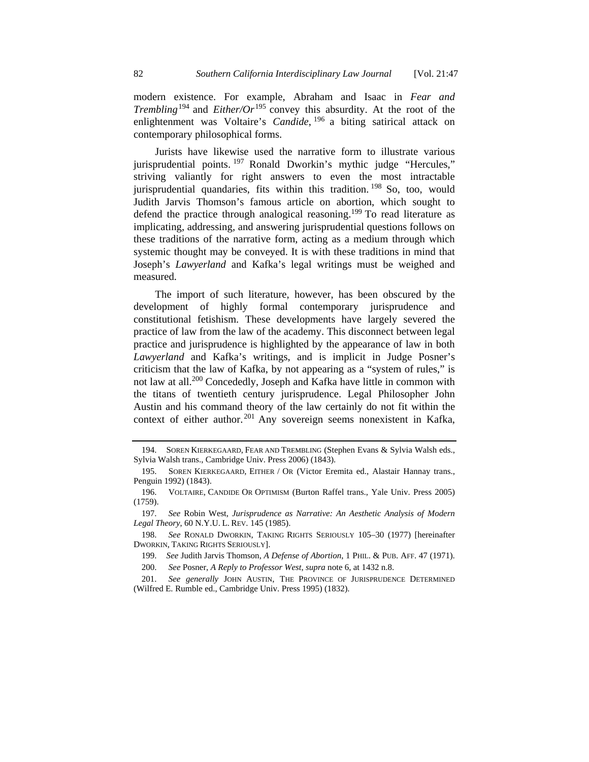modern existence. For example, Abraham and Isaac in *Fear and Trembling*[194] and *Either/Or*[195] convey this absurdity. At the root of the enlightenment was Voltaire's *Candide*,[196] a biting satirical attack on contemporary philosophical forms.

Jurists have likewise used the narrative form to illustrate various jurisprudential points.[197] Ronald Dworkin's mythic judge "Hercules," striving valiantly for right answers to even the most intractable jurisprudential quandaries, fits within this tradition.[198] So, too, would Judith Jarvis Thomson's famous article on abortion, which sought to defend the practice through analogical reasoning.[199] To read literature as implicating, addressing, and answering jurisprudential questions follows on these traditions of the narrative form, acting as a medium through which systemic thought may be conveyed. It is with these traditions in mind that Joseph's *Lawyerland* and Kafka's legal writings must be weighed and measured.

The import of such literature, however, has been obscured by the development of highly formal contemporary jurisprudence and constitutional fetishism. These developments have largely severed the practice of law from the law of the academy. This disconnect between legal practice and jurisprudence is highlighted by the appearance of law in both *Lawyerland* and Kafka's writings, and is implicit in Judge Posner's criticism that the law of Kafka, by not appearing as a "system of rules," is not law at all.[200] Concededly, Joseph and Kafka have little in common with the titans of twentieth century jurisprudence. Legal Philosopher John Austin and his command theory of the law certainly do not fit within the context of either author.[201] Any sovereign seems nonexistent in Kafka,

---

194. SOREN KIERKEGAARD, FEAR AND TREMBLING (Stephen Evans & Sylvia Walsh eds., Sylvia Walsh trans., Cambridge Univ. Press 2006) (1843).

195. SOREN KIERKEGAARD, EITHER / OR (Victor Eremita ed., Alastair Hannay trans., Penguin 1992) (1843).

196. VOLTAIRE, CANDIDE OR OPTIMISM (Burton Raffel trans., Yale Univ. Press 2005) (1759).

197. *See* Robin West, *Jurisprudence as Narrative: An Aesthetic Analysis of Modern Legal Theory*, 60 N.Y.U. L. REV. 145 (1985).

198. *See* RONALD DWORKIN, TAKING RIGHTS SERIOUSLY 105–30 (1977) [hereinafter DWORKIN, TAKING RIGHTS SERIOUSLY].

199. *See* Judith Jarvis Thomson, *A Defense of Abortion*, 1 PHIL. & PUB. AFF. 47 (1971).

200. *See* Posner, *A Reply to Professor West*, *supra* note 6, at 1432 n.8.

201. *See generally* JOHN AUSTIN, THE PROVINCE OF JURISPRUDENCE DETERMINED (Wilfred E. Rumble ed., Cambridge Univ. Press 1995) (1832).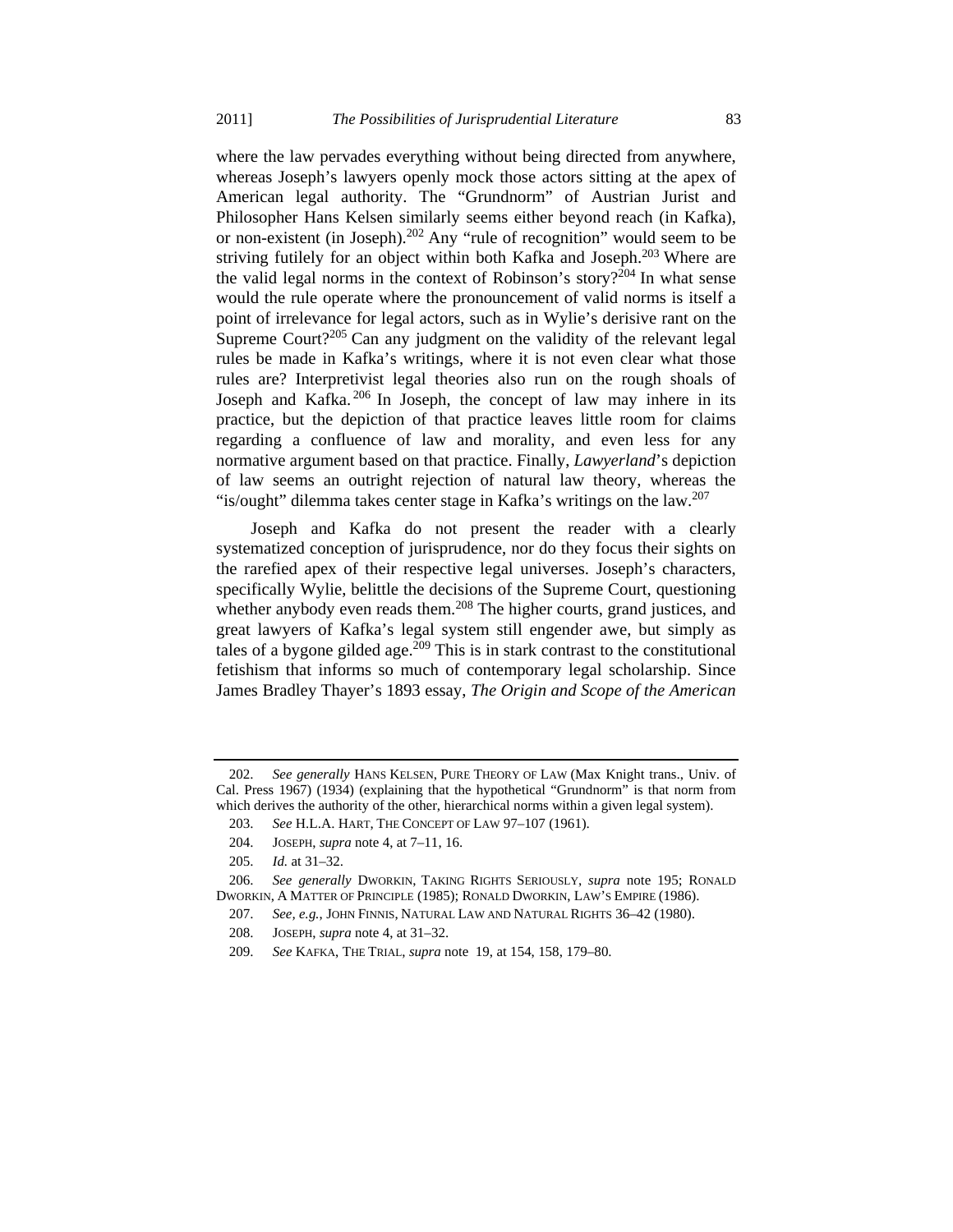where the law pervades everything without being directed from anywhere, whereas Joseph's lawyers openly mock those actors sitting at the apex of American legal authority. The "Grundnorm" of Austrian Jurist and Philosopher Hans Kelsen similarly seems either beyond reach (in Kafka), or non-existent (in Joseph).[202] Any "rule of recognition" would seem to be striving futilely for an object within both Kafka and Joseph.[203] Where are the valid legal norms in the context of Robinson's story?[204] In what sense would the rule operate where the pronouncement of valid norms is itself a point of irrelevance for legal actors, such as in Wylie's derisive rant on the Supreme Court?[205] Can any judgment on the validity of the relevant legal rules be made in Kafka's writings, where it is not even clear what those rules are? Interpretivist legal theories also run on the rough shoals of Joseph and Kafka.[206] In Joseph, the concept of law may inhere in its practice, but the depiction of that practice leaves little room for claims regarding a confluence of law and morality, and even less for any normative argument based on that practice. Finally, *Lawyerland*'s depiction of law seems an outright rejection of natural law theory, whereas the "is/ought" dilemma takes center stage in Kafka's writings on the law.[207]

Joseph and Kafka do not present the reader with a clearly systematized conception of jurisprudence, nor do they focus their sights on the rarefied apex of their respective legal universes. Joseph's characters, specifically Wylie, belittle the decisions of the Supreme Court, questioning whether anybody even reads them.[208] The higher courts, grand justices, and great lawyers of Kafka's legal system still engender awe, but simply as tales of a bygone gilded age.[209] This is in stark contrast to the constitutional fetishism that informs so much of contemporary legal scholarship. Since James Bradley Thayer's 1893 essay, *The Origin and Scope of the American*

---

202. *See generally* HANS KELSEN, PURE THEORY OF LAW (Max Knight trans., Univ. of Cal. Press 1967) (1934) (explaining that the hypothetical "Grundnorm" is that norm from which derives the authority of the other, hierarchical norms within a given legal system).

203. *See* H.L.A. HART, THE CONCEPT OF LAW 97–107 (1961).

204. JOSEPH, *supra* note 4, at 7–11, 16.

205. *Id.* at 31–32.

206. *See generally* DWORKIN, TAKING RIGHTS SERIOUSLY, *supra* note 195; RONALD DWORKIN, A MATTER OF PRINCIPLE (1985); RONALD DWORKIN, LAW'S EMPIRE (1986).

207. *See, e.g.*, JOHN FINNIS, NATURAL LAW AND NATURAL RIGHTS 36–42 (1980).

208. JOSEPH, *supra* note 4, at 31–32.

209. *See* KAFKA, THE TRIAL, *supra* note 19, at 154, 158, 179–80.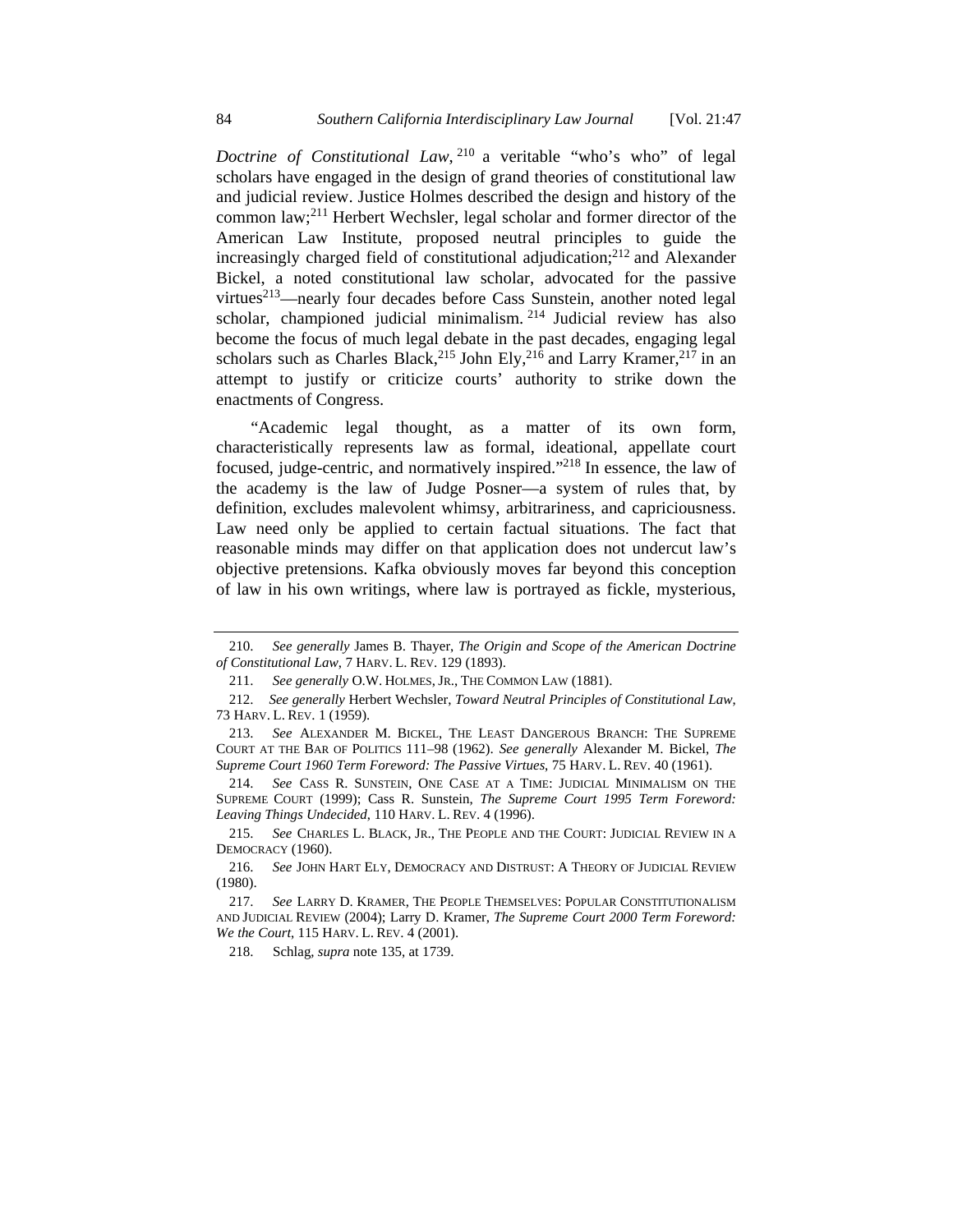*Doctrine of Constitutional Law*,[210] a veritable "who's who" of legal scholars have engaged in the design of grand theories of constitutional law and judicial review. Justice Holmes described the design and history of the common law;[211] Herbert Wechsler, legal scholar and former director of the American Law Institute, proposed neutral principles to guide the increasingly charged field of constitutional adjudication;[212] and Alexander Bickel, a noted constitutional law scholar, advocated for the passive virtues[213]—nearly four decades before Cass Sunstein, another noted legal scholar, championed judicial minimalism.[214] Judicial review has also become the focus of much legal debate in the past decades, engaging legal scholars such as Charles Black,[215] John Ely,[216] and Larry Kramer,[217] in an attempt to justify or criticize courts' authority to strike down the enactments of Congress.

"Academic legal thought, as a matter of its own form, characteristically represents law as formal, ideational, appellate court focused, judge-centric, and normatively inspired."[218] In essence, the law of the academy is the law of Judge Posner—a system of rules that, by definition, excludes malevolent whimsy, arbitrariness, and capriciousness. Law need only be applied to certain factual situations. The fact that reasonable minds may differ on that application does not undercut law's objective pretensions. Kafka obviously moves far beyond this conception of law in his own writings, where law is portrayed as fickle, mysterious,

---

210. *See generally* James B. Thayer, *The Origin and Scope of the American Doctrine of Constitutional Law*, 7 HARV. L. REV. 129 (1893).

211. *See generally* O.W. HOLMES, JR., THE COMMON LAW (1881).

212. *See generally* Herbert Wechsler, *Toward Neutral Principles of Constitutional Law*, 73 HARV. L. REV. 1 (1959).

213. *See* ALEXANDER M. BICKEL, THE LEAST DANGEROUS BRANCH: THE SUPREME COURT AT THE BAR OF POLITICS 111–98 (1962). *See generally* Alexander M. Bickel, *The Supreme Court 1960 Term Foreword: The Passive Virtues*, 75 HARV. L. REV. 40 (1961).

214. *See* CASS R. SUNSTEIN, ONE CASE AT A TIME: JUDICIAL MINIMALISM ON THE SUPREME COURT (1999); Cass R. Sunstein, *The Supreme Court 1995 Term Foreword: Leaving Things Undecided*, 110 HARV. L. REV. 4 (1996).

215. *See* CHARLES L. BLACK, JR., THE PEOPLE AND THE COURT: JUDICIAL REVIEW IN A DEMOCRACY (1960).

216. *See* JOHN HART ELY, DEMOCRACY AND DISTRUST: A THEORY OF JUDICIAL REVIEW (1980).

217. *See* LARRY D. KRAMER, THE PEOPLE THEMSELVES: POPULAR CONSTITUTIONALISM AND JUDICIAL REVIEW (2004); Larry D. Kramer, *The Supreme Court 2000 Term Foreword: We the Court*, 115 HARV. L. REV. 4 (2001).

218. Schlag, *supra* note 135, at 1739.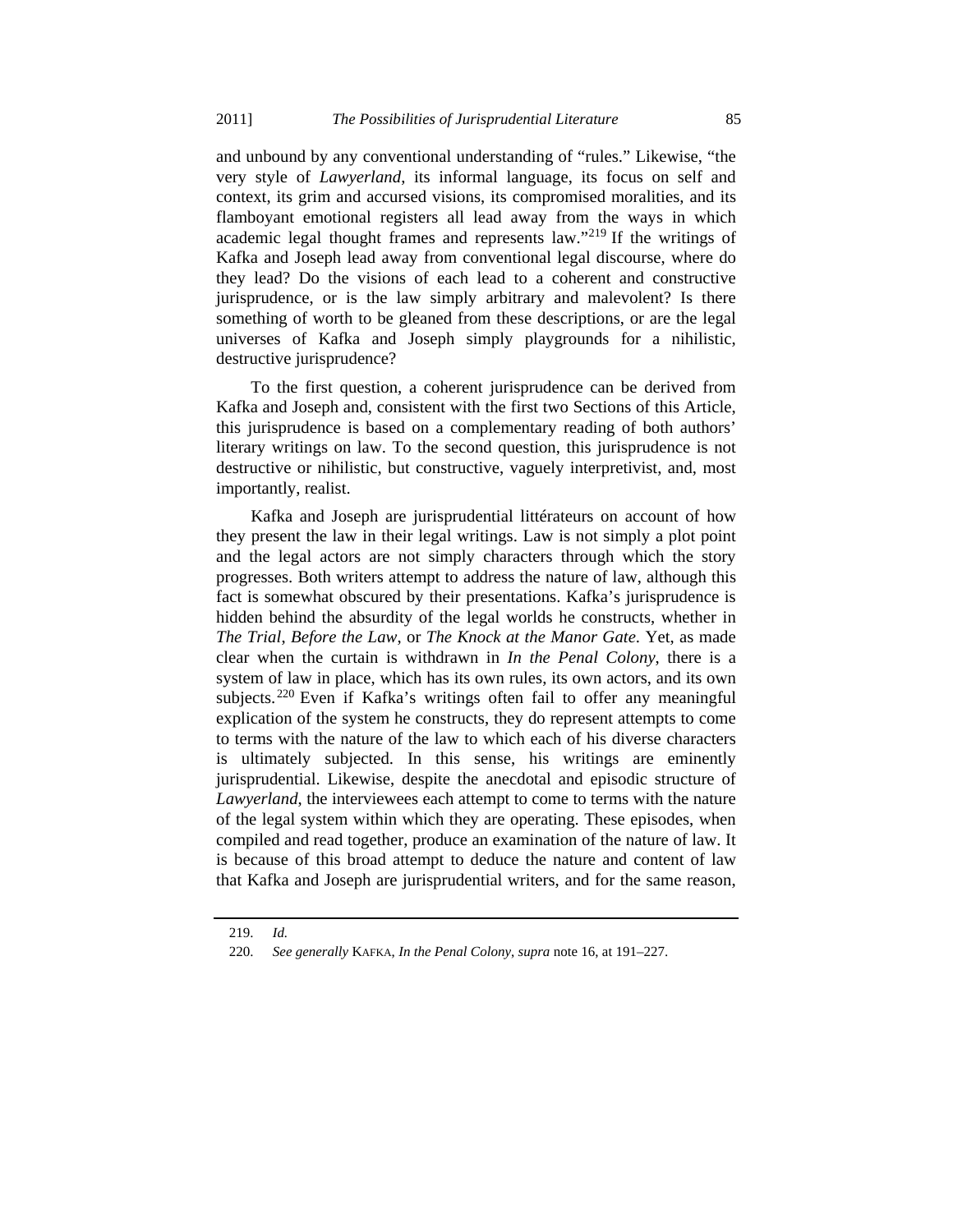and unbound by any conventional understanding of "rules." Likewise, "the very style of *Lawyerland*, its informal language, its focus on self and context, its grim and accursed visions, its compromised moralities, and its flamboyant emotional registers all lead away from the ways in which academic legal thought frames and represents law."[219] If the writings of Kafka and Joseph lead away from conventional legal discourse, where do they lead? Do the visions of each lead to a coherent and constructive jurisprudence, or is the law simply arbitrary and malevolent? Is there something of worth to be gleaned from these descriptions, or are the legal universes of Kafka and Joseph simply playgrounds for a nihilistic, destructive jurisprudence?

To the first question, a coherent jurisprudence can be derived from Kafka and Joseph and, consistent with the first two Sections of this Article, this jurisprudence is based on a complementary reading of both authors' literary writings on law. To the second question, this jurisprudence is not destructive or nihilistic, but constructive, vaguely interpretivist, and, most importantly, realist.

Kafka and Joseph are jurisprudential littérateurs on account of how they present the law in their legal writings. Law is not simply a plot point and the legal actors are not simply characters through which the story progresses. Both writers attempt to address the nature of law, although this fact is somewhat obscured by their presentations. Kafka's jurisprudence is hidden behind the absurdity of the legal worlds he constructs, whether in *The Trial*, *Before the Law*, or *The Knock at the Manor Gate*. Yet, as made clear when the curtain is withdrawn in *In the Penal Colony*, there is a system of law in place, which has its own rules, its own actors, and its own subjects.[220] Even if Kafka's writings often fail to offer any meaningful explication of the system he constructs, they do represent attempts to come to terms with the nature of the law to which each of his diverse characters is ultimately subjected. In this sense, his writings are eminently jurisprudential. Likewise, despite the anecdotal and episodic structure of *Lawyerland*, the interviewees each attempt to come to terms with the nature of the legal system within which they are operating. These episodes, when compiled and read together, produce an examination of the nature of law. It is because of this broad attempt to deduce the nature and content of law that Kafka and Joseph are jurisprudential writers, and for the same reason,

---

219. *Id.*

220. *See generally* KAFKA, *In the Penal Colony*, *supra* note 16, at 191–227.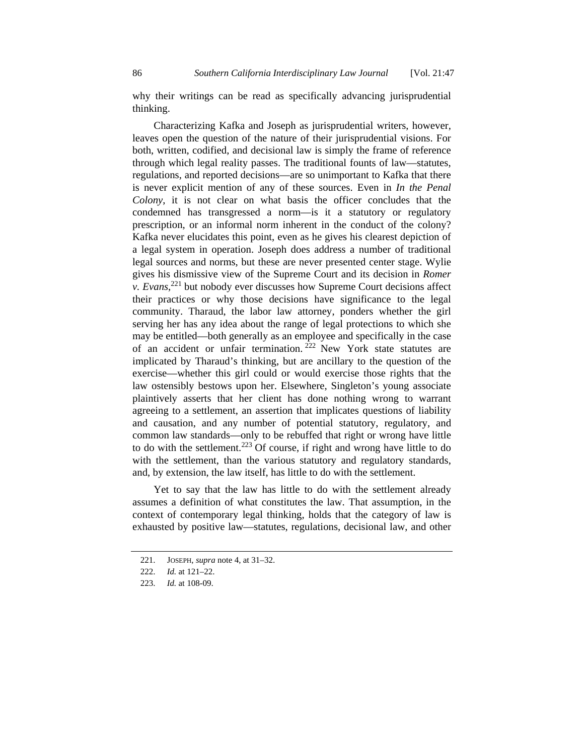why their writings can be read as specifically advancing jurisprudential thinking.

Characterizing Kafka and Joseph as jurisprudential writers, however, leaves open the question of the nature of their jurisprudential visions. For both, written, codified, and decisional law is simply the frame of reference through which legal reality passes. The traditional founts of law—statutes, regulations, and reported decisions—are so unimportant to Kafka that there is never explicit mention of any of these sources. Even in *In the Penal Colony*, it is not clear on what basis the officer concludes that the condemned has transgressed a norm—is it a statutory or regulatory prescription, or an informal norm inherent in the conduct of the colony? Kafka never elucidates this point, even as he gives his clearest depiction of a legal system in operation. Joseph does address a number of traditional legal sources and norms, but these are never presented center stage. Wylie gives his dismissive view of the Supreme Court and its decision in *Romer v. Evans*,[221] but nobody ever discusses how Supreme Court decisions affect their practices or why those decisions have significance to the legal community. Tharaud, the labor law attorney, ponders whether the girl serving her has any idea about the range of legal protections to which she may be entitled—both generally as an employee and specifically in the case of an accident or unfair termination.[222] New York state statutes are implicated by Tharaud's thinking, but are ancillary to the question of the exercise—whether this girl could or would exercise those rights that the law ostensibly bestows upon her. Elsewhere, Singleton's young associate plaintively asserts that her client has done nothing wrong to warrant agreeing to a settlement, an assertion that implicates questions of liability and causation, and any number of potential statutory, regulatory, and common law standards—only to be rebuffed that right or wrong have little to do with the settlement.[223] Of course, if right and wrong have little to do with the settlement, than the various statutory and regulatory standards, and, by extension, the law itself, has little to do with the settlement.

Yet to say that the law has little to do with the settlement already assumes a definition of what constitutes the law. That assumption, in the context of contemporary legal thinking, holds that the category of law is exhausted by positive law—statutes, regulations, decisional law, and other

---

221. JOSEPH, *supra* note 4, at 31–32.

222. *Id.* at 121–22.

223. *Id.* at 108-09.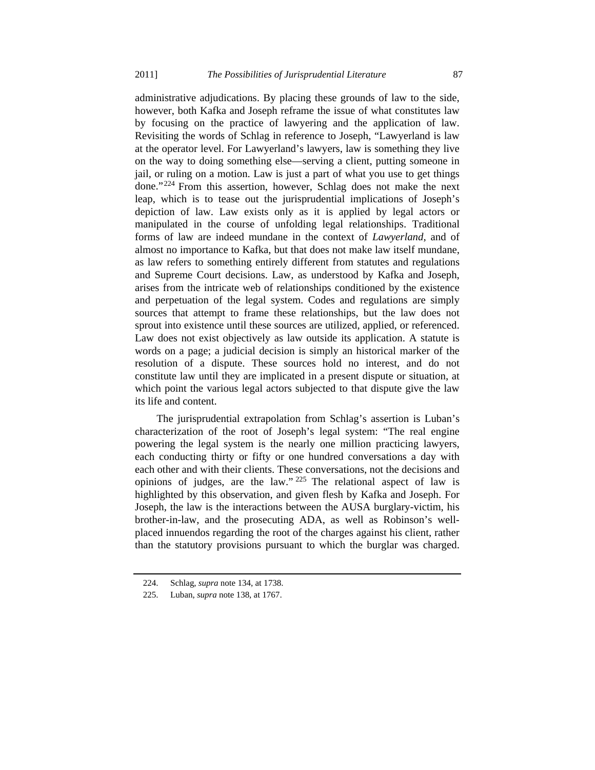administrative adjudications. By placing these grounds of law to the side, however, both Kafka and Joseph reframe the issue of what constitutes law by focusing on the practice of lawyering and the application of law. Revisiting the words of Schlag in reference to Joseph, "Lawyerland is law at the operator level. For Lawyerland's lawyers, law is something they live on the way to doing something else—serving a client, putting someone in jail, or ruling on a motion. Law is just a part of what you use to get things done."[224] From this assertion, however, Schlag does not make the next leap, which is to tease out the jurisprudential implications of Joseph's depiction of law. Law exists only as it is applied by legal actors or manipulated in the course of unfolding legal relationships. Traditional forms of law are indeed mundane in the context of *Lawyerland*, and of almost no importance to Kafka, but that does not make law itself mundane, as law refers to something entirely different from statutes and regulations and Supreme Court decisions. Law, as understood by Kafka and Joseph, arises from the intricate web of relationships conditioned by the existence and perpetuation of the legal system. Codes and regulations are simply sources that attempt to frame these relationships, but the law does not sprout into existence until these sources are utilized, applied, or referenced. Law does not exist objectively as law outside its application. A statute is words on a page; a judicial decision is simply an historical marker of the resolution of a dispute. These sources hold no interest, and do not constitute law until they are implicated in a present dispute or situation, at which point the various legal actors subjected to that dispute give the law its life and content.

The jurisprudential extrapolation from Schlag's assertion is Luban's characterization of the root of Joseph's legal system: "The real engine powering the legal system is the nearly one million practicing lawyers, each conducting thirty or fifty or one hundred conversations a day with each other and with their clients. These conversations, not the decisions and opinions of judges, are the law."[225] The relational aspect of law is highlighted by this observation, and given flesh by Kafka and Joseph. For Joseph, the law is the interactions between the AUSA burglary-victim, his brother-in-law, and the prosecuting ADA, as well as Robinson's well-placed innuendos regarding the root of the charges against his client, rather than the statutory provisions pursuant to which the burglar was charged.

---

224. Schlag, *supra* note 134, at 1738.

225. Luban, *supra* note 138, at 1767.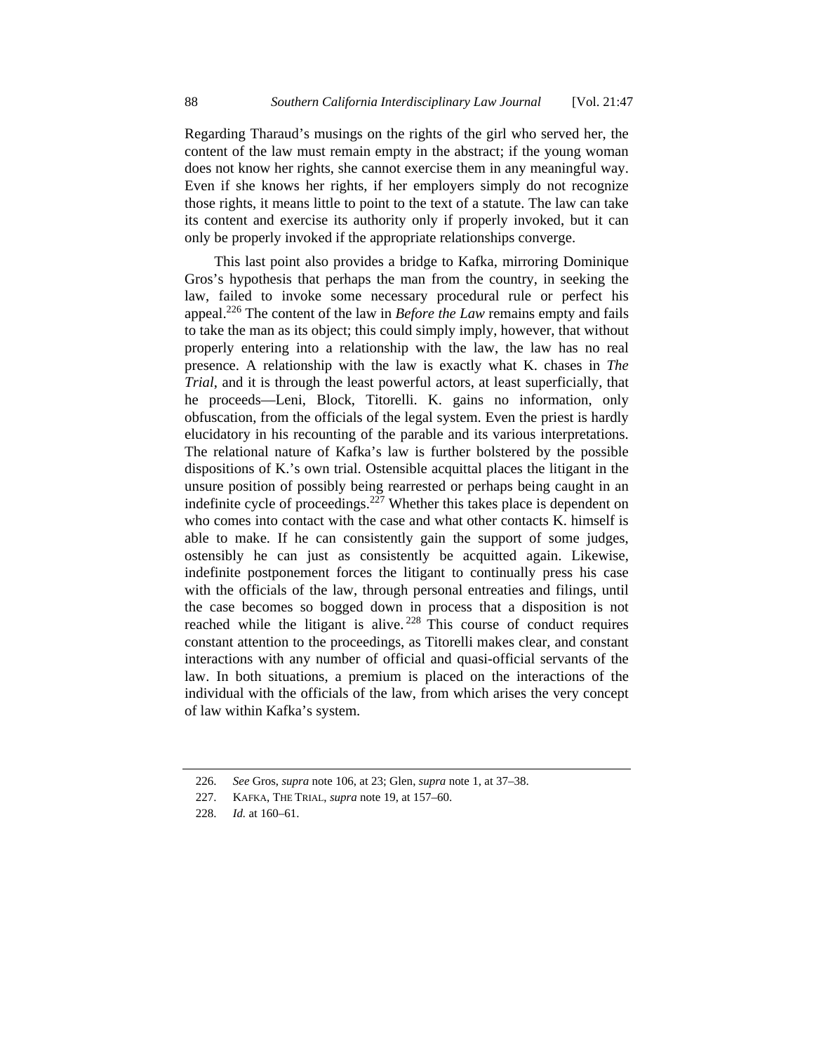Regarding Tharaud's musings on the rights of the girl who served her, the content of the law must remain empty in the abstract; if the young woman does not know her rights, she cannot exercise them in any meaningful way. Even if she knows her rights, if her employers simply do not recognize those rights, it means little to point to the text of a statute. The law can take its content and exercise its authority only if properly invoked, but it can only be properly invoked if the appropriate relationships converge.

This last point also provides a bridge to Kafka, mirroring Dominique Gros's hypothesis that perhaps the man from the country, in seeking the law, failed to invoke some necessary procedural rule or perfect his appeal.[226] The content of the law in *Before the Law* remains empty and fails to take the man as its object; this could simply imply, however, that without properly entering into a relationship with the law, the law has no real presence. A relationship with the law is exactly what K. chases in *The Trial*, and it is through the least powerful actors, at least superficially, that he proceeds—Leni, Block, Titorelli. K. gains no information, only obfuscation, from the officials of the legal system. Even the priest is hardly elucidatory in his recounting of the parable and its various interpretations. The relational nature of Kafka's law is further bolstered by the possible dispositions of K.'s own trial. Ostensible acquittal places the litigant in the unsure position of possibly being rearrested or perhaps being caught in an indefinite cycle of proceedings.[227] Whether this takes place is dependent on who comes into contact with the case and what other contacts K. himself is able to make. If he can consistently gain the support of some judges, ostensibly he can just as consistently be acquitted again. Likewise, indefinite postponement forces the litigant to continually press his case with the officials of the law, through personal entreaties and filings, until the case becomes so bogged down in process that a disposition is not reached while the litigant is alive.[228] This course of conduct requires constant attention to the proceedings, as Titorelli makes clear, and constant interactions with any number of official and quasi-official servants of the law. In both situations, a premium is placed on the interactions of the individual with the officials of the law, from which arises the very concept of law within Kafka's system.

---

226. *See* Gros, *supra* note 106, at 23; Glen, *supra* note 1, at 37–38.

227. KAFKA, THE TRIAL, *supra* note 19, at 157–60.

228. *Id.* at 160–61.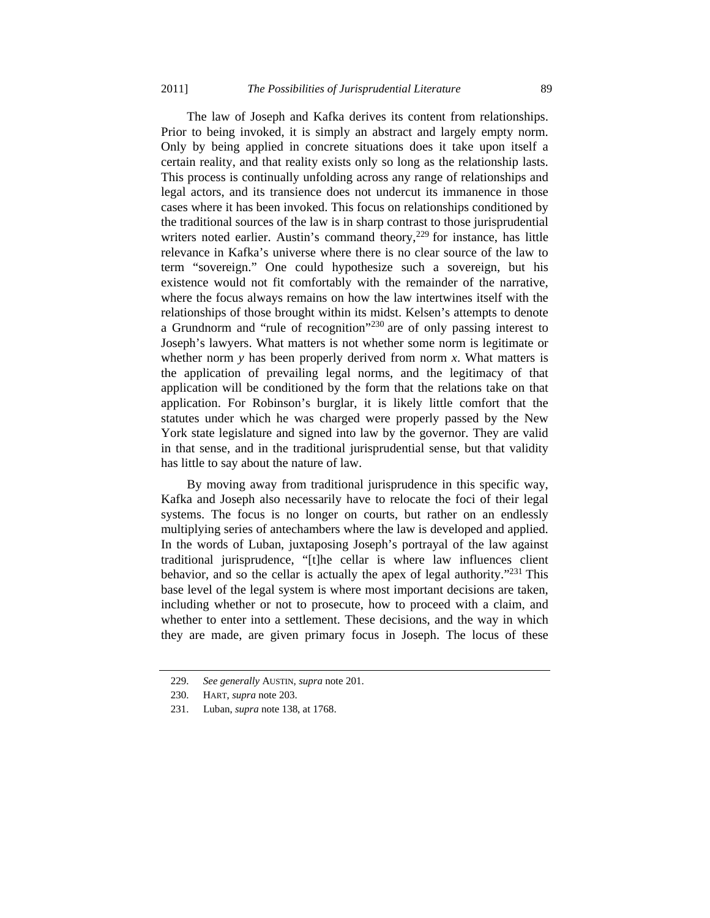The law of Joseph and Kafka derives its content from relationships. Prior to being invoked, it is simply an abstract and largely empty norm. Only by being applied in concrete situations does it take upon itself a certain reality, and that reality exists only so long as the relationship lasts. This process is continually unfolding across any range of relationships and legal actors, and its transience does not undercut its immanence in those cases where it has been invoked. This focus on relationships conditioned by the traditional sources of the law is in sharp contrast to those jurisprudential writers noted earlier. Austin's command theory,[229] for instance, has little relevance in Kafka's universe where there is no clear source of the law to term "sovereign." One could hypothesize such a sovereign, but his existence would not fit comfortably with the remainder of the narrative, where the focus always remains on how the law intertwines itself with the relationships of those brought within its midst. Kelsen's attempts to denote a Grundnorm and "rule of recognition"[230] are of only passing interest to Joseph's lawyers. What matters is not whether some norm is legitimate or whether norm *y* has been properly derived from norm *x*. What matters is the application of prevailing legal norms, and the legitimacy of that application will be conditioned by the form that the relations take on that application. For Robinson's burglar, it is likely little comfort that the statutes under which he was charged were properly passed by the New York state legislature and signed into law by the governor. They are valid in that sense, and in the traditional jurisprudential sense, but that validity has little to say about the nature of law.

By moving away from traditional jurisprudence in this specific way, Kafka and Joseph also necessarily have to relocate the foci of their legal systems. The focus is no longer on courts, but rather on an endlessly multiplying series of antechambers where the law is developed and applied. In the words of Luban, juxtaposing Joseph's portrayal of the law against traditional jurisprudence, "[t]he cellar is where law influences client behavior, and so the cellar is actually the apex of legal authority."[231] This base level of the legal system is where most important decisions are taken, including whether or not to prosecute, how to proceed with a claim, and whether to enter into a settlement. These decisions, and the way in which they are made, are given primary focus in Joseph. The locus of these

---

229. *See generally* AUSTIN, *supra* note 201.

230. HART, *supra* note 203.

231. Luban, *supra* note 138, at 1768.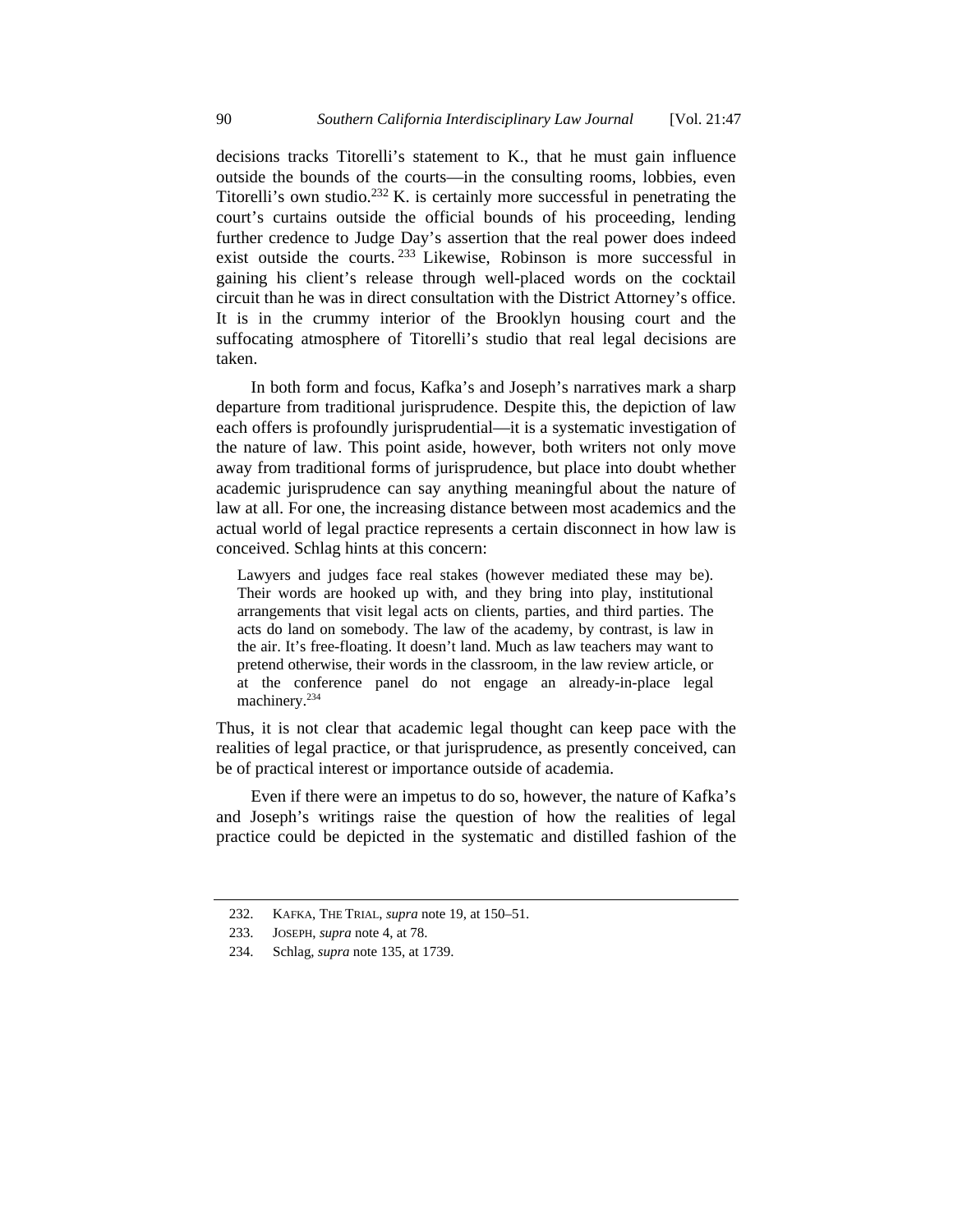decisions tracks Titorelli's statement to K., that he must gain influence outside the bounds of the courts—in the consulting rooms, lobbies, even Titorelli's own studio.[232] K. is certainly more successful in penetrating the court's curtains outside the official bounds of his proceeding, lending further credence to Judge Day's assertion that the real power does indeed exist outside the courts.[233] Likewise, Robinson is more successful in gaining his client's release through well-placed words on the cocktail circuit than he was in direct consultation with the District Attorney's office. It is in the crummy interior of the Brooklyn housing court and the suffocating atmosphere of Titorelli's studio that real legal decisions are taken.

In both form and focus, Kafka's and Joseph's narratives mark a sharp departure from traditional jurisprudence. Despite this, the depiction of law each offers is profoundly jurisprudential—it is a systematic investigation of the nature of law. This point aside, however, both writers not only move away from traditional forms of jurisprudence, but place into doubt whether academic jurisprudence can say anything meaningful about the nature of law at all. For one, the increasing distance between most academics and the actual world of legal practice represents a certain disconnect in how law is conceived. Schlag hints at this concern:

> Lawyers and judges face real stakes (however mediated these may be). Their words are hooked up with, and they bring into play, institutional arrangements that visit legal acts on clients, parties, and third parties. The acts do land on somebody. The law of the academy, by contrast, is law in the air. It's free-floating. It doesn't land. Much as law teachers may want to pretend otherwise, their words in the classroom, in the law review article, or at the conference panel do not engage an already-in-place legal machinery.[234]

Thus, it is not clear that academic legal thought can keep pace with the realities of legal practice, or that jurisprudence, as presently conceived, can be of practical interest or importance outside of academia.

Even if there were an impetus to do so, however, the nature of Kafka's and Joseph's writings raise the question of how the realities of legal practice could be depicted in the systematic and distilled fashion of the

---

232. KAFKA, THE TRIAL, *supra* note 19, at 150–51.

233. JOSEPH, *supra* note 4, at 78.

234. Schlag, *supra* note 135, at 1739.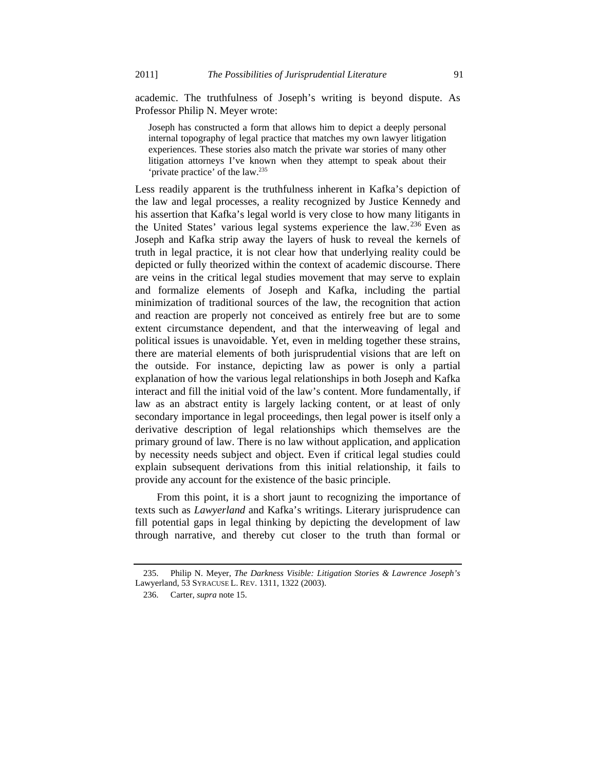academic. The truthfulness of Joseph's writing is beyond dispute. As Professor Philip N. Meyer wrote:

> Joseph has constructed a form that allows him to depict a deeply personal internal topography of legal practice that matches my own lawyer litigation experiences. These stories also match the private war stories of many other litigation attorneys I've known when they attempt to speak about their 'private practice' of the law.[235]

Less readily apparent is the truthfulness inherent in Kafka's depiction of the law and legal processes, a reality recognized by Justice Kennedy and his assertion that Kafka's legal world is very close to how many litigants in the United States' various legal systems experience the law.[236] Even as Joseph and Kafka strip away the layers of husk to reveal the kernels of truth in legal practice, it is not clear how that underlying reality could be depicted or fully theorized within the context of academic discourse. There are veins in the critical legal studies movement that may serve to explain and formalize elements of Joseph and Kafka, including the partial minimization of traditional sources of the law, the recognition that action and reaction are properly not conceived as entirely free but are to some extent circumstance dependent, and that the interweaving of legal and political issues is unavoidable. Yet, even in melding together these strains, there are material elements of both jurisprudential visions that are left on the outside. For instance, depicting law as power is only a partial explanation of how the various legal relationships in both Joseph and Kafka interact and fill the initial void of the law's content. More fundamentally, if law as an abstract entity is largely lacking content, or at least of only secondary importance in legal proceedings, then legal power is itself only a derivative description of legal relationships which themselves are the primary ground of law. There is no law without application, and application by necessity needs subject and object. Even if critical legal studies could explain subsequent derivations from this initial relationship, it fails to provide any account for the existence of the basic principle.

From this point, it is a short jaunt to recognizing the importance of texts such as *Lawyerland* and Kafka's writings. Literary jurisprudence can fill potential gaps in legal thinking by depicting the development of law through narrative, and thereby cut closer to the truth than formal or

---

235. Philip N. Meyer, *The Darkness Visible: Litigation Stories & Lawrence Joseph's* Lawyerland, 53 SYRACUSE L. REV. 1311, 1322 (2003).

236. Carter, *supra* note 15.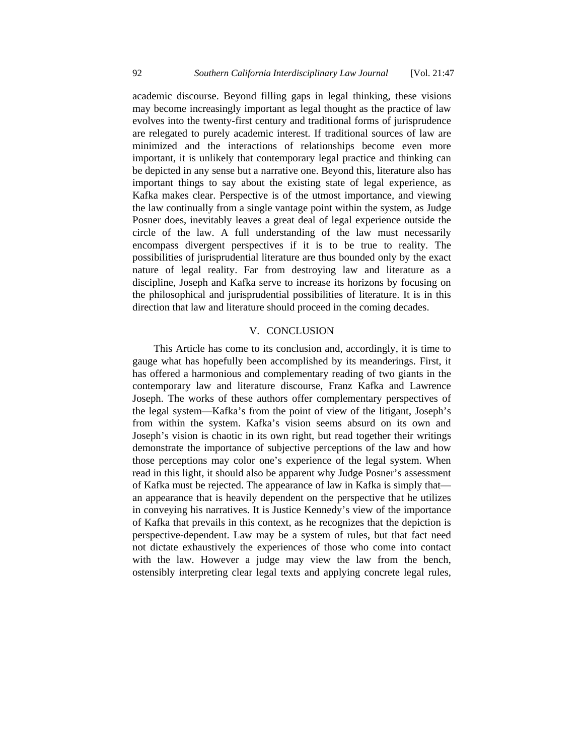academic discourse. Beyond filling gaps in legal thinking, these visions may become increasingly important as legal thought as the practice of law evolves into the twenty-first century and traditional forms of jurisprudence are relegated to purely academic interest. If traditional sources of law are minimized and the interactions of relationships become even more important, it is unlikely that contemporary legal practice and thinking can be depicted in any sense but a narrative one. Beyond this, literature also has important things to say about the existing state of legal experience, as Kafka makes clear. Perspective is of the utmost importance, and viewing the law continually from a single vantage point within the system, as Judge Posner does, inevitably leaves a great deal of legal experience outside the circle of the law. A full understanding of the law must necessarily encompass divergent perspectives if it is to be true to reality. The possibilities of jurisprudential literature are thus bounded only by the exact nature of legal reality. Far from destroying law and literature as a discipline, Joseph and Kafka serve to increase its horizons by focusing on the philosophical and jurisprudential possibilities of literature. It is in this direction that law and literature should proceed in the coming decades.

## V. CONCLUSION

This Article has come to its conclusion and, accordingly, it is time to gauge what has hopefully been accomplished by its meanderings. First, it has offered a harmonious and complementary reading of two giants in the contemporary law and literature discourse, Franz Kafka and Lawrence Joseph. The works of these authors offer complementary perspectives of the legal system—Kafka's from the point of view of the litigant, Joseph's from within the system. Kafka's vision seems absurd on its own and Joseph's vision is chaotic in its own right, but read together their writings demonstrate the importance of subjective perceptions of the law and how those perceptions may color one's experience of the legal system. When read in this light, it should also be apparent why Judge Posner's assessment of Kafka must be rejected. The appearance of law in Kafka is simply that—an appearance that is heavily dependent on the perspective that he utilizes in conveying his narratives. It is Justice Kennedy's view of the importance of Kafka that prevails in this context, as he recognizes that the depiction is perspective-dependent. Law may be a system of rules, but that fact need not dictate exhaustively the experiences of those who come into contact with the law. However a judge may view the law from the bench, ostensibly interpreting clear legal texts and applying concrete legal rules,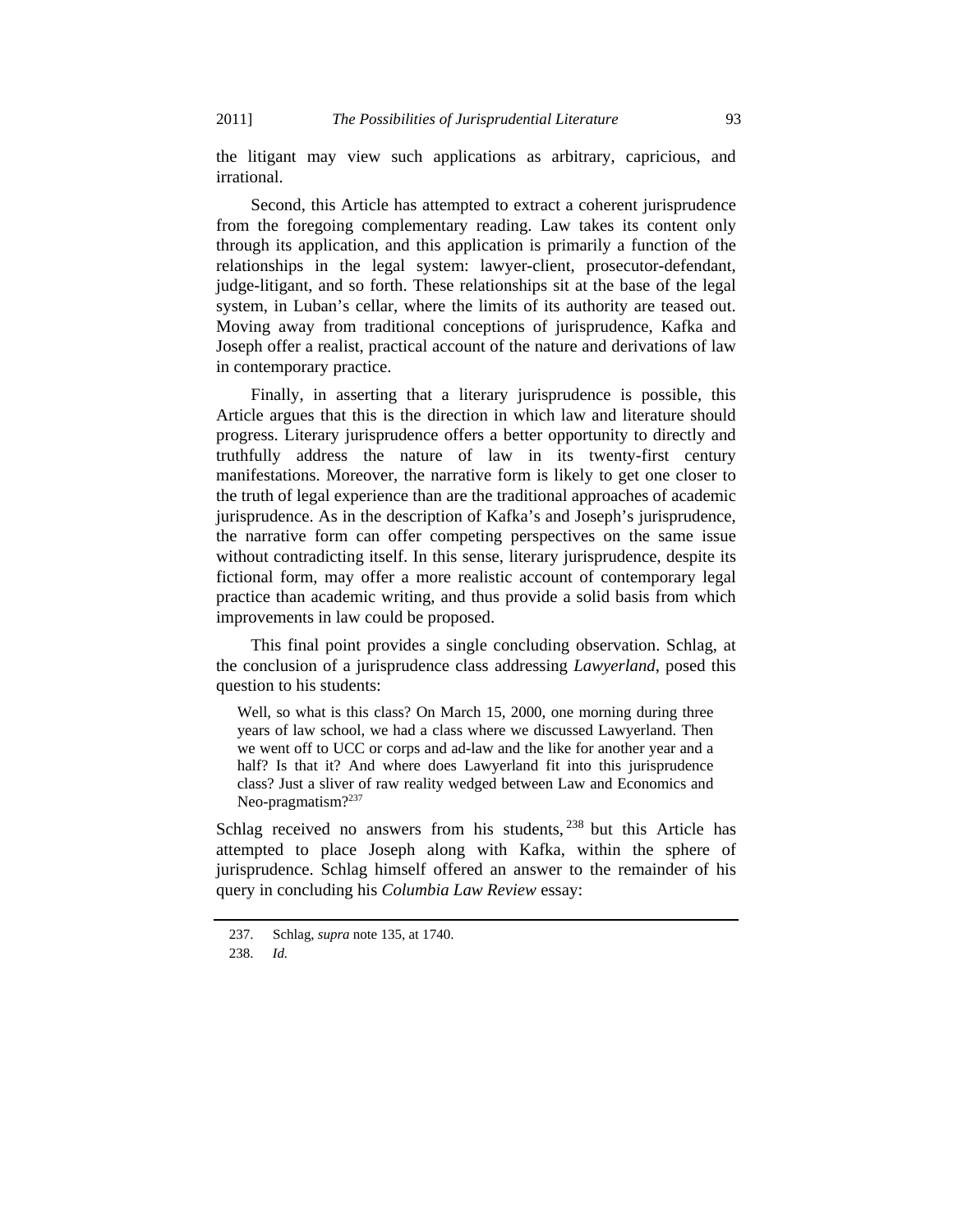the litigant may view such applications as arbitrary, capricious, and irrational.

Second, this Article has attempted to extract a coherent jurisprudence from the foregoing complementary reading. Law takes its content only through its application, and this application is primarily a function of the relationships in the legal system: lawyer-client, prosecutor-defendant, judge-litigant, and so forth. These relationships sit at the base of the legal system, in Luban's cellar, where the limits of its authority are teased out. Moving away from traditional conceptions of jurisprudence, Kafka and Joseph offer a realist, practical account of the nature and derivations of law in contemporary practice.

Finally, in asserting that a literary jurisprudence is possible, this Article argues that this is the direction in which law and literature should progress. Literary jurisprudence offers a better opportunity to directly and truthfully address the nature of law in its twenty-first century manifestations. Moreover, the narrative form is likely to get one closer to the truth of legal experience than are the traditional approaches of academic jurisprudence. As in the description of Kafka's and Joseph's jurisprudence, the narrative form can offer competing perspectives on the same issue without contradicting itself. In this sense, literary jurisprudence, despite its fictional form, may offer a more realistic account of contemporary legal practice than academic writing, and thus provide a solid basis from which improvements in law could be proposed.

This final point provides a single concluding observation. Schlag, at the conclusion of a jurisprudence class addressing *Lawyerland*, posed this question to his students:

> Well, so what is this class? On March 15, 2000, one morning during three years of law school, we had a class where we discussed Lawyerland. Then we went off to UCC or corps and ad-law and the like for another year and a half? Is that it? And where does Lawyerland fit into this jurisprudence class? Just a sliver of raw reality wedged between Law and Economics and Neo-pragmatism?[237]

Schlag received no answers from his students,[238] but this Article has attempted to place Joseph along with Kafka, within the sphere of jurisprudence. Schlag himself offered an answer to the remainder of his query in concluding his *Columbia Law Review* essay:

---

237. Schlag, *supra* note 135, at 1740.

238. *Id.*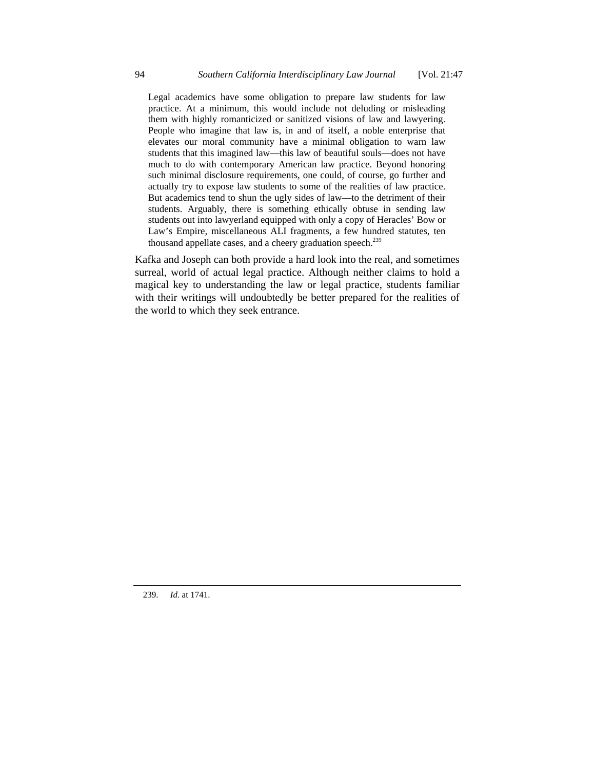> Legal academics have some obligation to prepare law students for law practice. At a minimum, this would include not deluding or misleading them with highly romanticized or sanitized visions of law and lawyering. People who imagine that law is, in and of itself, a noble enterprise that elevates our moral community have a minimal obligation to warn law students that this imagined law—this law of beautiful souls—does not have much to do with contemporary American law practice. Beyond honoring such minimal disclosure requirements, one could, of course, go further and actually try to expose law students to some of the realities of law practice. But academics tend to shun the ugly sides of law—to the detriment of their students. Arguably, there is something ethically obtuse in sending law students out into lawyerland equipped with only a copy of Heracles' Bow or Law's Empire, miscellaneous ALI fragments, a few hundred statutes, ten thousand appellate cases, and a cheery graduation speech.[239]

Kafka and Joseph can both provide a hard look into the real, and sometimes surreal, world of actual legal practice. Although neither claims to hold a magical key to understanding the law or legal practice, students familiar with their writings will undoubtedly be better prepared for the realities of the world to which they seek entrance.

---

239. *Id.* at 1741.